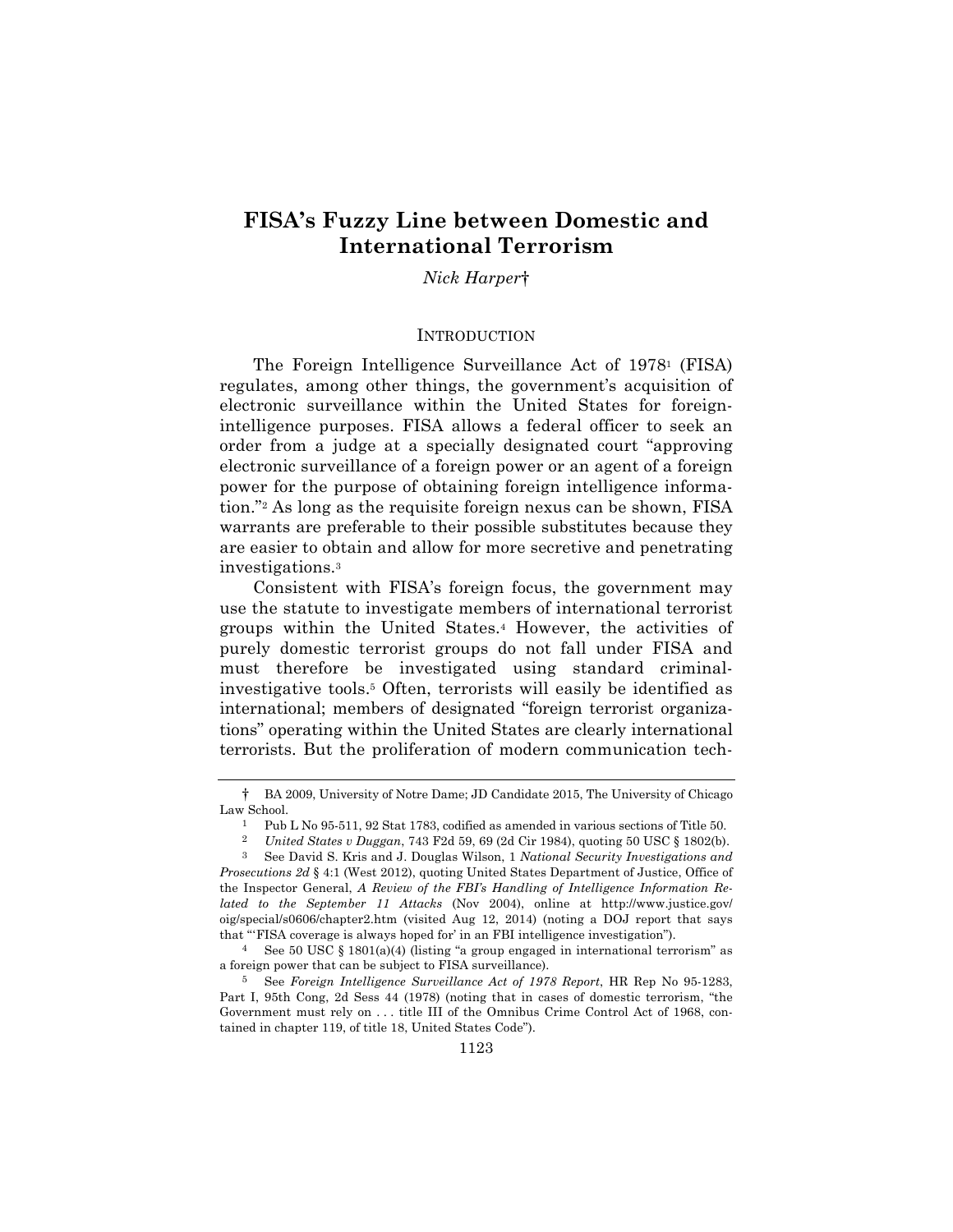# FISA's Fuzzy Line between Domestic and International Terrorism

*Nick Harper*†

## INTRODUCTION

The Foreign Intelligence Surveillance Act of 1978[1] (FISA) regulates, among other things, the government's acquisition of electronic surveillance within the United States for foreign-intelligence purposes. FISA allows a federal officer to seek an order from a judge at a specially designated court "approving electronic surveillance of a foreign power or an agent of a foreign power for the purpose of obtaining foreign intelligence information."[2] As long as the requisite foreign nexus can be shown, FISA warrants are preferable to their possible substitutes because they are easier to obtain and allow for more secretive and penetrating investigations.[3]

Consistent with FISA's foreign focus, the government may use the statute to investigate members of international terrorist groups within the United States.[4] However, the activities of purely domestic terrorist groups do not fall under FISA and must therefore be investigated using standard criminal-investigative tools.[5] Often, terrorists will easily be identified as international; members of designated "foreign terrorist organizations" operating within the United States are clearly international terrorists. But the proliferation of modern communication tech-

---

† BA 2009, University of Notre Dame; JD Candidate 2015, The University of Chicago Law School.

[1] Pub L No 95-511, 92 Stat 1783, codified as amended in various sections of Title 50.

[2] *United States v Duggan*, 743 F2d 59, 69 (2d Cir 1984), quoting 50 USC § 1802(b).

[3] See David S. Kris and J. Douglas Wilson, 1 *National Security Investigations and Prosecutions 2d* § 4:1 (West 2012), quoting United States Department of Justice, Office of the Inspector General, *A Review of the FBI's Handling of Intelligence Information Related to the September 11 Attacks* (Nov 2004), online at http://www.justice.gov/oig/special/s0606/chapter2.htm (visited Aug 12, 2014) (noting a DOJ report that says that "'FISA coverage is always hoped for' in an FBI intelligence investigation").

[4] See 50 USC § 1801(a)(4) (listing "a group engaged in international terrorism" as a foreign power that can be subject to FISA surveillance).

[5] See *Foreign Intelligence Surveillance Act of 1978 Report*, HR Rep No 95-1283, Part I, 95th Cong, 2d Sess 44 (1978) (noting that in cases of domestic terrorism, "the Government must rely on . . . title III of the Omnibus Crime Control Act of 1968, contained in chapter 119, of title 18, United States Code").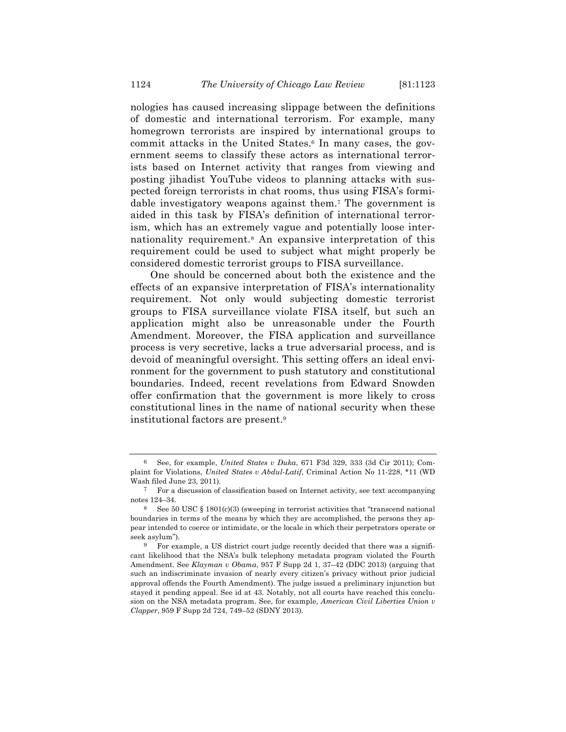nologies has caused increasing slippage between the definitions of domestic and international terrorism. For example, many homegrown terrorists are inspired by international groups to commit attacks in the United States.[6] In many cases, the government seems to classify these actors as international terrorists based on Internet activity that ranges from viewing and posting jihadist YouTube videos to planning attacks with suspected foreign terrorists in chat rooms, thus using FISA's formidable investigatory weapons against them.[7] The government is aided in this task by FISA's definition of international terrorism, which has an extremely vague and potentially loose internationality requirement.[8] An expansive interpretation of this requirement could be used to subject what might properly be considered domestic terrorist groups to FISA surveillance.

One should be concerned about both the existence and the effects of an expansive interpretation of FISA's internationality requirement. Not only would subjecting domestic terrorist groups to FISA surveillance violate FISA itself, but such an application might also be unreasonable under the Fourth Amendment. Moreover, the FISA application and surveillance process is very secretive, lacks a true adversarial process, and is devoid of meaningful oversight. This setting offers an ideal environment for the government to push statutory and constitutional boundaries. Indeed, recent revelations from Edward Snowden offer confirmation that the government is more likely to cross constitutional lines in the name of national security when these institutional factors are present.[9]

---

[6] See, for example, *United States v Duka*, 671 F3d 329, 333 (3d Cir 2011); Complaint for Violations, *United States v Abdul-Latif*, Criminal Action No 11-228, \*11 (WD Wash filed June 23, 2011).

[7] For a discussion of classification based on Internet activity, see text accompanying notes 124–34.

[8] See 50 USC § 1801(c)(3) (sweeping in terrorist activities that "transcend national boundaries in terms of the means by which they are accomplished, the persons they appear intended to coerce or intimidate, or the locale in which their perpetrators operate or seek asylum").

[9] For example, a US district court judge recently decided that there was a significant likelihood that the NSA's bulk telephony metadata program violated the Fourth Amendment. See *Klayman v Obama*, 957 F Supp 2d 1, 37–42 (DDC 2013) (arguing that such an indiscriminate invasion of nearly every citizen's privacy without prior judicial approval offends the Fourth Amendment). The judge issued a preliminary injunction but stayed it pending appeal. See id at 43. Notably, not all courts have reached this conclusion on the NSA metadata program. See, for example, *American Civil Liberties Union v Clapper*, 959 F Supp 2d 724, 749–52 (SDNY 2013).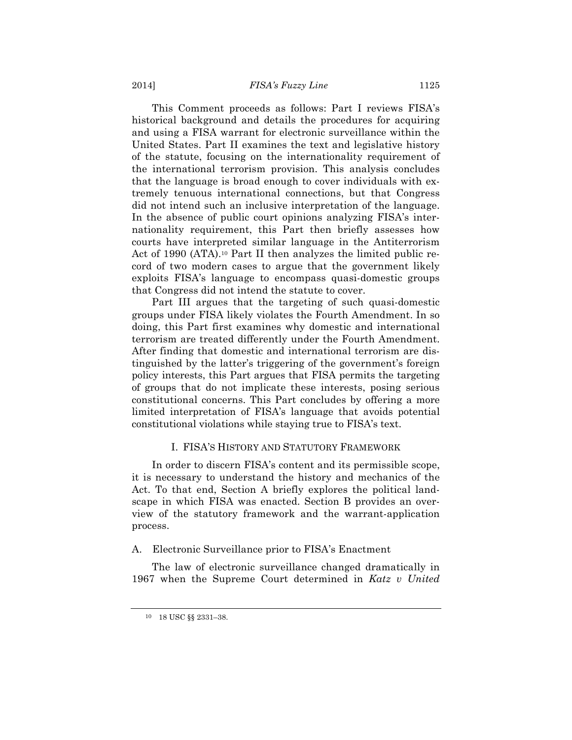This Comment proceeds as follows: Part I reviews FISA's historical background and details the procedures for acquiring and using a FISA warrant for electronic surveillance within the United States. Part II examines the text and legislative history of the statute, focusing on the internationality requirement of the international terrorism provision. This analysis concludes that the language is broad enough to cover individuals with extremely tenuous international connections, but that Congress did not intend such an inclusive interpretation of the language. In the absence of public court opinions analyzing FISA's internationality requirement, this Part then briefly assesses how courts have interpreted similar language in the Antiterrorism Act of 1990 (ATA).[10] Part II then analyzes the limited public record of two modern cases to argue that the government likely exploits FISA's language to encompass quasi-domestic groups that Congress did not intend the statute to cover.

Part III argues that the targeting of such quasi-domestic groups under FISA likely violates the Fourth Amendment. In so doing, this Part first examines why domestic and international terrorism are treated differently under the Fourth Amendment. After finding that domestic and international terrorism are distinguished by the latter's triggering of the government's foreign policy interests, this Part argues that FISA permits the targeting of groups that do not implicate these interests, posing serious constitutional concerns. This Part concludes by offering a more limited interpretation of FISA's language that avoids potential constitutional violations while staying true to FISA's text.

## I. FISA's History and Statutory Framework

In order to discern FISA's content and its permissible scope, it is necessary to understand the history and mechanics of the Act. To that end, Section A briefly explores the political landscape in which FISA was enacted. Section B provides an overview of the statutory framework and the warrant-application process.

### A. Electronic Surveillance prior to FISA's Enactment

The law of electronic surveillance changed dramatically in 1967 when the Supreme Court determined in *Katz v United*

---

[10] 18 USC §§ 2331–38.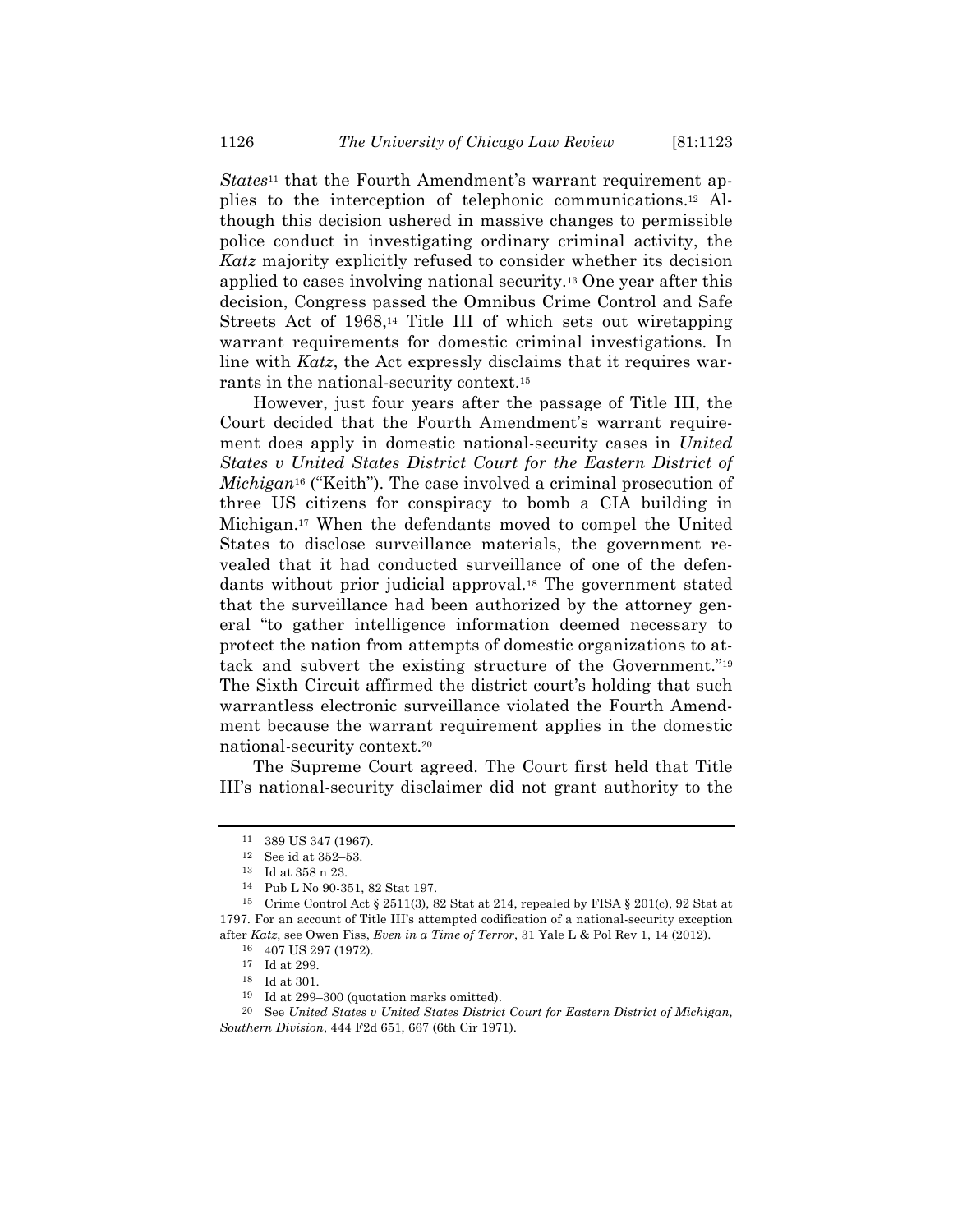*States*[11] that the Fourth Amendment's warrant requirement applies to the interception of telephonic communications.[12] Although this decision ushered in massive changes to permissible police conduct in investigating ordinary criminal activity, the *Katz* majority explicitly refused to consider whether its decision applied to cases involving national security.[13] One year after this decision, Congress passed the Omnibus Crime Control and Safe Streets Act of 1968,[14] Title III of which sets out wiretapping warrant requirements for domestic criminal investigations. In line with *Katz*, the Act expressly disclaims that it requires warrants in the national-security context.[15]

However, just four years after the passage of Title III, the Court decided that the Fourth Amendment's warrant requirement does apply in domestic national-security cases in *United States v United States District Court for the Eastern District of Michigan*[16] ("Keith"). The case involved a criminal prosecution of three US citizens for conspiracy to bomb a CIA building in Michigan.[17] When the defendants moved to compel the United States to disclose surveillance materials, the government revealed that it had conducted surveillance of one of the defendants without prior judicial approval.[18] The government stated that the surveillance had been authorized by the attorney general "to gather intelligence information deemed necessary to protect the nation from attempts of domestic organizations to attack and subvert the existing structure of the Government."[19] The Sixth Circuit affirmed the district court's holding that such warrantless electronic surveillance violated the Fourth Amendment because the warrant requirement applies in the domestic national-security context.[20]

The Supreme Court agreed. The Court first held that Title III's national-security disclaimer did not grant authority to the

---

[11] 389 US 347 (1967).

[12] See id at 352–53.

[13] Id at 358 n 23.

[14] Pub L No 90-351, 82 Stat 197.

[15] Crime Control Act § 2511(3), 82 Stat at 214, repealed by FISA § 201(c), 92 Stat at 1797. For an account of Title III's attempted codification of a national-security exception after *Katz*, see Owen Fiss, *Even in a Time of Terror*, 31 Yale L & Pol Rev 1, 14 (2012).

[16] 407 US 297 (1972).

[17] Id at 299.

[18] Id at 301.

[19] Id at 299–300 (quotation marks omitted).

[20] See *United States v United States District Court for Eastern District of Michigan, Southern Division*, 444 F2d 651, 667 (6th Cir 1971).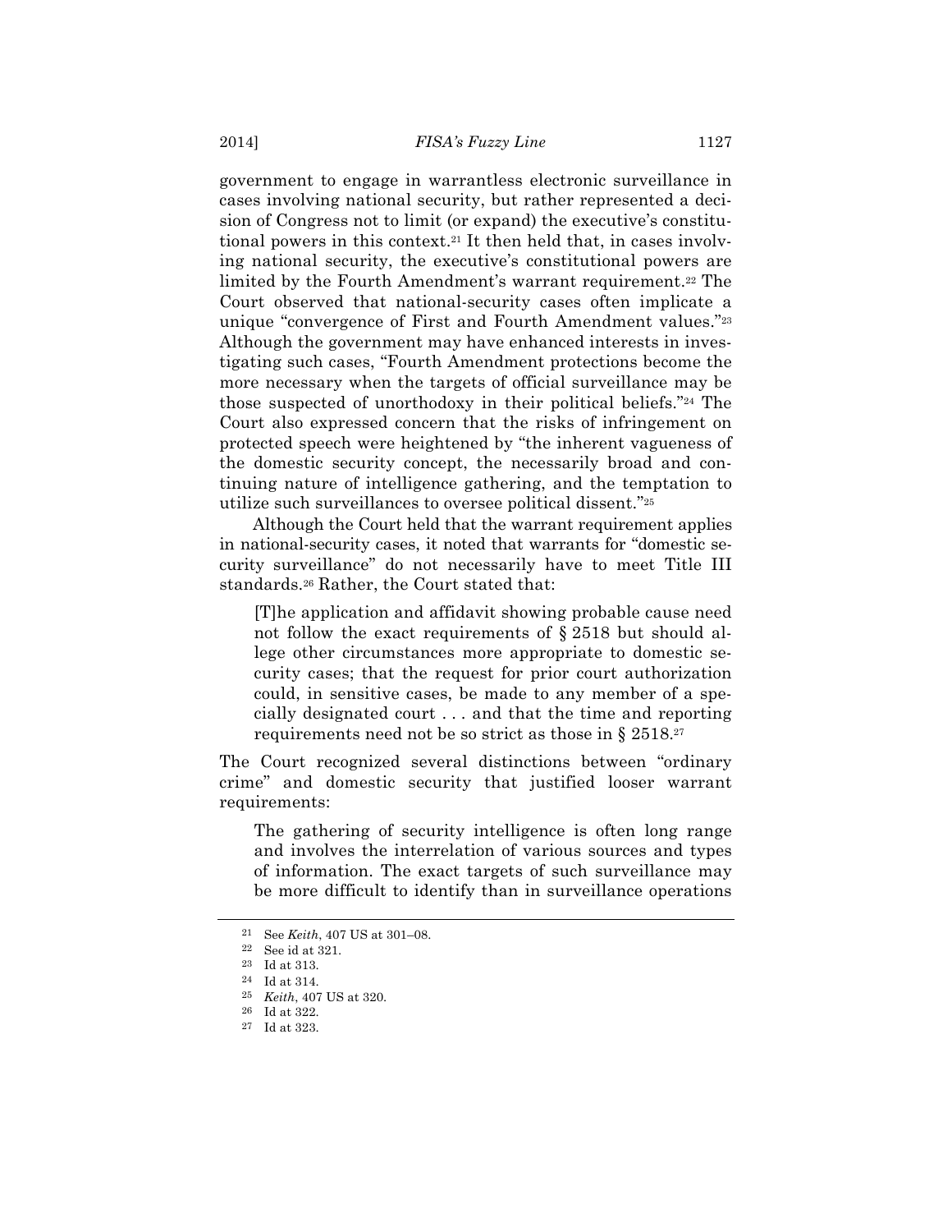government to engage in warrantless electronic surveillance in cases involving national security, but rather represented a decision of Congress not to limit (or expand) the executive's constitutional powers in this context.[21] It then held that, in cases involving national security, the executive's constitutional powers are limited by the Fourth Amendment's warrant requirement.[22] The Court observed that national-security cases often implicate a unique "convergence of First and Fourth Amendment values."[23] Although the government may have enhanced interests in investigating such cases, "Fourth Amendment protections become the more necessary when the targets of official surveillance may be those suspected of unorthodoxy in their political beliefs."[24] The Court also expressed concern that the risks of infringement on protected speech were heightened by "the inherent vagueness of the domestic security concept, the necessarily broad and continuing nature of intelligence gathering, and the temptation to utilize such surveillances to oversee political dissent."[25]

Although the Court held that the warrant requirement applies in national-security cases, it noted that warrants for "domestic security surveillance" do not necessarily have to meet Title III standards.[26] Rather, the Court stated that:

> [T]he application and affidavit showing probable cause need not follow the exact requirements of § 2518 but should allege other circumstances more appropriate to domestic security cases; that the request for prior court authorization could, in sensitive cases, be made to any member of a specially designated court . . . and that the time and reporting requirements need not be so strict as those in § 2518.[27]

The Court recognized several distinctions between "ordinary crime" and domestic security that justified looser warrant requirements:

> The gathering of security intelligence is often long range and involves the interrelation of various sources and types of information. The exact targets of such surveillance may be more difficult to identify than in surveillance operations

---

[21] See *Keith*, 407 US at 301–08.

[22] See id at 321.

[23] Id at 313.

[24] Id at 314.

[25] *Keith*, 407 US at 320.

[26] Id at 322.

[27] Id at 323.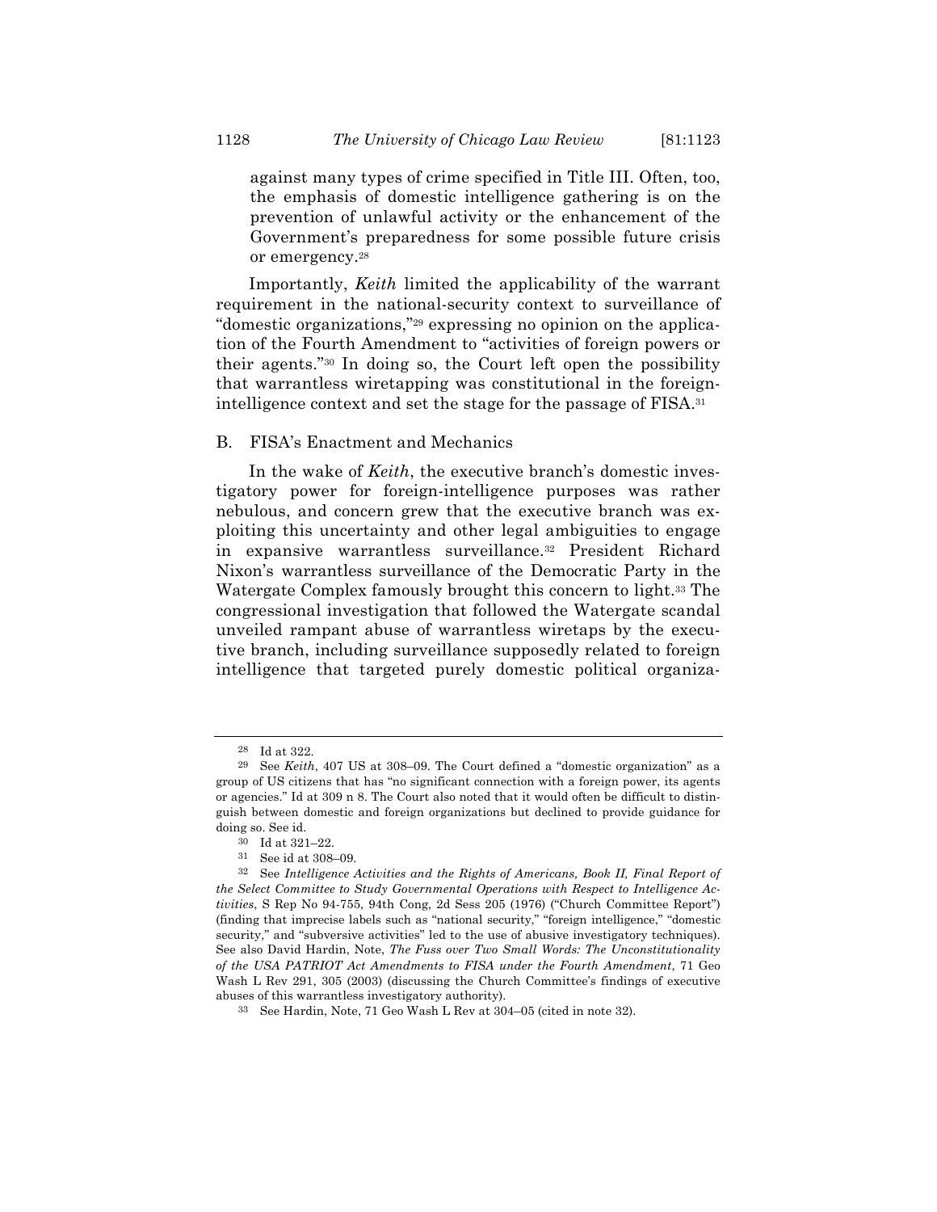against many types of crime specified in Title III. Often, too, the emphasis of domestic intelligence gathering is on the prevention of unlawful activity or the enhancement of the Government's preparedness for some possible future crisis or emergency.[28]

Importantly, *Keith* limited the applicability of the warrant requirement in the national-security context to surveillance of "domestic organizations,"[29] expressing no opinion on the application of the Fourth Amendment to "activities of foreign powers or their agents."[30] In doing so, the Court left open the possibility that warrantless wiretapping was constitutional in the foreign-intelligence context and set the stage for the passage of FISA.[31]

## B. FISA's Enactment and Mechanics

In the wake of *Keith*, the executive branch's domestic investigatory power for foreign-intelligence purposes was rather nebulous, and concern grew that the executive branch was exploiting this uncertainty and other legal ambiguities to engage in expansive warrantless surveillance.[32] President Richard Nixon's warrantless surveillance of the Democratic Party in the Watergate Complex famously brought this concern to light.[33] The congressional investigation that followed the Watergate scandal unveiled rampant abuse of warrantless wiretaps by the executive branch, including surveillance supposedly related to foreign intelligence that targeted purely domestic political organiza-

---

[28] Id at 322.

[29] See *Keith*, 407 US at 308–09. The Court defined a "domestic organization" as a group of US citizens that has "no significant connection with a foreign power, its agents or agencies." Id at 309 n 8. The Court also noted that it would often be difficult to distinguish between domestic and foreign organizations but declined to provide guidance for doing so. See id.

[30] Id at 321–22.

[31] See id at 308–09.

[32] See *Intelligence Activities and the Rights of Americans, Book II, Final Report of the Select Committee to Study Governmental Operations with Respect to Intelligence Activities*, S Rep No 94-755, 94th Cong, 2d Sess 205 (1976) ("Church Committee Report") (finding that imprecise labels such as "national security," "foreign intelligence," "domestic security," and "subversive activities" led to the use of abusive investigatory techniques). See also David Hardin, Note, *The Fuss over Two Small Words: The Unconstitutionality of the USA PATRIOT Act Amendments to FISA under the Fourth Amendment*, 71 Geo Wash L Rev 291, 305 (2003) (discussing the Church Committee's findings of executive abuses of this warrantless investigatory authority).

[33] See Hardin, Note, 71 Geo Wash L Rev at 304–05 (cited in note 32).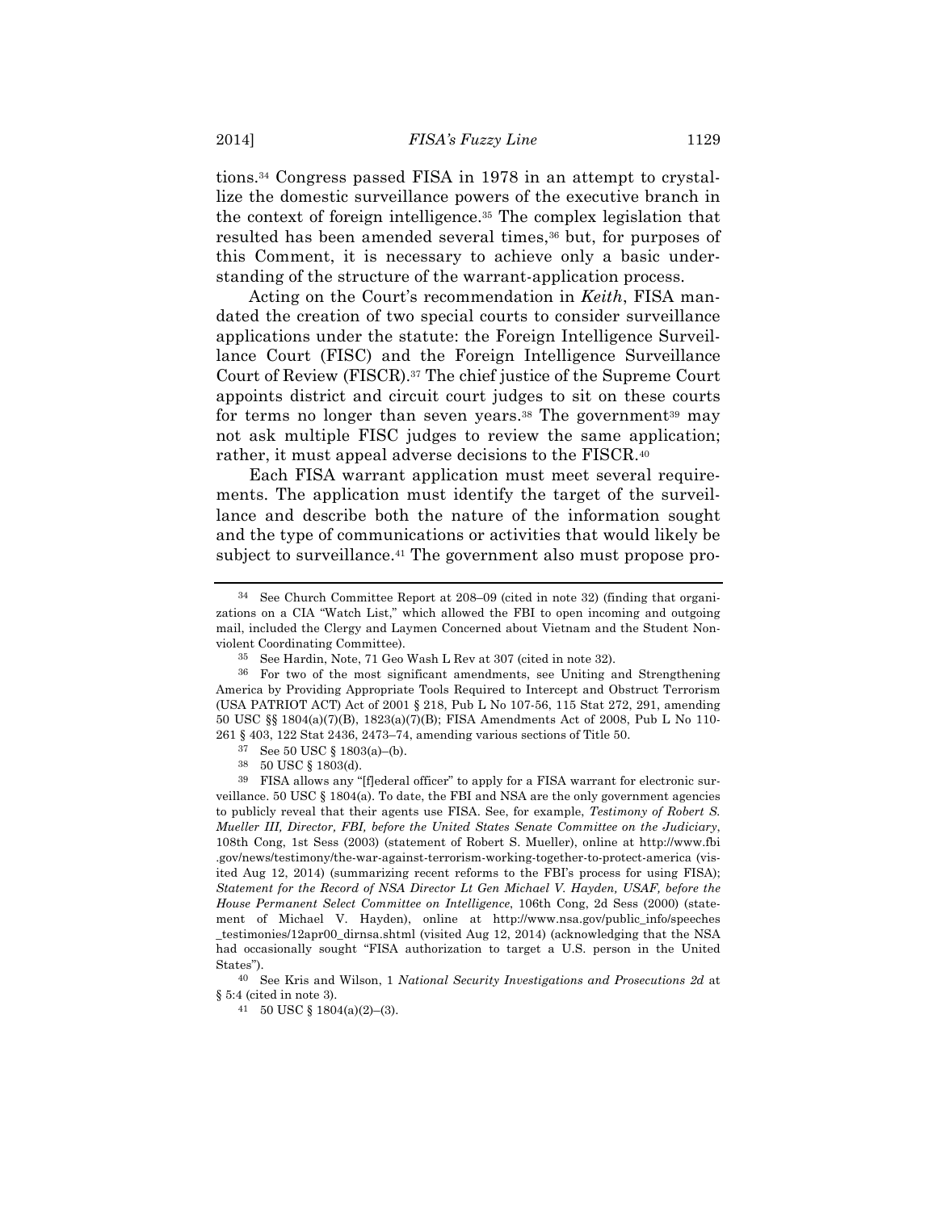tions.[34] Congress passed FISA in 1978 in an attempt to crystallize the domestic surveillance powers of the executive branch in the context of foreign intelligence.[35] The complex legislation that resulted has been amended several times,[36] but, for purposes of this Comment, it is necessary to achieve only a basic understanding of the structure of the warrant-application process.

Acting on the Court's recommendation in *Keith*, FISA mandated the creation of two special courts to consider surveillance applications under the statute: the Foreign Intelligence Surveillance Court (FISC) and the Foreign Intelligence Surveillance Court of Review (FISCR).[37] The chief justice of the Supreme Court appoints district and circuit court judges to sit on these courts for terms no longer than seven years.[38] The government[39] may not ask multiple FISC judges to review the same application; rather, it must appeal adverse decisions to the FISCR.[40]

Each FISA warrant application must meet several requirements. The application must identify the target of the surveillance and describe both the nature of the information sought and the type of communications or activities that would likely be subject to surveillance.[41] The government also must propose pro-

---

[34] See Church Committee Report at 208–09 (cited in note 32) (finding that organizations on a CIA "Watch List," which allowed the FBI to open incoming and outgoing mail, included the Clergy and Laymen Concerned about Vietnam and the Student Nonviolent Coordinating Committee).

[35] See Hardin, Note, 71 Geo Wash L Rev at 307 (cited in note 32).

[36] For two of the most significant amendments, see Uniting and Strengthening America by Providing Appropriate Tools Required to Intercept and Obstruct Terrorism (USA PATRIOT ACT) Act of 2001 § 218, Pub L No 107-56, 115 Stat 272, 291, amending 50 USC §§ 1804(a)(7)(B), 1823(a)(7)(B); FISA Amendments Act of 2008, Pub L No 110-261 § 403, 122 Stat 2436, 2473–74, amending various sections of Title 50.

[37] See 50 USC § 1803(a)–(b).

[38] 50 USC § 1803(d).

[39] FISA allows any "[f]ederal officer" to apply for a FISA warrant for electronic surveillance. 50 USC § 1804(a). To date, the FBI and NSA are the only government agencies to publicly reveal that their agents use FISA. See, for example, *Testimony of Robert S. Mueller III, Director, FBI, before the United States Senate Committee on the Judiciary*, 108th Cong, 1st Sess (2003) (statement of Robert S. Mueller), online at http://www.fbi.gov/news/testimony/the-war-against-terrorism-working-together-to-protect-america (visited Aug 12, 2014) (summarizing recent reforms to the FBI's process for using FISA); *Statement for the Record of NSA Director Lt Gen Michael V. Hayden, USAF, before the House Permanent Select Committee on Intelligence*, 106th Cong, 2d Sess (2000) (statement of Michael V. Hayden), online at http://www.nsa.gov/public_info/speeches_testimonies/12apr00_dirnsa.shtml (visited Aug 12, 2014) (acknowledging that the NSA had occasionally sought "FISA authorization to target a U.S. person in the United States").

[40] See Kris and Wilson, 1 *National Security Investigations and Prosecutions 2d* at § 5:4 (cited in note 3).

[41] 50 USC § 1804(a)(2)–(3).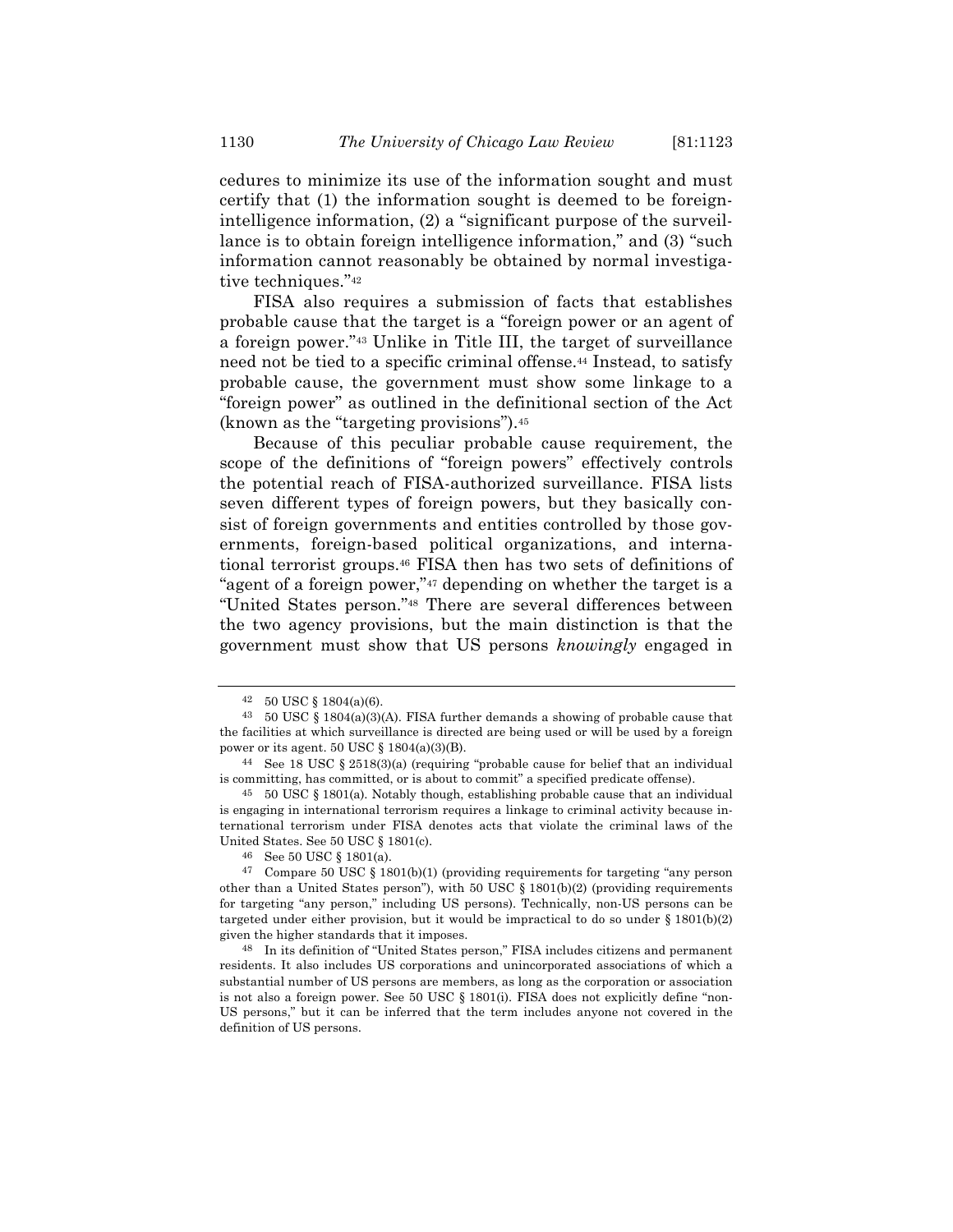cedures to minimize its use of the information sought and must certify that (1) the information sought is deemed to be foreign-intelligence information, (2) a "significant purpose of the surveillance is to obtain foreign intelligence information," and (3) "such information cannot reasonably be obtained by normal investigative techniques."[42]

FISA also requires a submission of facts that establishes probable cause that the target is a "foreign power or an agent of a foreign power."[43] Unlike in Title III, the target of surveillance need not be tied to a specific criminal offense.[44] Instead, to satisfy probable cause, the government must show some linkage to a "foreign power" as outlined in the definitional section of the Act (known as the "targeting provisions").[45]

Because of this peculiar probable cause requirement, the scope of the definitions of "foreign powers" effectively controls the potential reach of FISA-authorized surveillance. FISA lists seven different types of foreign powers, but they basically consist of foreign governments and entities controlled by those governments, foreign-based political organizations, and international terrorist groups.[46] FISA then has two sets of definitions of "agent of a foreign power,"[47] depending on whether the target is a "United States person."[48] There are several differences between the two agency provisions, but the main distinction is that the government must show that US persons *knowingly* engaged in

---

[42] 50 USC § 1804(a)(6).

[43] 50 USC § 1804(a)(3)(A). FISA further demands a showing of probable cause that the facilities at which surveillance is directed are being used or will be used by a foreign power or its agent. 50 USC § 1804(a)(3)(B).

[44] See 18 USC § 2518(3)(a) (requiring "probable cause for belief that an individual is committing, has committed, or is about to commit" a specified predicate offense).

[45] 50 USC § 1801(a). Notably though, establishing probable cause that an individual is engaging in international terrorism requires a linkage to criminal activity because international terrorism under FISA denotes acts that violate the criminal laws of the United States. See 50 USC § 1801(c).

[46] See 50 USC § 1801(a).

[47] Compare 50 USC § 1801(b)(1) (providing requirements for targeting "any person other than a United States person"), with 50 USC § 1801(b)(2) (providing requirements for targeting "any person," including US persons). Technically, non-US persons can be targeted under either provision, but it would be impractical to do so under § 1801(b)(2) given the higher standards that it imposes.

[48] In its definition of "United States person," FISA includes citizens and permanent residents. It also includes US corporations and unincorporated associations of which a substantial number of US persons are members, as long as the corporation or association is not also a foreign power. See 50 USC § 1801(i). FISA does not explicitly define "non-US persons," but it can be inferred that the term includes anyone not covered in the definition of US persons.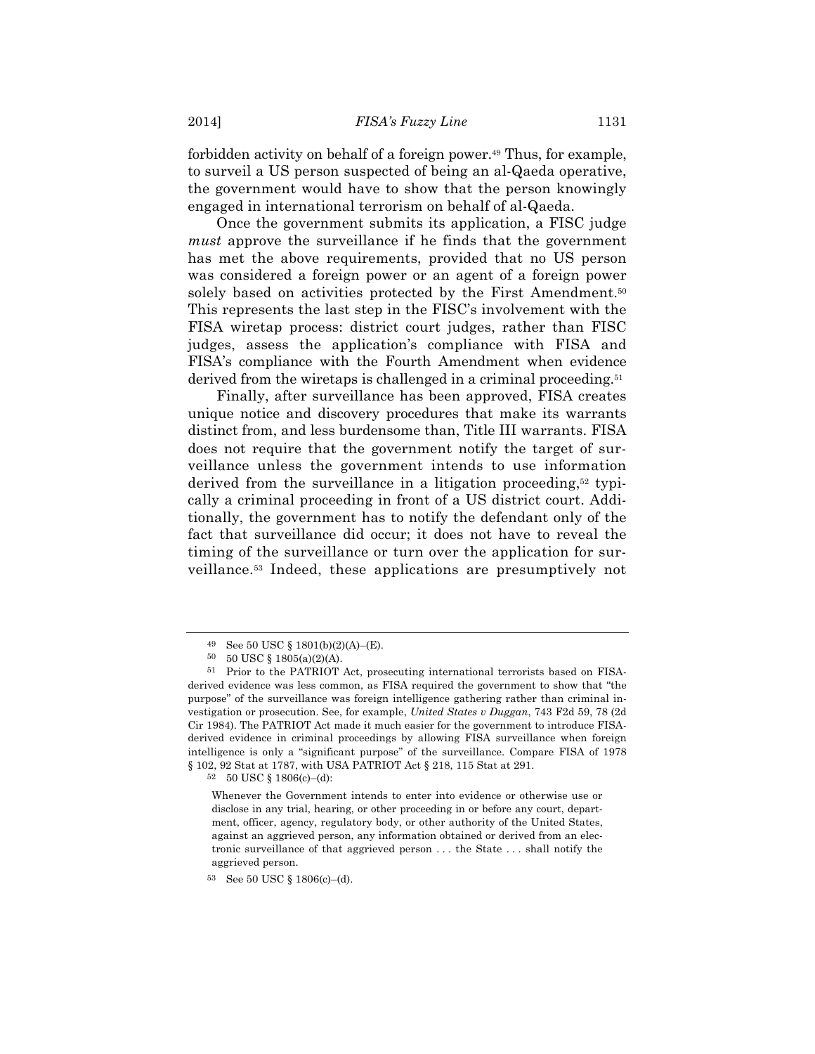forbidden activity on behalf of a foreign power.[49] Thus, for example, to surveil a US person suspected of being an al-Qaeda operative, the government would have to show that the person knowingly engaged in international terrorism on behalf of al-Qaeda.

Once the government submits its application, a FISC judge *must* approve the surveillance if he finds that the government has met the above requirements, provided that no US person was considered a foreign power or an agent of a foreign power solely based on activities protected by the First Amendment.[50] This represents the last step in the FISC's involvement with the FISA wiretap process: district court judges, rather than FISC judges, assess the application's compliance with FISA and FISA's compliance with the Fourth Amendment when evidence derived from the wiretaps is challenged in a criminal proceeding.[51]

Finally, after surveillance has been approved, FISA creates unique notice and discovery procedures that make its warrants distinct from, and less burdensome than, Title III warrants. FISA does not require that the government notify the target of surveillance unless the government intends to use information derived from the surveillance in a litigation proceeding,[52] typically a criminal proceeding in front of a US district court. Additionally, the government has to notify the defendant only of the fact that surveillance did occur; it does not have to reveal the timing of the surveillance or turn over the application for surveillance.[53] Indeed, these applications are presumptively not

---

[49] See 50 USC § 1801(b)(2)(A)–(E).

[50] 50 USC § 1805(a)(2)(A).

[51] Prior to the PATRIOT Act, prosecuting international terrorists based on FISA-derived evidence was less common, as FISA required the government to show that "the purpose" of the surveillance was foreign intelligence gathering rather than criminal investigation or prosecution. See, for example, *United States v Duggan*, 743 F2d 59, 78 (2d Cir 1984). The PATRIOT Act made it much easier for the government to introduce FISA-derived evidence in criminal proceedings by allowing FISA surveillance when foreign intelligence is only a "significant purpose" of the surveillance. Compare FISA of 1978 § 102, 92 Stat at 1787, with USA PATRIOT Act § 218, 115 Stat at 291.

[52] 50 USC § 1806(c)–(d):

> Whenever the Government intends to enter into evidence or otherwise use or disclose in any trial, hearing, or other proceeding in or before any court, department, officer, agency, regulatory body, or other authority of the United States, against an aggrieved person, any information obtained or derived from an electronic surveillance of that aggrieved person . . . the State . . . shall notify the aggrieved person.

[53] See 50 USC § 1806(c)–(d).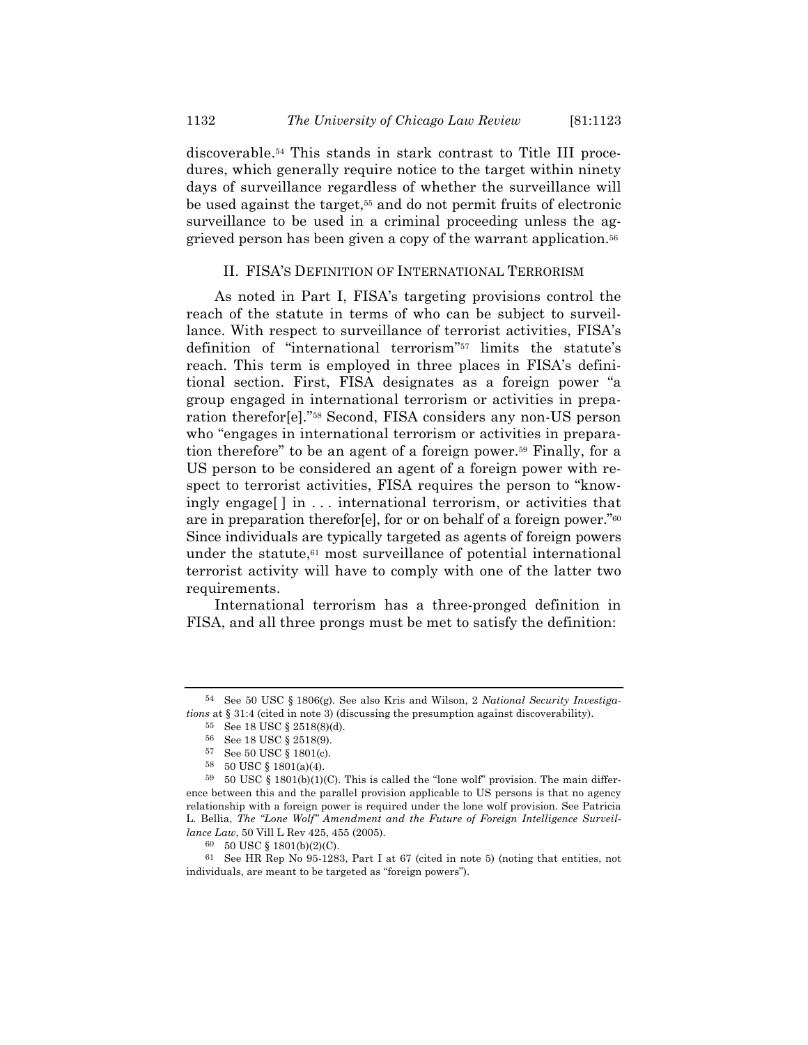discoverable.[54] This stands in stark contrast to Title III procedures, which generally require notice to the target within ninety days of surveillance regardless of whether the surveillance will be used against the target,[55] and do not permit fruits of electronic surveillance to be used in a criminal proceeding unless the aggrieved person has been given a copy of the warrant application.[56]

## II. FISA'S DEFINITION OF INTERNATIONAL TERRORISM

As noted in Part I, FISA's targeting provisions control the reach of the statute in terms of who can be subject to surveillance. With respect to surveillance of terrorist activities, FISA's definition of "international terrorism"[57] limits the statute's reach. This term is employed in three places in FISA's definitional section. First, FISA designates as a foreign power "a group engaged in international terrorism or activities in preparation therefor[e]."[58] Second, FISA considers any non-US person who "engages in international terrorism or activities in preparation therefore" to be an agent of a foreign power.[59] Finally, for a US person to be considered an agent of a foreign power with respect to terrorist activities, FISA requires the person to "knowingly engage[ ] in . . . international terrorism, or activities that are in preparation therefor[e], for or on behalf of a foreign power."[60] Since individuals are typically targeted as agents of foreign powers under the statute,[61] most surveillance of potential international terrorist activity will have to comply with one of the latter two requirements.

International terrorism has a three-pronged definition in FISA, and all three prongs must be met to satisfy the definition:

---

[54] See 50 USC § 1806(g). See also Kris and Wilson, 2 *National Security Investigations* at § 31:4 (cited in note 3) (discussing the presumption against discoverability).

[55] See 18 USC § 2518(8)(d).

[56] See 18 USC § 2518(9).

[57] See 50 USC § 1801(c).

[58] 50 USC § 1801(a)(4).

[59] 50 USC § 1801(b)(1)(C). This is called the "lone wolf" provision. The main difference between this and the parallel provision applicable to US persons is that no agency relationship with a foreign power is required under the lone wolf provision. See Patricia L. Bellia, *The "Lone Wolf" Amendment and the Future of Foreign Intelligence Surveillance Law*, 50 Vill L Rev 425, 455 (2005).

[60] 50 USC § 1801(b)(2)(C).

[61] See HR Rep No 95-1283, Part I at 67 (cited in note 5) (noting that entities, not individuals, are meant to be targeted as "foreign powers").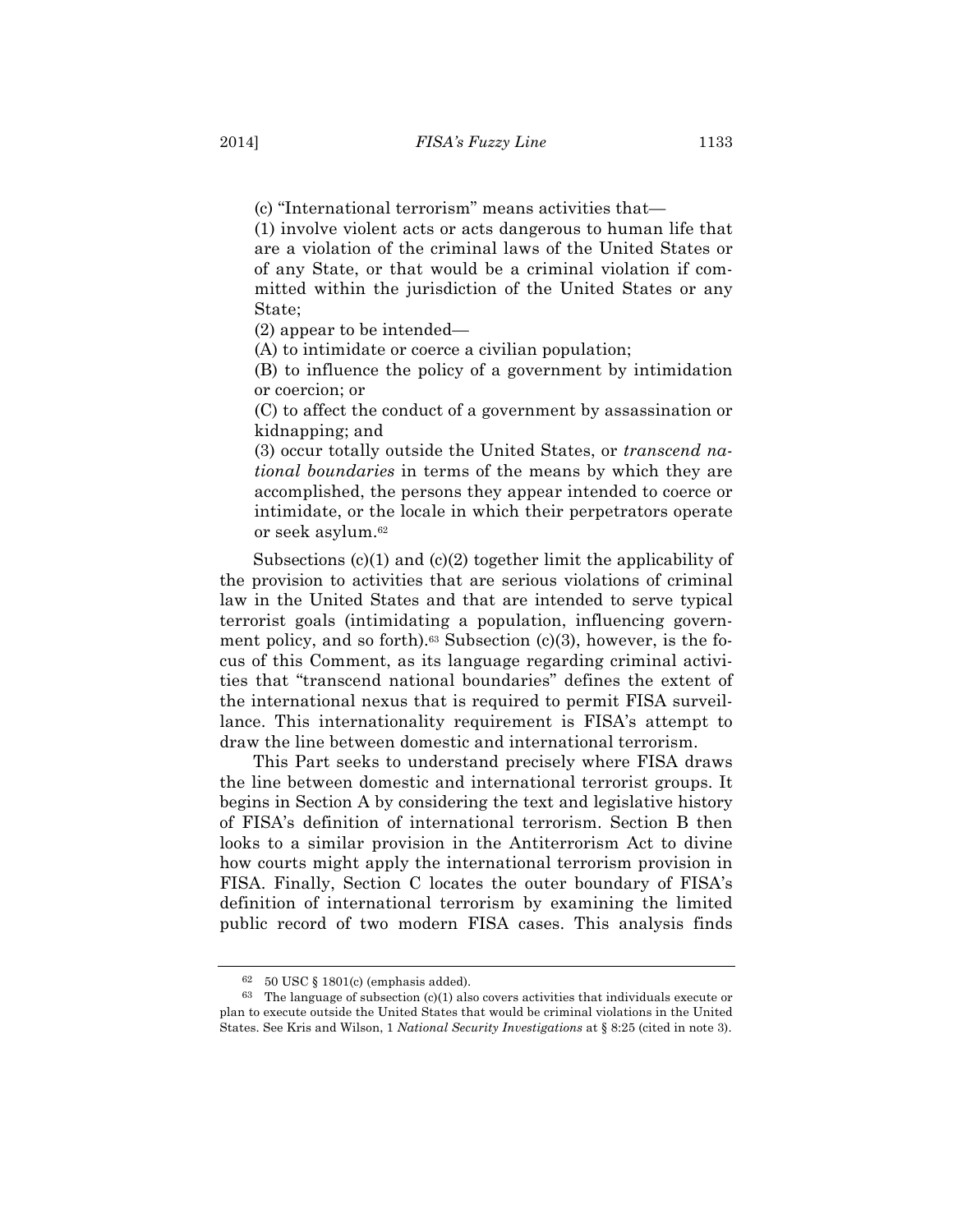(c) "International terrorism" means activities that—

(1) involve violent acts or acts dangerous to human life that are a violation of the criminal laws of the United States or of any State, or that would be a criminal violation if committed within the jurisdiction of the United States or any State;

(2) appear to be intended—

(A) to intimidate or coerce a civilian population;

(B) to influence the policy of a government by intimidation or coercion; or

(C) to affect the conduct of a government by assassination or kidnapping; and

(3) occur totally outside the United States, or *transcend national boundaries* in terms of the means by which they are accomplished, the persons they appear intended to coerce or intimidate, or the locale in which their perpetrators operate or seek asylum.[62]

Subsections (c)(1) and (c)(2) together limit the applicability of the provision to activities that are serious violations of criminal law in the United States and that are intended to serve typical terrorist goals (intimidating a population, influencing government policy, and so forth).[63] Subsection (c)(3), however, is the focus of this Comment, as its language regarding criminal activities that "transcend national boundaries" defines the extent of the international nexus that is required to permit FISA surveillance. This internationality requirement is FISA's attempt to draw the line between domestic and international terrorism.

This Part seeks to understand precisely where FISA draws the line between domestic and international terrorist groups. It begins in Section A by considering the text and legislative history of FISA's definition of international terrorism. Section B then looks to a similar provision in the Antiterrorism Act to divine how courts might apply the international terrorism provision in FISA. Finally, Section C locates the outer boundary of FISA's definition of international terrorism by examining the limited public record of two modern FISA cases. This analysis finds

---

[62] 50 USC § 1801(c) (emphasis added).

[63] The language of subsection (c)(1) also covers activities that individuals execute or plan to execute outside the United States that would be criminal violations in the United States. See Kris and Wilson, 1 *National Security Investigations* at § 8:25 (cited in note 3).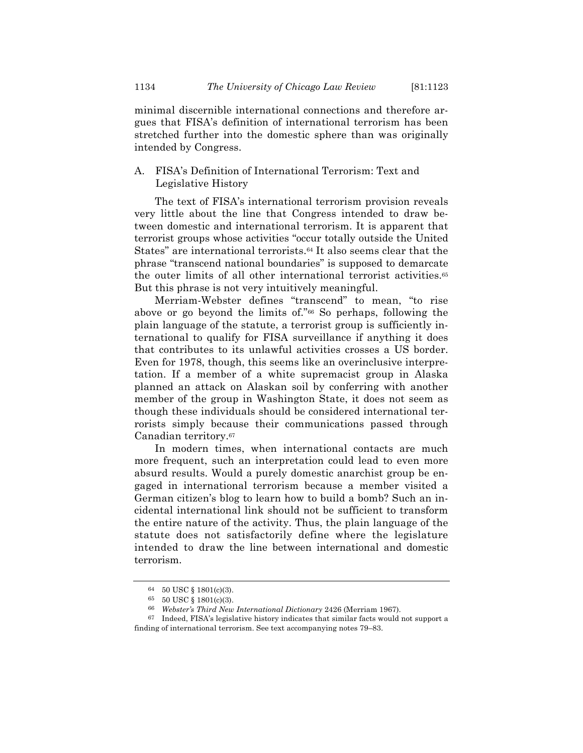minimal discernible international connections and therefore argues that FISA's definition of international terrorism has been stretched further into the domestic sphere than was originally intended by Congress.

### A. FISA's Definition of International Terrorism: Text and Legislative History

The text of FISA's international terrorism provision reveals very little about the line that Congress intended to draw between domestic and international terrorism. It is apparent that terrorist groups whose activities "occur totally outside the United States" are international terrorists.[64] It also seems clear that the phrase "transcend national boundaries" is supposed to demarcate the outer limits of all other international terrorist activities.[65] But this phrase is not very intuitively meaningful.

Merriam-Webster defines "transcend" to mean, "to rise above or go beyond the limits of."[66] So perhaps, following the plain language of the statute, a terrorist group is sufficiently international to qualify for FISA surveillance if anything it does that contributes to its unlawful activities crosses a US border. Even for 1978, though, this seems like an overinclusive interpretation. If a member of a white supremacist group in Alaska planned an attack on Alaskan soil by conferring with another member of the group in Washington State, it does not seem as though these individuals should be considered international terrorists simply because their communications passed through Canadian territory.[67]

In modern times, when international contacts are much more frequent, such an interpretation could lead to even more absurd results. Would a purely domestic anarchist group be engaged in international terrorism because a member visited a German citizen's blog to learn how to build a bomb? Such an incidental international link should not be sufficient to transform the entire nature of the activity. Thus, the plain language of the statute does not satisfactorily define where the legislature intended to draw the line between international and domestic terrorism.

---

[64] 50 USC § 1801(c)(3).

[65] 50 USC § 1801(c)(3).

[66] *Webster's Third New International Dictionary* 2426 (Merriam 1967).

[67] Indeed, FISA's legislative history indicates that similar facts would not support a finding of international terrorism. See text accompanying notes 79–83.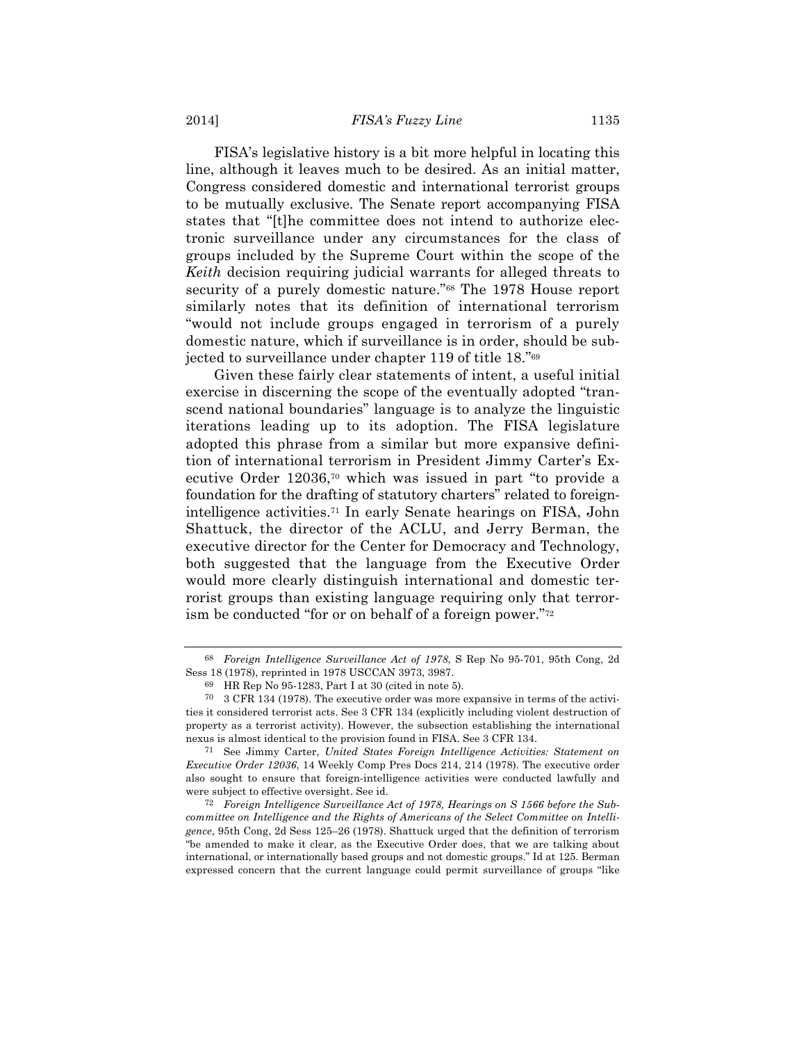FISA's legislative history is a bit more helpful in locating this line, although it leaves much to be desired. As an initial matter, Congress considered domestic and international terrorist groups to be mutually exclusive. The Senate report accompanying FISA states that "[t]he committee does not intend to authorize electronic surveillance under any circumstances for the class of groups included by the Supreme Court within the scope of the *Keith* decision requiring judicial warrants for alleged threats to security of a purely domestic nature."[68] The 1978 House report similarly notes that its definition of international terrorism "would not include groups engaged in terrorism of a purely domestic nature, which if surveillance is in order, should be subjected to surveillance under chapter 119 of title 18."[69]

Given these fairly clear statements of intent, a useful initial exercise in discerning the scope of the eventually adopted "transcend national boundaries" language is to analyze the linguistic iterations leading up to its adoption. The FISA legislature adopted this phrase from a similar but more expansive definition of international terrorism in President Jimmy Carter's Executive Order 12036,[70] which was issued in part "to provide a foundation for the drafting of statutory charters" related to foreign-intelligence activities.[71] In early Senate hearings on FISA, John Shattuck, the director of the ACLU, and Jerry Berman, the executive director for the Center for Democracy and Technology, both suggested that the language from the Executive Order would more clearly distinguish international and domestic terrorist groups than existing language requiring only that terrorism be conducted "for or on behalf of a foreign power."[72]

---

[68] *Foreign Intelligence Surveillance Act of 1978*, S Rep No 95-701, 95th Cong, 2d Sess 18 (1978), reprinted in 1978 USCCAN 3973, 3987.

[69] HR Rep No 95-1283, Part I at 30 (cited in note 5).

[70] 3 CFR 134 (1978). The executive order was more expansive in terms of the activities it considered terrorist acts. See 3 CFR 134 (explicitly including violent destruction of property as a terrorist activity). However, the subsection establishing the international nexus is almost identical to the provision found in FISA. See 3 CFR 134.

[71] See Jimmy Carter, *United States Foreign Intelligence Activities: Statement on Executive Order 12036*, 14 Weekly Comp Pres Docs 214, 214 (1978). The executive order also sought to ensure that foreign-intelligence activities were conducted lawfully and were subject to effective oversight. See id.

[72] *Foreign Intelligence Surveillance Act of 1978, Hearings on S 1566 before the Subcommittee on Intelligence and the Rights of Americans of the Select Committee on Intelligence*, 95th Cong, 2d Sess 125–26 (1978). Shattuck urged that the definition of terrorism "be amended to make it clear, as the Executive Order does, that we are talking about international, or internationally based groups and not domestic groups." Id at 125. Berman expressed concern that the current language could permit surveillance of groups "like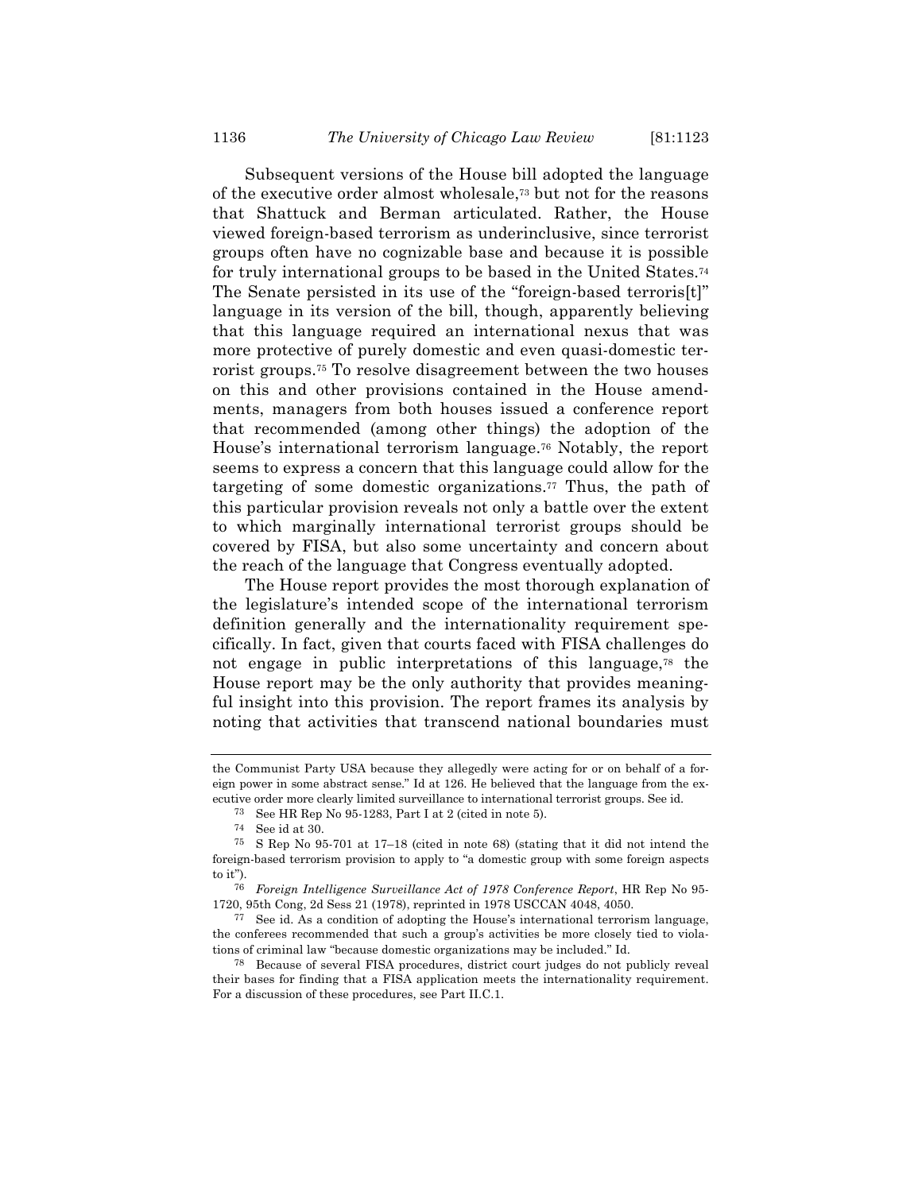Subsequent versions of the House bill adopted the language of the executive order almost wholesale,[73] but not for the reasons that Shattuck and Berman articulated. Rather, the House viewed foreign-based terrorism as underinclusive, since terrorist groups often have no cognizable base and because it is possible for truly international groups to be based in the United States.[74] The Senate persisted in its use of the "foreign-based terroris[t]" language in its version of the bill, though, apparently believing that this language required an international nexus that was more protective of purely domestic and even quasi-domestic terrorist groups.[75] To resolve disagreement between the two houses on this and other provisions contained in the House amendments, managers from both houses issued a conference report that recommended (among other things) the adoption of the House's international terrorism language.[76] Notably, the report seems to express a concern that this language could allow for the targeting of some domestic organizations.[77] Thus, the path of this particular provision reveals not only a battle over the extent to which marginally international terrorist groups should be covered by FISA, but also some uncertainty and concern about the reach of the language that Congress eventually adopted.

The House report provides the most thorough explanation of the legislature's intended scope of the international terrorism definition generally and the internationality requirement specifically. In fact, given that courts faced with FISA challenges do not engage in public interpretations of this language,[78] the House report may be the only authority that provides meaningful insight into this provision. The report frames its analysis by noting that activities that transcend national boundaries must

---

the Communist Party USA because they allegedly were acting for or on behalf of a foreign power in some abstract sense." Id at 126. He believed that the language from the executive order more clearly limited surveillance to international terrorist groups. See id.

[73] See HR Rep No 95-1283, Part I at 2 (cited in note 5).

[74] See id at 30.

[75] S Rep No 95-701 at 17–18 (cited in note 68) (stating that it did not intend the foreign-based terrorism provision to apply to "a domestic group with some foreign aspects to it").

[76] *Foreign Intelligence Surveillance Act of 1978 Conference Report*, HR Rep No 95-1720, 95th Cong, 2d Sess 21 (1978), reprinted in 1978 USCCAN 4048, 4050.

[77] See id. As a condition of adopting the House's international terrorism language, the conferees recommended that such a group's activities be more closely tied to violations of criminal law "because domestic organizations may be included." Id.

[78] Because of several FISA procedures, district court judges do not publicly reveal their bases for finding that a FISA application meets the internationality requirement. For a discussion of these procedures, see Part II.C.1.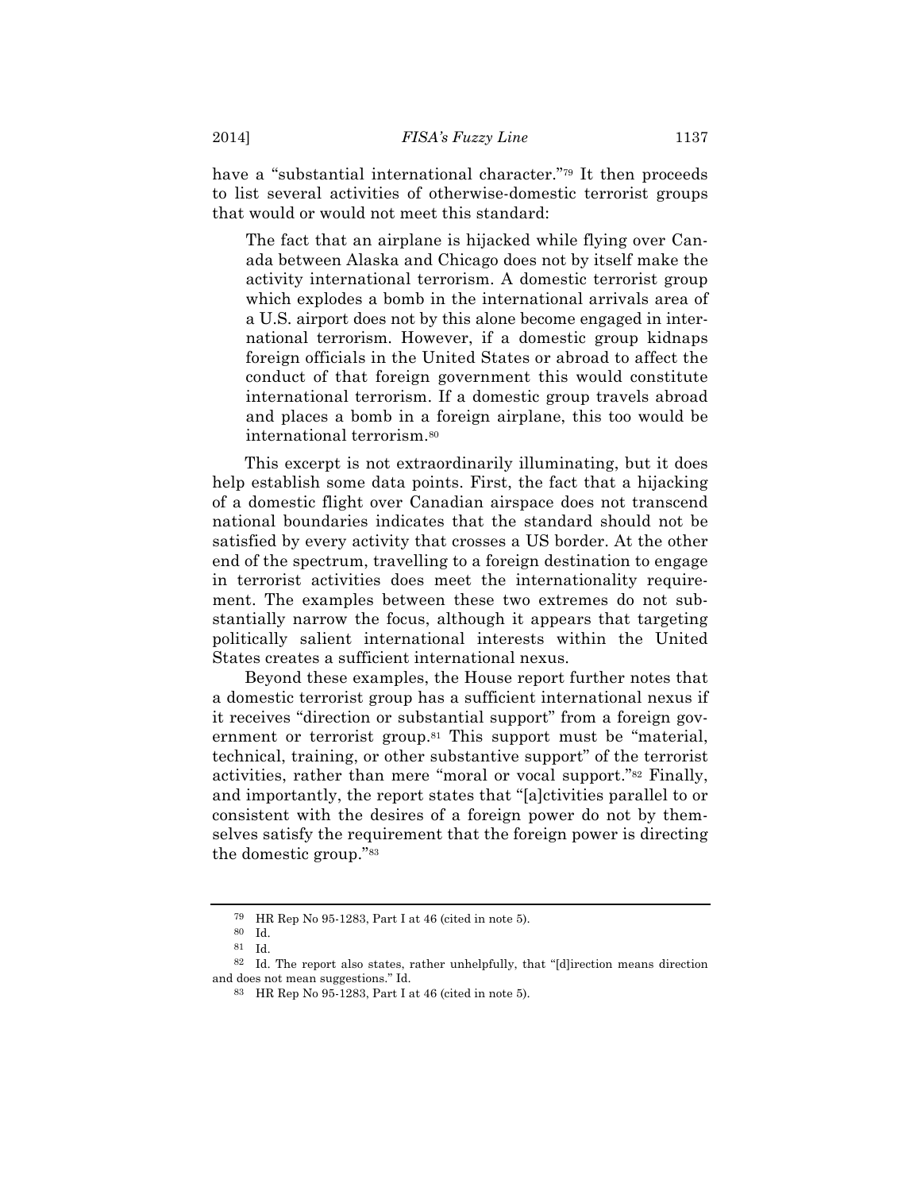have a "substantial international character."[79] It then proceeds to list several activities of otherwise-domestic terrorist groups that would or would not meet this standard:

> The fact that an airplane is hijacked while flying over Canada between Alaska and Chicago does not by itself make the activity international terrorism. A domestic terrorist group which explodes a bomb in the international arrivals area of a U.S. airport does not by this alone become engaged in international terrorism. However, if a domestic group kidnaps foreign officials in the United States or abroad to affect the conduct of that foreign government this would constitute international terrorism. If a domestic group travels abroad and places a bomb in a foreign airplane, this too would be international terrorism.[80]

This excerpt is not extraordinarily illuminating, but it does help establish some data points. First, the fact that a hijacking of a domestic flight over Canadian airspace does not transcend national boundaries indicates that the standard should not be satisfied by every activity that crosses a US border. At the other end of the spectrum, travelling to a foreign destination to engage in terrorist activities does meet the internationality requirement. The examples between these two extremes do not substantially narrow the focus, although it appears that targeting politically salient international interests within the United States creates a sufficient international nexus.

Beyond these examples, the House report further notes that a domestic terrorist group has a sufficient international nexus if it receives "direction or substantial support" from a foreign government or terrorist group.[81] This support must be "material, technical, training, or other substantive support" of the terrorist activities, rather than mere "moral or vocal support."[82] Finally, and importantly, the report states that "[a]ctivities parallel to or consistent with the desires of a foreign power do not by themselves satisfy the requirement that the foreign power is directing the domestic group."[83]

---

[79] HR Rep No 95-1283, Part I at 46 (cited in note 5).

[80] Id.

[81] Id.

[82] Id. The report also states, rather unhelpfully, that "[d]irection means direction and does not mean suggestions." Id.

[83] HR Rep No 95-1283, Part I at 46 (cited in note 5).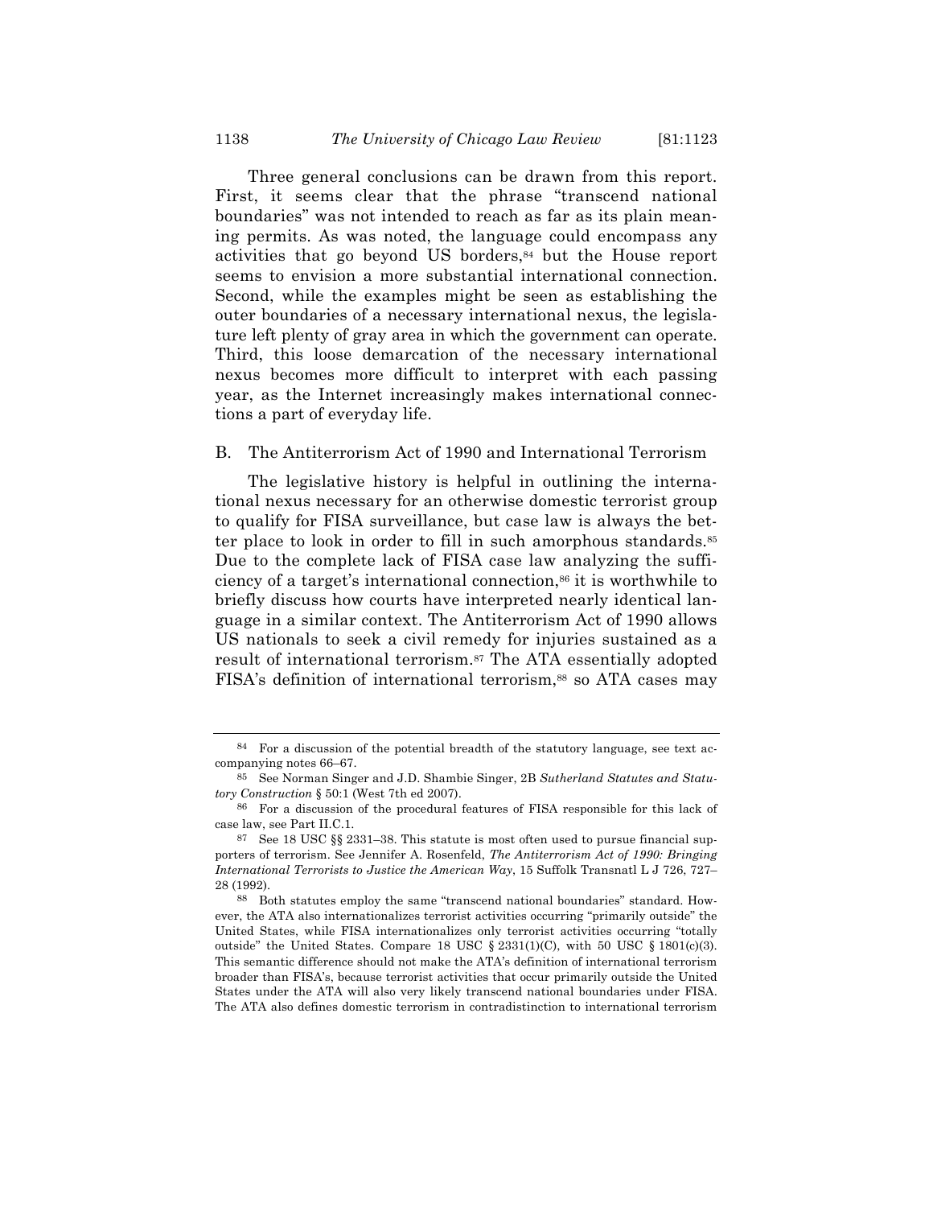Three general conclusions can be drawn from this report. First, it seems clear that the phrase "transcend national boundaries" was not intended to reach as far as its plain meaning permits. As was noted, the language could encompass any activities that go beyond US borders,[84] but the House report seems to envision a more substantial international connection. Second, while the examples might be seen as establishing the outer boundaries of a necessary international nexus, the legislature left plenty of gray area in which the government can operate. Third, this loose demarcation of the necessary international nexus becomes more difficult to interpret with each passing year, as the Internet increasingly makes international connections a part of everyday life.

## B. The Antiterrorism Act of 1990 and International Terrorism

The legislative history is helpful in outlining the international nexus necessary for an otherwise domestic terrorist group to qualify for FISA surveillance, but case law is always the better place to look in order to fill in such amorphous standards.[85] Due to the complete lack of FISA case law analyzing the sufficiency of a target's international connection,[86] it is worthwhile to briefly discuss how courts have interpreted nearly identical language in a similar context. The Antiterrorism Act of 1990 allows US nationals to seek a civil remedy for injuries sustained as a result of international terrorism.[87] The ATA essentially adopted FISA's definition of international terrorism,[88] so ATA cases may

---

[84] For a discussion of the potential breadth of the statutory language, see text accompanying notes 66–67.

[85] See Norman Singer and J.D. Shambie Singer, 2B *Sutherland Statutes and Statutory Construction* § 50:1 (West 7th ed 2007).

[86] For a discussion of the procedural features of FISA responsible for this lack of case law, see Part II.C.1.

[87] See 18 USC §§ 2331–38. This statute is most often used to pursue financial supporters of terrorism. See Jennifer A. Rosenfeld, *The Antiterrorism Act of 1990: Bringing International Terrorists to Justice the American Way*, 15 Suffolk Transnatl L J 726, 727–28 (1992).

[88] Both statutes employ the same "transcend national boundaries" standard. However, the ATA also internationalizes terrorist activities occurring "primarily outside" the United States, while FISA internationalizes only terrorist activities occurring "totally outside" the United States. Compare 18 USC § 2331(1)(C), with 50 USC § 1801(c)(3). This semantic difference should not make the ATA's definition of international terrorism broader than FISA's, because terrorist activities that occur primarily outside the United States under the ATA will also very likely transcend national boundaries under FISA. The ATA also defines domestic terrorism in contradistinction to international terrorism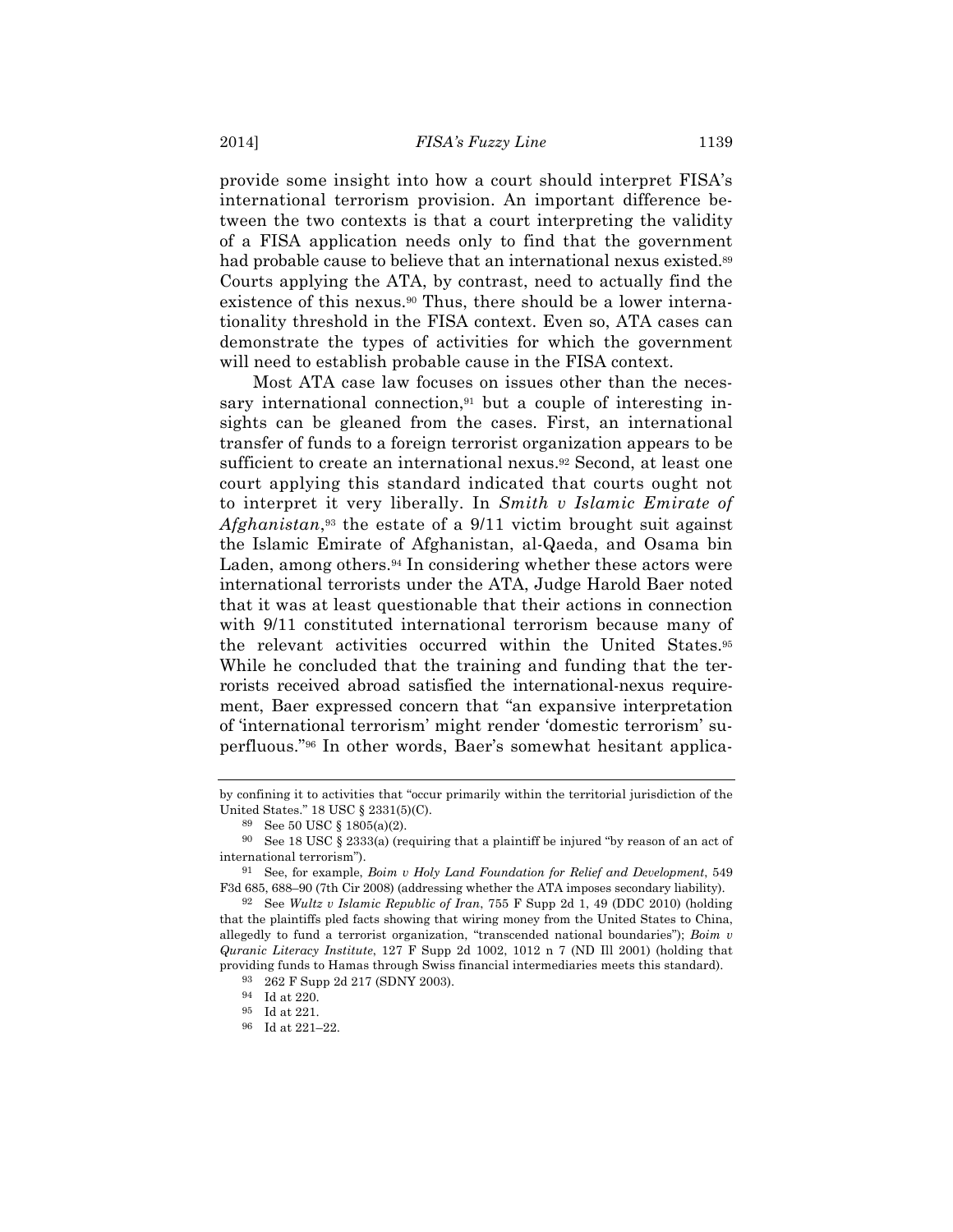provide some insight into how a court should interpret FISA's international terrorism provision. An important difference between the two contexts is that a court interpreting the validity of a FISA application needs only to find that the government had probable cause to believe that an international nexus existed.[89] Courts applying the ATA, by contrast, need to actually find the existence of this nexus.[90] Thus, there should be a lower internationality threshold in the FISA context. Even so, ATA cases can demonstrate the types of activities for which the government will need to establish probable cause in the FISA context.

Most ATA case law focuses on issues other than the necessary international connection,[91] but a couple of interesting insights can be gleaned from the cases. First, an international transfer of funds to a foreign terrorist organization appears to be sufficient to create an international nexus.[92] Second, at least one court applying this standard indicated that courts ought not to interpret it very liberally. In *Smith v Islamic Emirate of Afghanistan*,[93] the estate of a 9/11 victim brought suit against the Islamic Emirate of Afghanistan, al-Qaeda, and Osama bin Laden, among others.[94] In considering whether these actors were international terrorists under the ATA, Judge Harold Baer noted that it was at least questionable that their actions in connection with 9/11 constituted international terrorism because many of the relevant activities occurred within the United States.[95] While he concluded that the training and funding that the terrorists received abroad satisfied the international-nexus requirement, Baer expressed concern that "an expansive interpretation of 'international terrorism' might render 'domestic terrorism' superfluous."[96] In other words, Baer's somewhat hesitant applica-

---

by confining it to activities that "occur primarily within the territorial jurisdiction of the United States." 18 USC § 2331(5)(C).

[89] See 50 USC § 1805(a)(2).

[90] See 18 USC § 2333(a) (requiring that a plaintiff be injured "by reason of an act of international terrorism").

[91] See, for example, *Boim v Holy Land Foundation for Relief and Development*, 549 F3d 685, 688–90 (7th Cir 2008) (addressing whether the ATA imposes secondary liability).

[92] See *Wultz v Islamic Republic of Iran*, 755 F Supp 2d 1, 49 (DDC 2010) (holding that the plaintiffs pled facts showing that wiring money from the United States to China, allegedly to fund a terrorist organization, "transcended national boundaries"); *Boim v Quranic Literacy Institute*, 127 F Supp 2d 1002, 1012 n 7 (ND Ill 2001) (holding that providing funds to Hamas through Swiss financial intermediaries meets this standard).

[93] 262 F Supp 2d 217 (SDNY 2003).

[94] Id at 220.

[95] Id at 221.

[96] Id at 221–22.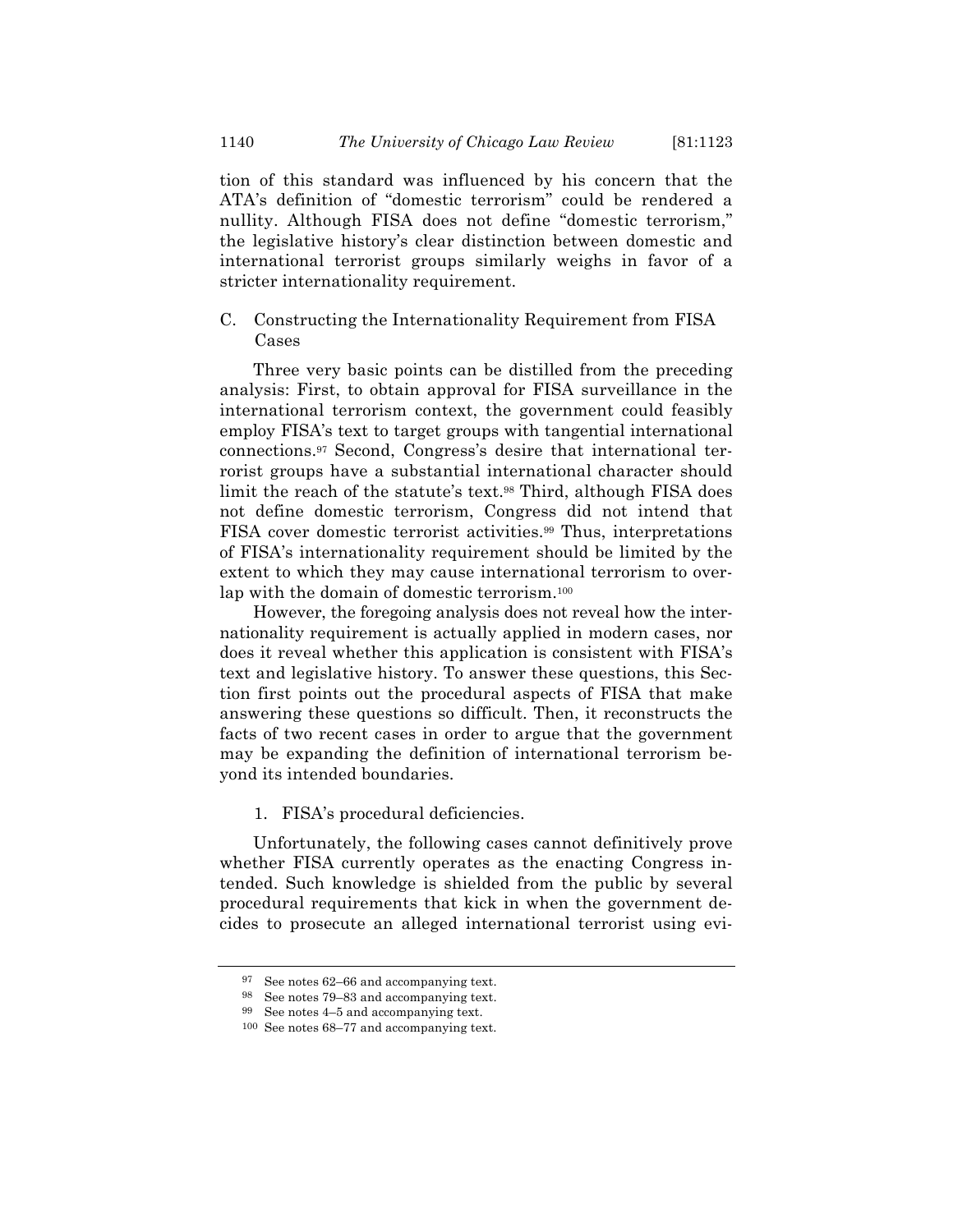tion of this standard was influenced by his concern that the ATA's definition of "domestic terrorism" could be rendered a nullity. Although FISA does not define "domestic terrorism," the legislative history's clear distinction between domestic and international terrorist groups similarly weighs in favor of a stricter internationality requirement.

### C. Constructing the Internationality Requirement from FISA Cases

Three very basic points can be distilled from the preceding analysis: First, to obtain approval for FISA surveillance in the international terrorism context, the government could feasibly employ FISA's text to target groups with tangential international connections.[97] Second, Congress's desire that international terrorist groups have a substantial international character should limit the reach of the statute's text.[98] Third, although FISA does not define domestic terrorism, Congress did not intend that FISA cover domestic terrorist activities.[99] Thus, interpretations of FISA's internationality requirement should be limited by the extent to which they may cause international terrorism to overlap with the domain of domestic terrorism.[100]

However, the foregoing analysis does not reveal how the internationality requirement is actually applied in modern cases, nor does it reveal whether this application is consistent with FISA's text and legislative history. To answer these questions, this Section first points out the procedural aspects of FISA that make answering these questions so difficult. Then, it reconstructs the facts of two recent cases in order to argue that the government may be expanding the definition of international terrorism beyond its intended boundaries.

#### 1. FISA's procedural deficiencies.

Unfortunately, the following cases cannot definitively prove whether FISA currently operates as the enacting Congress intended. Such knowledge is shielded from the public by several procedural requirements that kick in when the government decides to prosecute an alleged international terrorist using evi-

---

[97] See notes 62–66 and accompanying text.

[98] See notes 79–83 and accompanying text.

[99] See notes 4–5 and accompanying text.

[100] See notes 68–77 and accompanying text.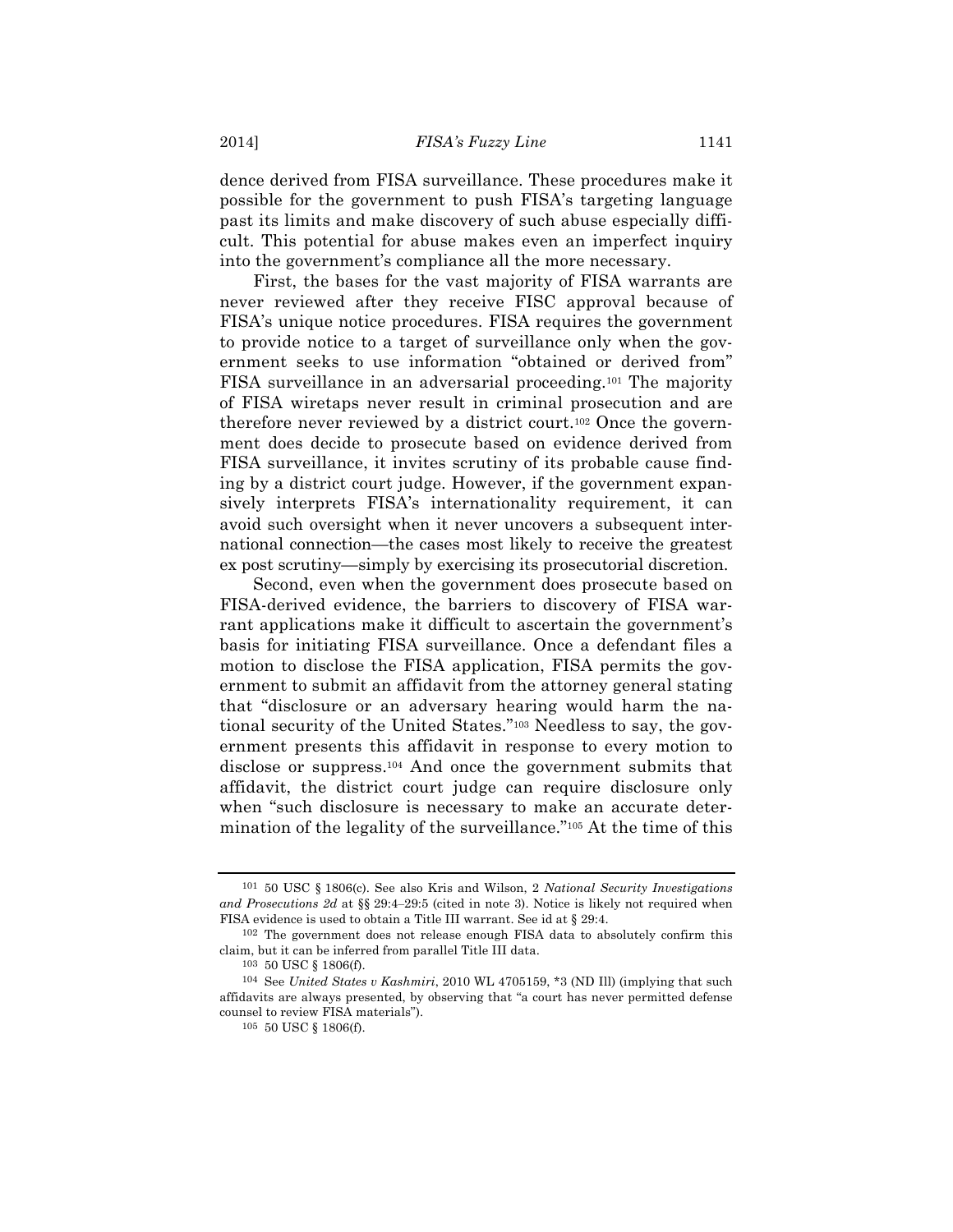dence derived from FISA surveillance. These procedures make it possible for the government to push FISA's targeting language past its limits and make discovery of such abuse especially difficult. This potential for abuse makes even an imperfect inquiry into the government's compliance all the more necessary.

First, the bases for the vast majority of FISA warrants are never reviewed after they receive FISC approval because of FISA's unique notice procedures. FISA requires the government to provide notice to a target of surveillance only when the government seeks to use information "obtained or derived from" FISA surveillance in an adversarial proceeding.[101] The majority of FISA wiretaps never result in criminal prosecution and are therefore never reviewed by a district court.[102] Once the government does decide to prosecute based on evidence derived from FISA surveillance, it invites scrutiny of its probable cause finding by a district court judge. However, if the government expansively interprets FISA's internationality requirement, it can avoid such oversight when it never uncovers a subsequent international connection—the cases most likely to receive the greatest ex post scrutiny—simply by exercising its prosecutorial discretion.

Second, even when the government does prosecute based on FISA-derived evidence, the barriers to discovery of FISA warrant applications make it difficult to ascertain the government's basis for initiating FISA surveillance. Once a defendant files a motion to disclose the FISA application, FISA permits the government to submit an affidavit from the attorney general stating that "disclosure or an adversary hearing would harm the national security of the United States."[103] Needless to say, the government presents this affidavit in response to every motion to disclose or suppress.[104] And once the government submits that affidavit, the district court judge can require disclosure only when "such disclosure is necessary to make an accurate determination of the legality of the surveillance."[105] At the time of this

---

[101] 50 USC § 1806(c). See also Kris and Wilson, 2 *National Security Investigations and Prosecutions 2d* at §§ 29:4–29:5 (cited in note 3). Notice is likely not required when FISA evidence is used to obtain a Title III warrant. See id at § 29:4.

[102] The government does not release enough FISA data to absolutely confirm this claim, but it can be inferred from parallel Title III data.

[103] 50 USC § 1806(f).

[104] See *United States v Kashmiri*, 2010 WL 4705159, *3 (ND Ill) (implying that such affidavits are always presented, by observing that "a court has never permitted defense counsel to review FISA materials").

[105] 50 USC § 1806(f).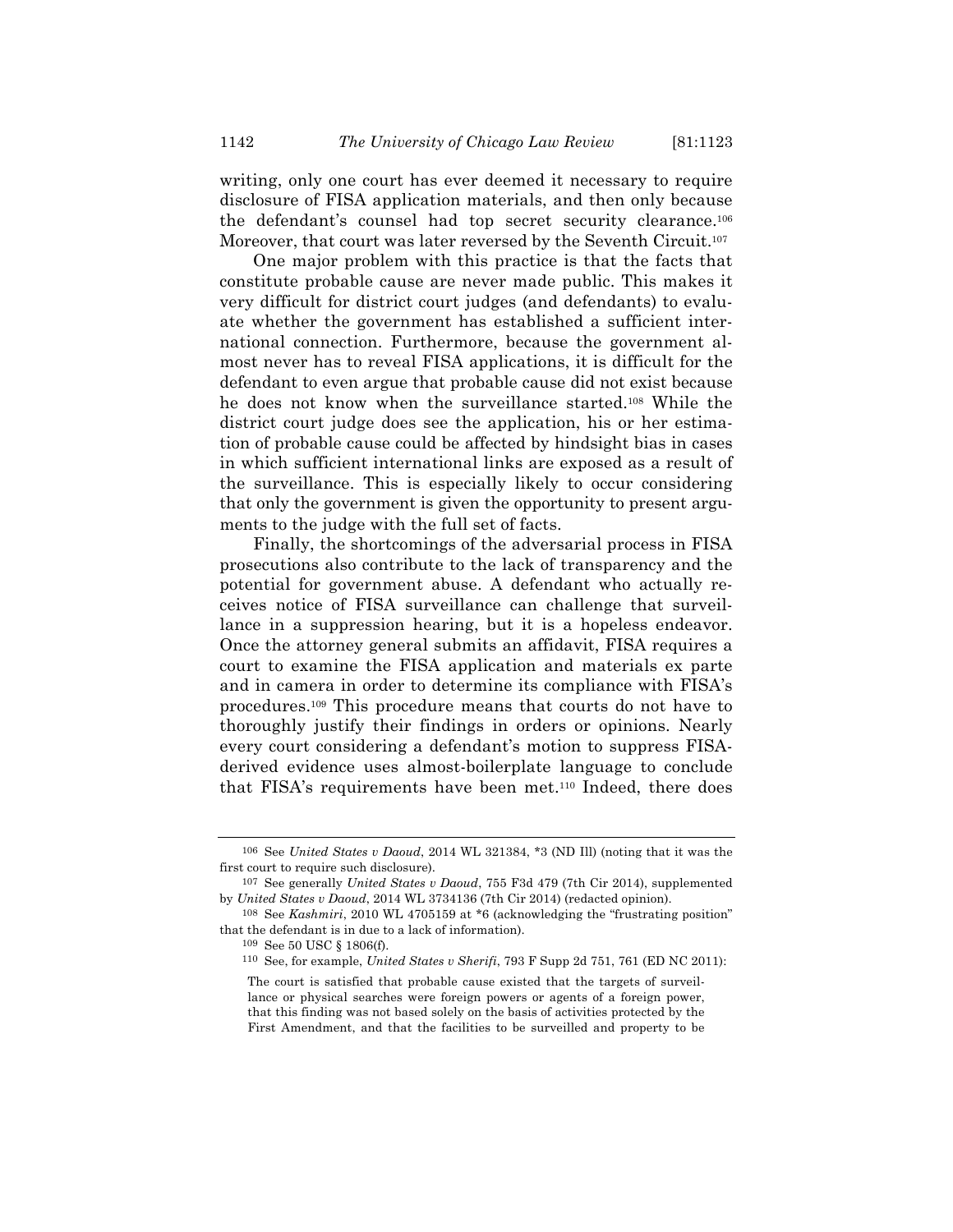writing, only one court has ever deemed it necessary to require disclosure of FISA application materials, and then only because the defendant's counsel had top secret security clearance.[106] Moreover, that court was later reversed by the Seventh Circuit.[107]

One major problem with this practice is that the facts that constitute probable cause are never made public. This makes it very difficult for district court judges (and defendants) to evaluate whether the government has established a sufficient international connection. Furthermore, because the government almost never has to reveal FISA applications, it is difficult for the defendant to even argue that probable cause did not exist because he does not know when the surveillance started.[108] While the district court judge does see the application, his or her estimation of probable cause could be affected by hindsight bias in cases in which sufficient international links are exposed as a result of the surveillance. This is especially likely to occur considering that only the government is given the opportunity to present arguments to the judge with the full set of facts.

Finally, the shortcomings of the adversarial process in FISA prosecutions also contribute to the lack of transparency and the potential for government abuse. A defendant who actually receives notice of FISA surveillance can challenge that surveillance in a suppression hearing, but it is a hopeless endeavor. Once the attorney general submits an affidavit, FISA requires a court to examine the FISA application and materials ex parte and in camera in order to determine its compliance with FISA's procedures.[109] This procedure means that courts do not have to thoroughly justify their findings in orders or opinions. Nearly every court considering a defendant's motion to suppress FISA-derived evidence uses almost-boilerplate language to conclude that FISA's requirements have been met.[110] Indeed, there does

---

[106] See *United States v Daoud*, 2014 WL 321384, *3 (ND Ill) (noting that it was the first court to require such disclosure).

[107] See generally *United States v Daoud*, 755 F3d 479 (7th Cir 2014), supplemented by *United States v Daoud*, 2014 WL 3734136 (7th Cir 2014) (redacted opinion).

[108] See *Kashmiri*, 2010 WL 4705159 at *6 (acknowledging the "frustrating position" that the defendant is in due to a lack of information).

[109] See 50 USC § 1806(f).

[110] See, for example, *United States v Sherifi*, 793 F Supp 2d 751, 761 (ED NC 2011):

> The court is satisfied that probable cause existed that the targets of surveillance or physical searches were foreign powers or agents of a foreign power, that this finding was not based solely on the basis of activities protected by the First Amendment, and that the facilities to be surveilled and property to be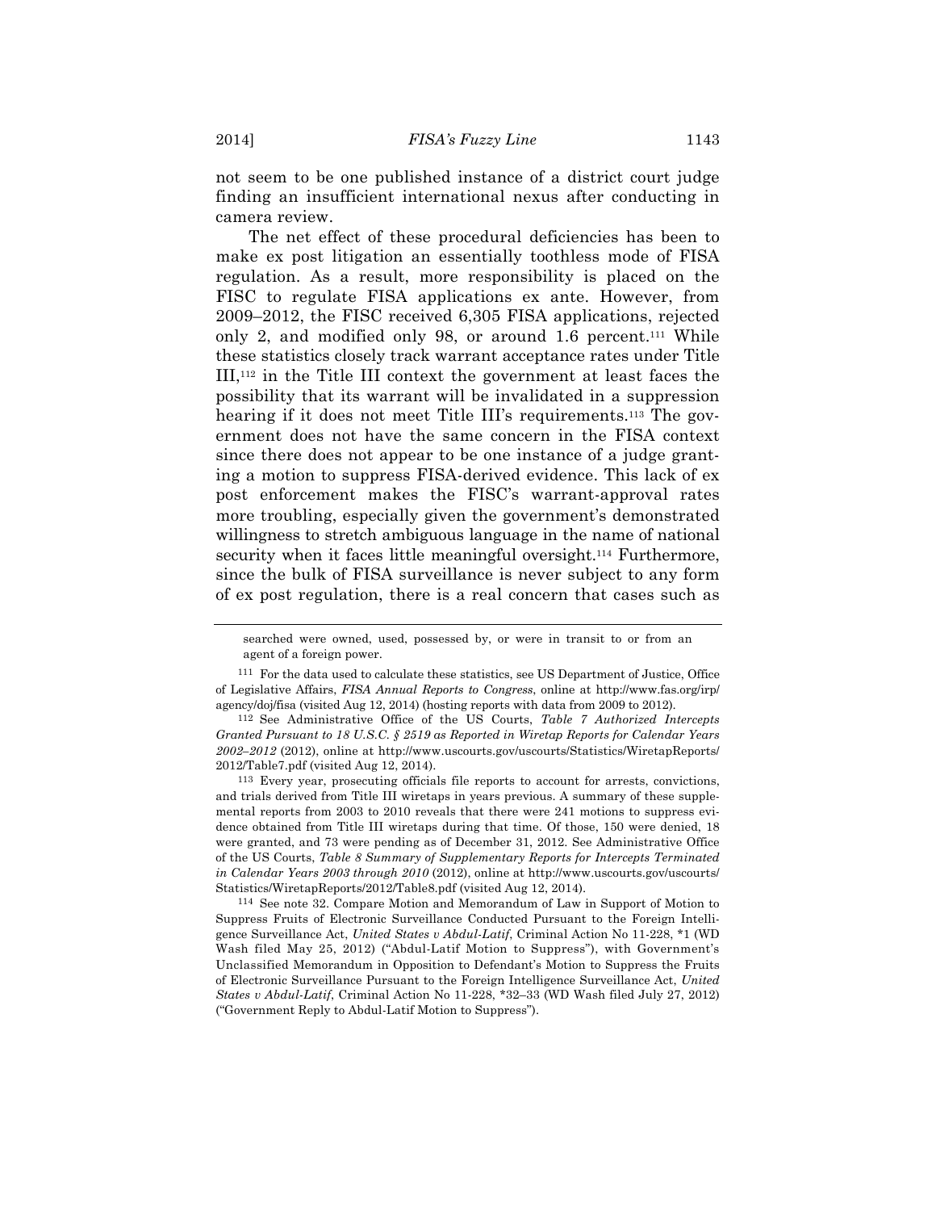not seem to be one published instance of a district court judge finding an insufficient international nexus after conducting in camera review.

The net effect of these procedural deficiencies has been to make ex post litigation an essentially toothless mode of FISA regulation. As a result, more responsibility is placed on the FISC to regulate FISA applications ex ante. However, from 2009–2012, the FISC received 6,305 FISA applications, rejected only 2, and modified only 98, or around 1.6 percent.[111] While these statistics closely track warrant acceptance rates under Title III,[112] in the Title III context the government at least faces the possibility that its warrant will be invalidated in a suppression hearing if it does not meet Title III's requirements.[113] The government does not have the same concern in the FISA context since there does not appear to be one instance of a judge granting a motion to suppress FISA-derived evidence. This lack of ex post enforcement makes the FISC's warrant-approval rates more troubling, especially given the government's demonstrated willingness to stretch ambiguous language in the name of national security when it faces little meaningful oversight.[114] Furthermore, since the bulk of FISA surveillance is never subject to any form of ex post regulation, there is a real concern that cases such as

---

searched were owned, used, possessed by, or were in transit to or from an agent of a foreign power.

[111] For the data used to calculate these statistics, see US Department of Justice, Office of Legislative Affairs, *FISA Annual Reports to Congress*, online at http://www.fas.org/irp/agency/doj/fisa (visited Aug 12, 2014) (hosting reports with data from 2009 to 2012).

[112] See Administrative Office of the US Courts, *Table 7 Authorized Intercepts Granted Pursuant to 18 U.S.C. § 2519 as Reported in Wiretap Reports for Calendar Years 2002–2012* (2012), online at http://www.uscourts.gov/uscourts/Statistics/WiretapReports/2012/Table7.pdf (visited Aug 12, 2014).

[113] Every year, prosecuting officials file reports to account for arrests, convictions, and trials derived from Title III wiretaps in years previous. A summary of these supplemental reports from 2003 to 2010 reveals that there were 241 motions to suppress evidence obtained from Title III wiretaps during that time. Of those, 150 were denied, 18 were granted, and 73 were pending as of December 31, 2012. See Administrative Office of the US Courts, *Table 8 Summary of Supplementary Reports for Intercepts Terminated in Calendar Years 2003 through 2010* (2012), online at http://www.uscourts.gov/uscourts/Statistics/WiretapReports/2012/Table8.pdf (visited Aug 12, 2014).

[114] See note 32. Compare Motion and Memorandum of Law in Support of Motion to Suppress Fruits of Electronic Surveillance Conducted Pursuant to the Foreign Intelligence Surveillance Act, *United States v Abdul-Latif*, Criminal Action No 11-228, *1 (WD Wash filed May 25, 2012) ("Abdul-Latif Motion to Suppress"), with Government's Unclassified Memorandum in Opposition to Defendant's Motion to Suppress the Fruits of Electronic Surveillance Pursuant to the Foreign Intelligence Surveillance Act, *United States v Abdul-Latif*, Criminal Action No 11-228, *32–33 (WD Wash filed July 27, 2012) ("Government Reply to Abdul-Latif Motion to Suppress").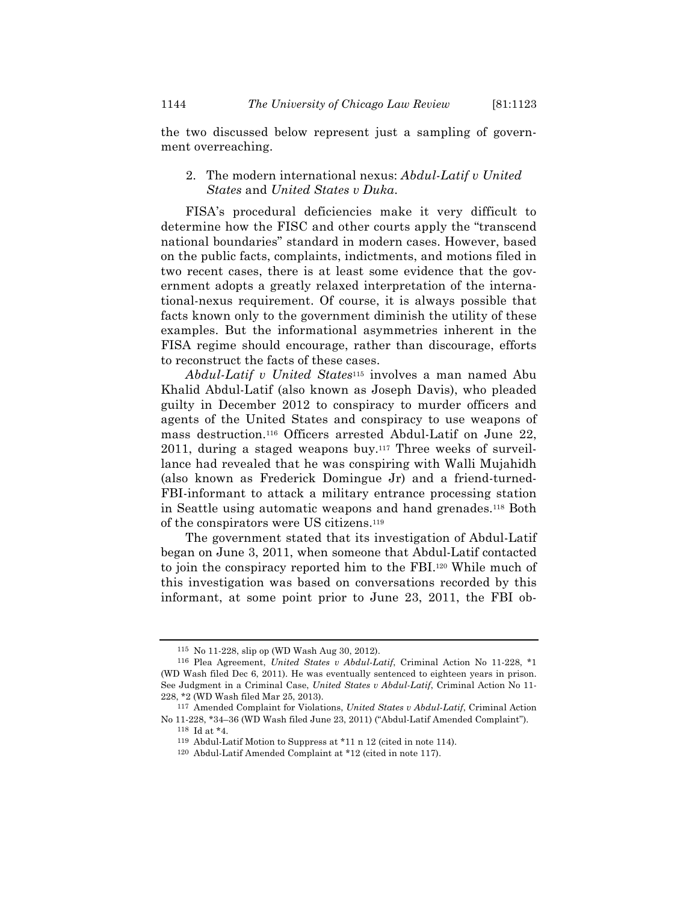the two discussed below represent just a sampling of government overreaching.

### 2. The modern international nexus: *Abdul-Latif v United States* and *United States v Duka*.

FISA's procedural deficiencies make it very difficult to determine how the FISC and other courts apply the "transcend national boundaries" standard in modern cases. However, based on the public facts, complaints, indictments, and motions filed in two recent cases, there is at least some evidence that the government adopts a greatly relaxed interpretation of the international-nexus requirement. Of course, it is always possible that facts known only to the government diminish the utility of these examples. But the informational asymmetries inherent in the FISA regime should encourage, rather than discourage, efforts to reconstruct the facts of these cases.

*Abdul-Latif v United States*[115] involves a man named Abu Khalid Abdul-Latif (also known as Joseph Davis), who pleaded guilty in December 2012 to conspiracy to murder officers and agents of the United States and conspiracy to use weapons of mass destruction.[116] Officers arrested Abdul-Latif on June 22, 2011, during a staged weapons buy.[117] Three weeks of surveillance had revealed that he was conspiring with Walli Mujahidh (also known as Frederick Domingue Jr) and a friend-turned-FBI-informant to attack a military entrance processing station in Seattle using automatic weapons and hand grenades.[118] Both of the conspirators were US citizens.[119]

The government stated that its investigation of Abdul-Latif began on June 3, 2011, when someone that Abdul-Latif contacted to join the conspiracy reported him to the FBI.[120] While much of this investigation was based on conversations recorded by this informant, at some point prior to June 23, 2011, the FBI ob-

---

[115] No 11-228, slip op (WD Wash Aug 30, 2012).

[116] Plea Agreement, *United States v Abdul-Latif*, Criminal Action No 11-228, *1 (WD Wash filed Dec 6, 2011). He was eventually sentenced to eighteen years in prison. See Judgment in a Criminal Case, *United States v Abdul-Latif*, Criminal Action No 11-228, *2 (WD Wash filed Mar 25, 2013).

[117] Amended Complaint for Violations, *United States v Abdul-Latif*, Criminal Action No 11-228, *34–36 (WD Wash filed June 23, 2011) ("Abdul-Latif Amended Complaint").

[118] Id at *4.

[119] Abdul-Latif Motion to Suppress at *11 n 12 (cited in note 114).

[120] Abdul-Latif Amended Complaint at *12 (cited in note 117).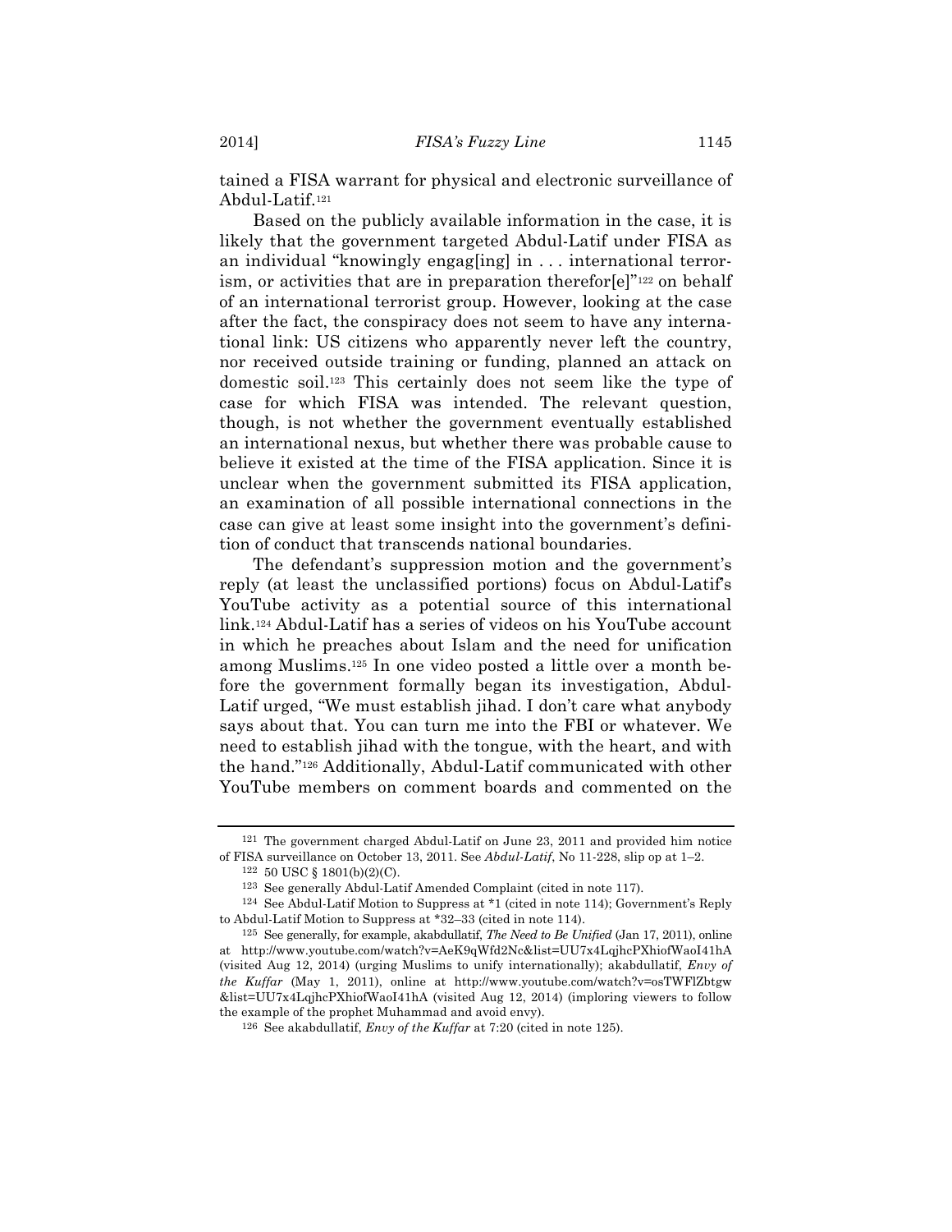tained a FISA warrant for physical and electronic surveillance of Abdul-Latif.[121]

Based on the publicly available information in the case, it is likely that the government targeted Abdul-Latif under FISA as an individual "knowingly engag[ing] in . . . international terrorism, or activities that are in preparation therefor[e]"[122] on behalf of an international terrorist group. However, looking at the case after the fact, the conspiracy does not seem to have any international link: US citizens who apparently never left the country, nor received outside training or funding, planned an attack on domestic soil.[123] This certainly does not seem like the type of case for which FISA was intended. The relevant question, though, is not whether the government eventually established an international nexus, but whether there was probable cause to believe it existed at the time of the FISA application. Since it is unclear when the government submitted its FISA application, an examination of all possible international connections in the case can give at least some insight into the government's definition of conduct that transcends national boundaries.

The defendant's suppression motion and the government's reply (at least the unclassified portions) focus on Abdul-Latif's YouTube activity as a potential source of this international link.[124] Abdul-Latif has a series of videos on his YouTube account in which he preaches about Islam and the need for unification among Muslims.[125] In one video posted a little over a month before the government formally began its investigation, Abdul-Latif urged, "We must establish jihad. I don't care what anybody says about that. You can turn me into the FBI or whatever. We need to establish jihad with the tongue, with the heart, and with the hand."[126] Additionally, Abdul-Latif communicated with other YouTube members on comment boards and commented on the

---

[121] The government charged Abdul-Latif on June 23, 2011 and provided him notice of FISA surveillance on October 13, 2011. See *Abdul-Latif*, No 11-228, slip op at 1–2.

[122] 50 USC § 1801(b)(2)(C).

[123] See generally Abdul-Latif Amended Complaint (cited in note 117).

[124] See Abdul-Latif Motion to Suppress at *1 (cited in note 114); Government's Reply to Abdul-Latif Motion to Suppress at *32–33 (cited in note 114).

[125] See generally, for example, akabdullatif, *The Need to Be Unified* (Jan 17, 2011), online at http://www.youtube.com/watch?v=AeK9qWfd2Nc&list=UU7x4LqjhcPXhiofWaoI41hA (visited Aug 12, 2014) (urging Muslims to unify internationally); akabdullatif, *Envy of the Kuffar* (May 1, 2011), online at http://www.youtube.com/watch?v=osTWFlZbtgw&list=UU7x4LqjhcPXhiofWaoI41hA (visited Aug 12, 2014) (imploring viewers to follow the example of the prophet Muhammad and avoid envy).

[126] See akabdullatif, *Envy of the Kuffar* at 7:20 (cited in note 125).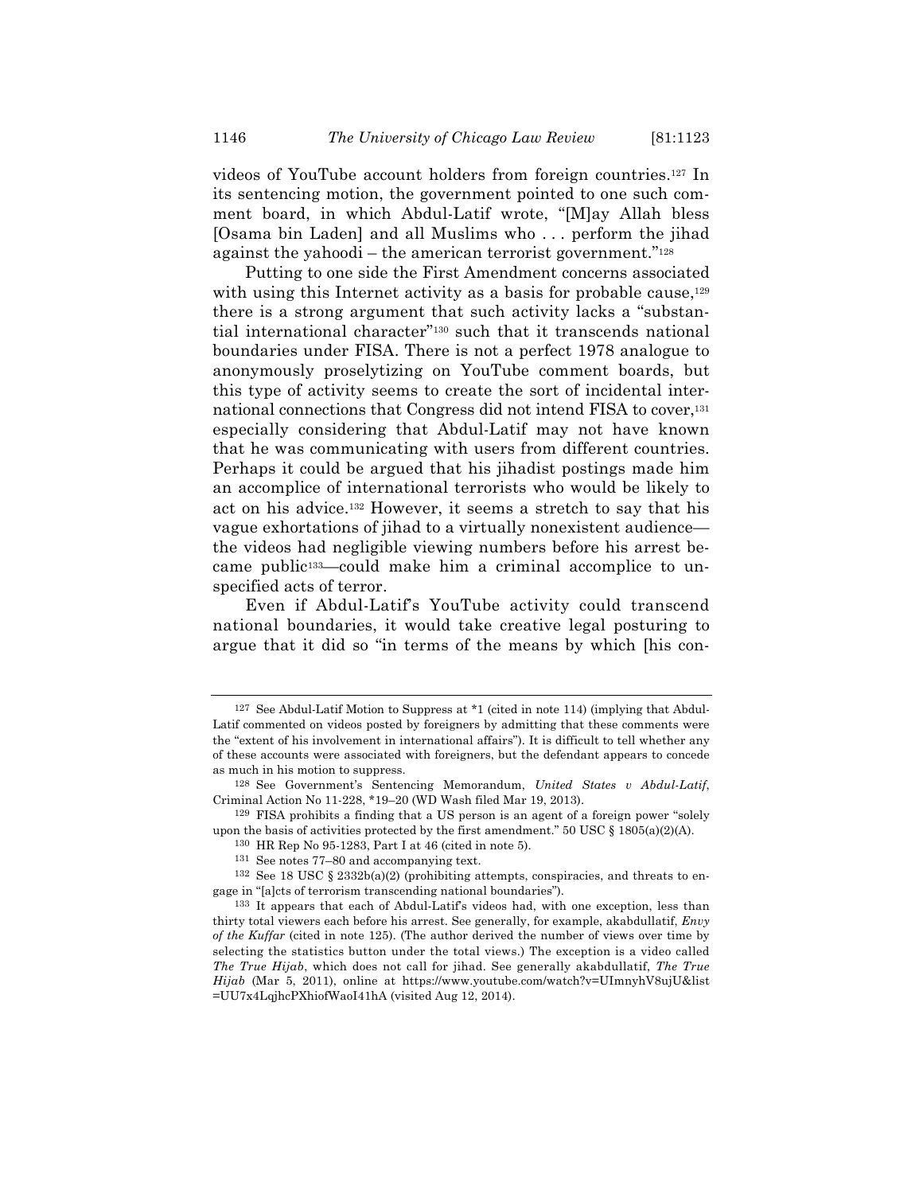videos of YouTube account holders from foreign countries.[127] In its sentencing motion, the government pointed to one such comment board, in which Abdul-Latif wrote, "[M]ay Allah bless [Osama bin Laden] and all Muslims who . . . perform the jihad against the yahoodi – the american terrorist government."[128]

Putting to one side the First Amendment concerns associated with using this Internet activity as a basis for probable cause,[129] there is a strong argument that such activity lacks a "substantial international character"[130] such that it transcends national boundaries under FISA. There is not a perfect 1978 analogue to anonymously proselytizing on YouTube comment boards, but this type of activity seems to create the sort of incidental international connections that Congress did not intend FISA to cover,[131] especially considering that Abdul-Latif may not have known that he was communicating with users from different countries. Perhaps it could be argued that his jihadist postings made him an accomplice of international terrorists who would be likely to act on his advice.[132] However, it seems a stretch to say that his vague exhortations of jihad to a virtually nonexistent audience—the videos had negligible viewing numbers before his arrest became public[133]—could make him a criminal accomplice to unspecified acts of terror.

Even if Abdul-Latif's YouTube activity could transcend national boundaries, it would take creative legal posturing to argue that it did so "in terms of the means by which [his con-

---

[127] See Abdul-Latif Motion to Suppress at *1 (cited in note 114) (implying that Abdul-Latif commented on videos posted by foreigners by admitting that these comments were the "extent of his involvement in international affairs"). It is difficult to tell whether any of these accounts were associated with foreigners, but the defendant appears to concede as much in his motion to suppress.

[128] See Government's Sentencing Memorandum, *United States v Abdul-Latif*, Criminal Action No 11-228, *19–20 (WD Wash filed Mar 19, 2013).

[129] FISA prohibits a finding that a US person is an agent of a foreign power "solely upon the basis of activities protected by the first amendment." 50 USC § 1805(a)(2)(A).

[130] HR Rep No 95-1283, Part I at 46 (cited in note 5).

[131] See notes 77–80 and accompanying text.

[132] See 18 USC § 2332b(a)(2) (prohibiting attempts, conspiracies, and threats to engage in "[a]cts of terrorism transcending national boundaries").

[133] It appears that each of Abdul-Latif's videos had, with one exception, less than thirty total viewers each before his arrest. See generally, for example, akabdullatif, *Envy of the Kuffar* (cited in note 125). (The author derived the number of views over time by selecting the statistics button under the total views.) The exception is a video called *The True Hijab*, which does not call for jihad. See generally akabdullatif, *The True Hijab* (Mar 5, 2011), online at https://www.youtube.com/watch?v=UImnyhV8ujU&list=UU7x4LqjhcPXhiofWaoI41hA (visited Aug 12, 2014).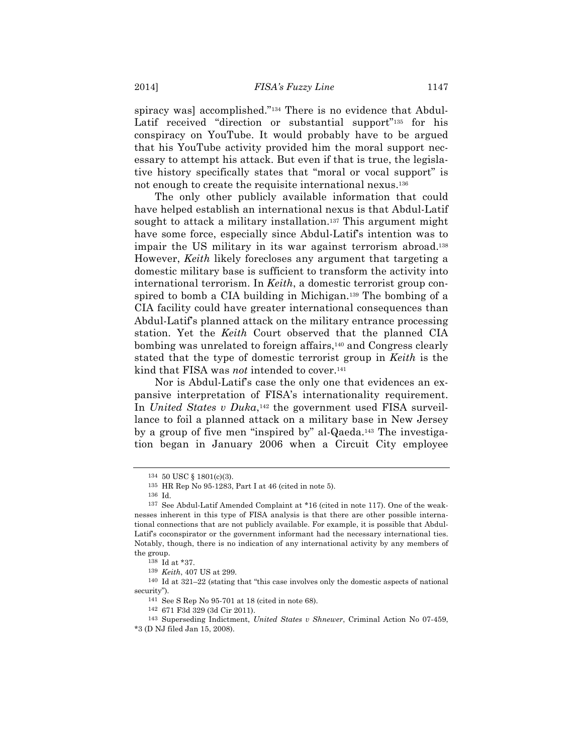spiracy was] accomplished."[134] There is no evidence that Abdul-Latif received "direction or substantial support"[135] for his conspiracy on YouTube. It would probably have to be argued that his YouTube activity provided him the moral support necessary to attempt his attack. But even if that is true, the legislative history specifically states that "moral or vocal support" is not enough to create the requisite international nexus.[136]

The only other publicly available information that could have helped establish an international nexus is that Abdul-Latif sought to attack a military installation.[137] This argument might have some force, especially since Abdul-Latif's intention was to impair the US military in its war against terrorism abroad.[138] However, *Keith* likely forecloses any argument that targeting a domestic military base is sufficient to transform the activity into international terrorism. In *Keith*, a domestic terrorist group conspired to bomb a CIA building in Michigan.[139] The bombing of a CIA facility could have greater international consequences than Abdul-Latif's planned attack on the military entrance processing station. Yet the *Keith* Court observed that the planned CIA bombing was unrelated to foreign affairs,[140] and Congress clearly stated that the type of domestic terrorist group in *Keith* is the kind that FISA was *not* intended to cover.[141]

Nor is Abdul-Latif's case the only one that evidences an expansive interpretation of FISA's internationality requirement. In *United States v Duka*,[142] the government used FISA surveillance to foil a planned attack on a military base in New Jersey by a group of five men "inspired by" al-Qaeda.[143] The investigation began in January 2006 when a Circuit City employee

---

[134] 50 USC § 1801(c)(3).

[135] HR Rep No 95-1283, Part I at 46 (cited in note 5).

[136] Id.

[137] See Abdul-Latif Amended Complaint at *16 (cited in note 117). One of the weaknesses inherent in this type of FISA analysis is that there are other possible international connections that are not publicly available. For example, it is possible that Abdul-Latif's coconspirator or the government informant had the necessary international ties. Notably, though, there is no indication of any international activity by any members of the group.

[138] Id at *37.

[139] *Keith*, 407 US at 299.

[140] Id at 321–22 (stating that "this case involves only the domestic aspects of national security").

[141] See S Rep No 95-701 at 18 (cited in note 68).

[142] 671 F3d 329 (3d Cir 2011).

[143] Superseding Indictment, *United States v Shnewer*, Criminal Action No 07-459, *3 (D NJ filed Jan 15, 2008).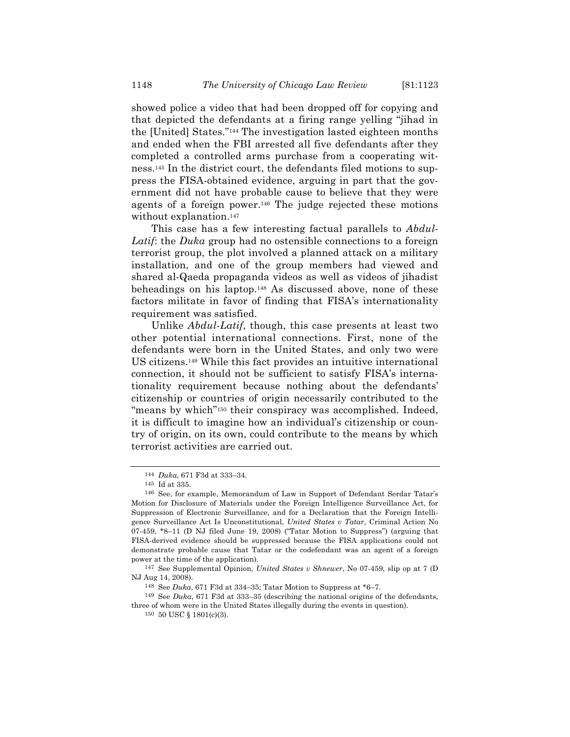showed police a video that had been dropped off for copying and that depicted the defendants at a firing range yelling "jihad in the [United] States."[144] The investigation lasted eighteen months and ended when the FBI arrested all five defendants after they completed a controlled arms purchase from a cooperating witness.[145] In the district court, the defendants filed motions to suppress the FISA-obtained evidence, arguing in part that the government did not have probable cause to believe that they were agents of a foreign power.[146] The judge rejected these motions without explanation.[147]

This case has a few interesting factual parallels to *Abdul-Latif*: the *Duka* group had no ostensible connections to a foreign terrorist group, the plot involved a planned attack on a military installation, and one of the group members had viewed and shared al-Qaeda propaganda videos as well as videos of jihadist beheadings on his laptop.[148] As discussed above, none of these factors militate in favor of finding that FISA's internationality requirement was satisfied.

Unlike *Abdul-Latif*, though, this case presents at least two other potential international connections. First, none of the defendants were born in the United States, and only two were US citizens.[149] While this fact provides an intuitive international connection, it should not be sufficient to satisfy FISA's internationality requirement because nothing about the defendants' citizenship or countries of origin necessarily contributed to the "means by which"[150] their conspiracy was accomplished. Indeed, it is difficult to imagine how an individual's citizenship or country of origin, on its own, could contribute to the means by which terrorist activities are carried out.

---

[144] *Duka*, 671 F3d at 333–34.

[145] Id at 335.

[146] See, for example, Memorandum of Law in Support of Defendant Serdar Tatar's Motion for Disclosure of Materials under the Foreign Intelligence Surveillance Act, for Suppression of Electronic Surveillance, and for a Declaration that the Foreign Intelligence Surveillance Act Is Unconstitutional, *United States v Tatar*, Criminal Action No 07-459, *8–11 (D NJ filed June 19, 2008) ("Tatar Motion to Suppress") (arguing that FISA-derived evidence should be suppressed because the FISA applications could not demonstrate probable cause that Tatar or the codefendant was an agent of a foreign power at the time of the application).

[147] See Supplemental Opinion, *United States v Shnewer*, No 07-459, slip op at 7 (D NJ Aug 14, 2008).

[148] See *Duka*, 671 F3d at 334–35; Tatar Motion to Suppress at *6–7.

[149] See *Duka*, 671 F3d at 333–35 (describing the national origins of the defendants, three of whom were in the United States illegally during the events in question).

[150] 50 USC § 1801(c)(3).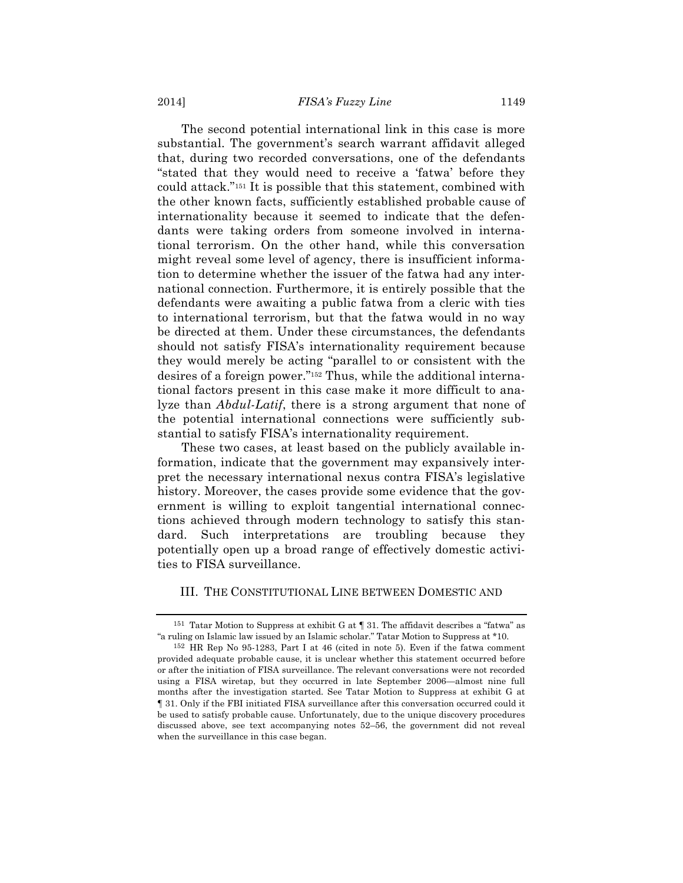The second potential international link in this case is more substantial. The government's search warrant affidavit alleged that, during two recorded conversations, one of the defendants "stated that they would need to receive a 'fatwa' before they could attack."[151] It is possible that this statement, combined with the other known facts, sufficiently established probable cause of internationality because it seemed to indicate that the defendants were taking orders from someone involved in international terrorism. On the other hand, while this conversation might reveal some level of agency, there is insufficient information to determine whether the issuer of the fatwa had any international connection. Furthermore, it is entirely possible that the defendants were awaiting a public fatwa from a cleric with ties to international terrorism, but that the fatwa would in no way be directed at them. Under these circumstances, the defendants should not satisfy FISA's internationality requirement because they would merely be acting "parallel to or consistent with the desires of a foreign power."[152] Thus, while the additional international factors present in this case make it more difficult to analyze than *Abdul-Latif*, there is a strong argument that none of the potential international connections were sufficiently substantial to satisfy FISA's internationality requirement.

These two cases, at least based on the publicly available information, indicate that the government may expansively interpret the necessary international nexus contra FISA's legislative history. Moreover, the cases provide some evidence that the government is willing to exploit tangential international connections achieved through modern technology to satisfy this standard. Such interpretations are troubling because they potentially open up a broad range of effectively domestic activities to FISA surveillance.

## III. The Constitutional Line between Domestic and

---

[151] Tatar Motion to Suppress at exhibit G at ¶ 31. The affidavit describes a "fatwa" as "a ruling on Islamic law issued by an Islamic scholar." Tatar Motion to Suppress at *10.

[152] HR Rep No 95-1283, Part I at 46 (cited in note 5). Even if the fatwa comment provided adequate probable cause, it is unclear whether this statement occurred before or after the initiation of FISA surveillance. The relevant conversations were not recorded using a FISA wiretap, but they occurred in late September 2006—almost nine full months after the investigation started. See Tatar Motion to Suppress at exhibit G at ¶ 31. Only if the FBI initiated FISA surveillance after this conversation occurred could it be used to satisfy probable cause. Unfortunately, due to the unique discovery procedures discussed above, see text accompanying notes 52–56, the government did not reveal when the surveillance in this case began.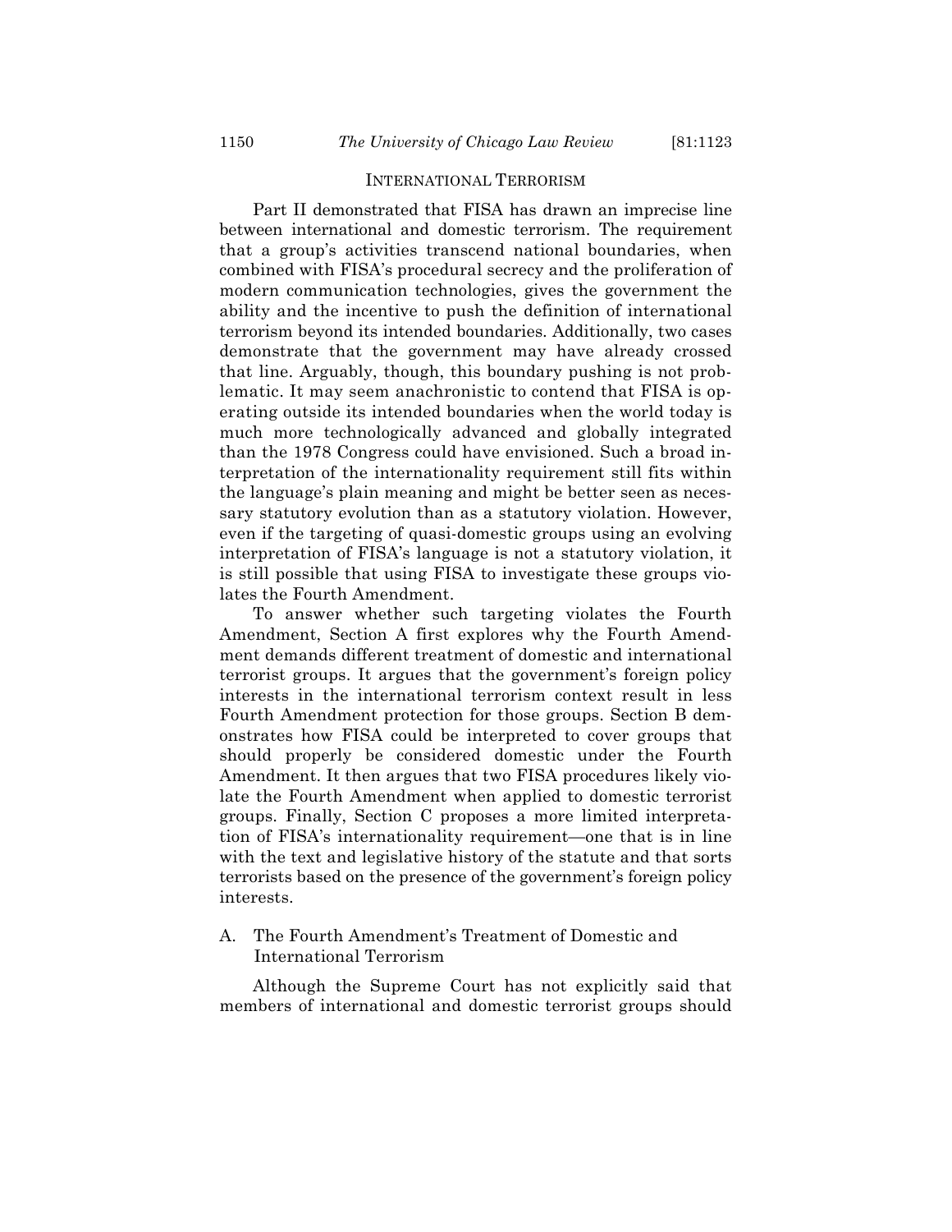INTERNATIONAL TERRORISM

Part II demonstrated that FISA has drawn an imprecise line between international and domestic terrorism. The requirement that a group's activities transcend national boundaries, when combined with FISA's procedural secrecy and the proliferation of modern communication technologies, gives the government the ability and the incentive to push the definition of international terrorism beyond its intended boundaries. Additionally, two cases demonstrate that the government may have already crossed that line. Arguably, though, this boundary pushing is not problematic. It may seem anachronistic to contend that FISA is operating outside its intended boundaries when the world today is much more technologically advanced and globally integrated than the 1978 Congress could have envisioned. Such a broad interpretation of the internationality requirement still fits within the language's plain meaning and might be better seen as necessary statutory evolution than as a statutory violation. However, even if the targeting of quasi-domestic groups using an evolving interpretation of FISA's language is not a statutory violation, it is still possible that using FISA to investigate these groups violates the Fourth Amendment.

To answer whether such targeting violates the Fourth Amendment, Section A first explores why the Fourth Amendment demands different treatment of domestic and international terrorist groups. It argues that the government's foreign policy interests in the international terrorism context result in less Fourth Amendment protection for those groups. Section B demonstrates how FISA could be interpreted to cover groups that should properly be considered domestic under the Fourth Amendment. It then argues that two FISA procedures likely violate the Fourth Amendment when applied to domestic terrorist groups. Finally, Section C proposes a more limited interpretation of FISA's internationality requirement—one that is in line with the text and legislative history of the statute and that sorts terrorists based on the presence of the government's foreign policy interests.

## A. The Fourth Amendment's Treatment of Domestic and International Terrorism

Although the Supreme Court has not explicitly said that members of international and domestic terrorist groups should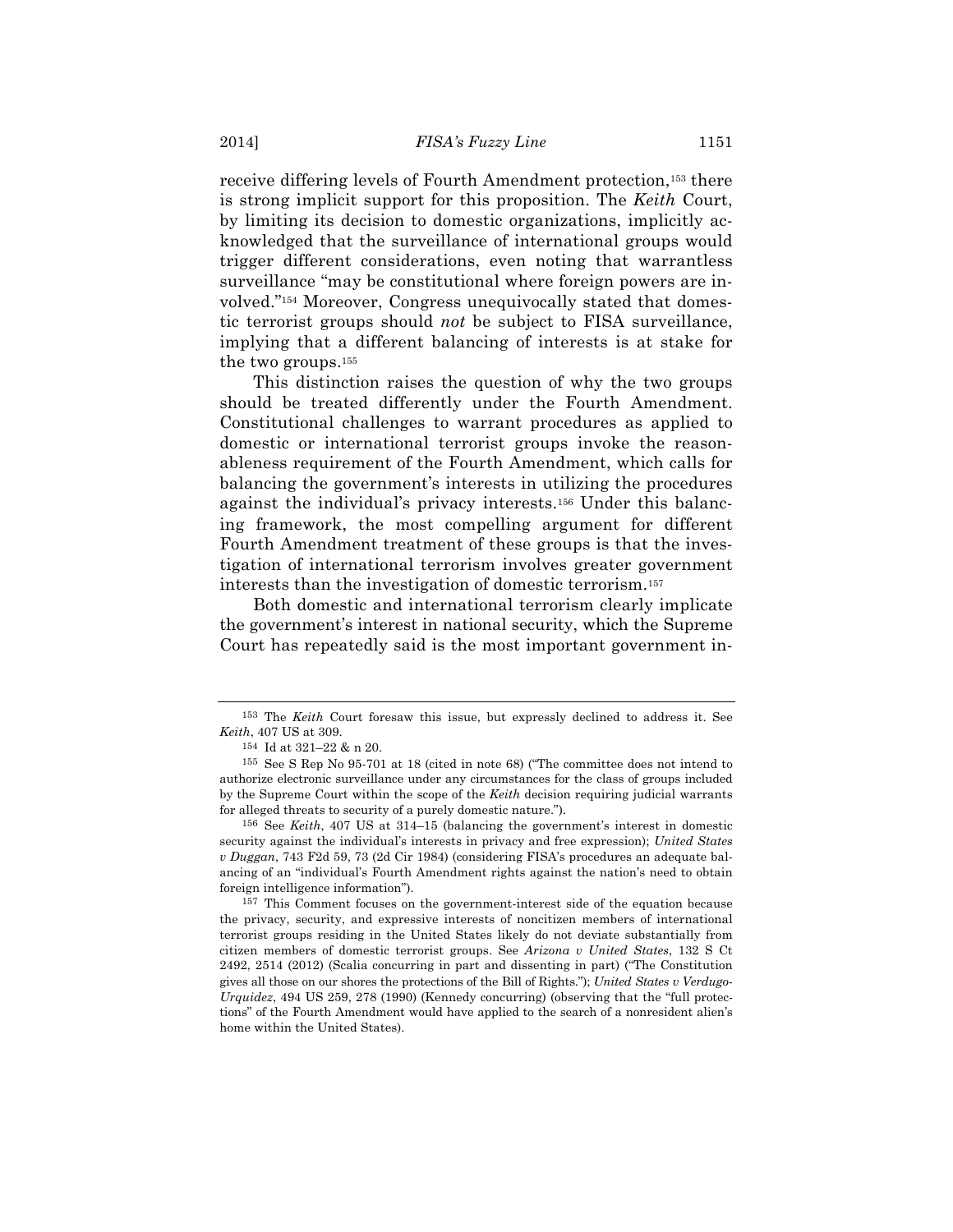receive differing levels of Fourth Amendment protection,[153] there is strong implicit support for this proposition. The *Keith* Court, by limiting its decision to domestic organizations, implicitly acknowledged that the surveillance of international groups would trigger different considerations, even noting that warrantless surveillance "may be constitutional where foreign powers are involved."[154] Moreover, Congress unequivocally stated that domestic terrorist groups should *not* be subject to FISA surveillance, implying that a different balancing of interests is at stake for the two groups.[155]

This distinction raises the question of why the two groups should be treated differently under the Fourth Amendment. Constitutional challenges to warrant procedures as applied to domestic or international terrorist groups invoke the reasonableness requirement of the Fourth Amendment, which calls for balancing the government's interests in utilizing the procedures against the individual's privacy interests.[156] Under this balancing framework, the most compelling argument for different Fourth Amendment treatment of these groups is that the investigation of international terrorism involves greater government interests than the investigation of domestic terrorism.[157]

Both domestic and international terrorism clearly implicate the government's interest in national security, which the Supreme Court has repeatedly said is the most important government in-

---

[153] The *Keith* Court foresaw this issue, but expressly declined to address it. See *Keith*, 407 US at 309.

[154] Id at 321–22 & n 20.

[155] See S Rep No 95-701 at 18 (cited in note 68) ("The committee does not intend to authorize electronic surveillance under any circumstances for the class of groups included by the Supreme Court within the scope of the *Keith* decision requiring judicial warrants for alleged threats to security of a purely domestic nature.").

[156] See *Keith*, 407 US at 314–15 (balancing the government's interest in domestic security against the individual's interests in privacy and free expression); *United States v Duggan*, 743 F2d 59, 73 (2d Cir 1984) (considering FISA's procedures an adequate balancing of an "individual's Fourth Amendment rights against the nation's need to obtain foreign intelligence information").

[157] This Comment focuses on the government-interest side of the equation because the privacy, security, and expressive interests of noncitizen members of international terrorist groups residing in the United States likely do not deviate substantially from citizen members of domestic terrorist groups. See *Arizona v United States*, 132 S Ct 2492, 2514 (2012) (Scalia concurring in part and dissenting in part) ("The Constitution gives all those on our shores the protections of the Bill of Rights."); *United States v Verdugo-Urquidez*, 494 US 259, 278 (1990) (Kennedy concurring) (observing that the "full protections" of the Fourth Amendment would have applied to the search of a nonresident alien's home within the United States).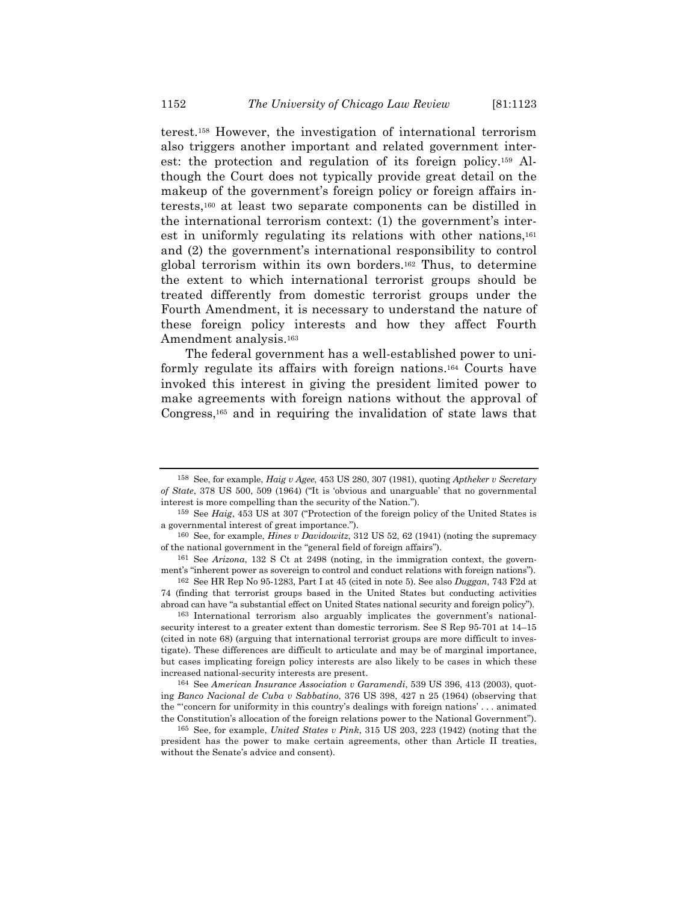terest.[158] However, the investigation of international terrorism also triggers another important and related government interest: the protection and regulation of its foreign policy.[159] Although the Court does not typically provide great detail on the makeup of the government's foreign policy or foreign affairs interests,[160] at least two separate components can be distilled in the international terrorism context: (1) the government's interest in uniformly regulating its relations with other nations,[161] and (2) the government's international responsibility to control global terrorism within its own borders.[162] Thus, to determine the extent to which international terrorist groups should be treated differently from domestic terrorist groups under the Fourth Amendment, it is necessary to understand the nature of these foreign policy interests and how they affect Fourth Amendment analysis.[163]

The federal government has a well-established power to uniformly regulate its affairs with foreign nations.[164] Courts have invoked this interest in giving the president limited power to make agreements with foreign nations without the approval of Congress,[165] and in requiring the invalidation of state laws that

---

[158] See, for example, *Haig v Agee*, 453 US 280, 307 (1981), quoting *Aptheker v Secretary of State*, 378 US 500, 509 (1964) ("It is 'obvious and unarguable' that no governmental interest is more compelling than the security of the Nation.").

[159] See *Haig*, 453 US at 307 ("Protection of the foreign policy of the United States is a governmental interest of great importance.").

[160] See, for example, *Hines v Davidowitz*, 312 US 52, 62 (1941) (noting the supremacy of the national government in the "general field of foreign affairs").

[161] See *Arizona*, 132 S Ct at 2498 (noting, in the immigration context, the government's "inherent power as sovereign to control and conduct relations with foreign nations").

[162] See HR Rep No 95-1283, Part I at 45 (cited in note 5). See also *Duggan*, 743 F2d at 74 (finding that terrorist groups based in the United States but conducting activities abroad can have "a substantial effect on United States national security and foreign policy").

[163] International terrorism also arguably implicates the government's national-security interest to a greater extent than domestic terrorism. See S Rep 95-701 at 14–15 (cited in note 68) (arguing that international terrorist groups are more difficult to investigate). These differences are difficult to articulate and may be of marginal importance, but cases implicating foreign policy interests are also likely to be cases in which these increased national-security interests are present.

[164] See *American Insurance Association v Garamendi*, 539 US 396, 413 (2003), quoting *Banco Nacional de Cuba v Sabbatino*, 376 US 398, 427 n 25 (1964) (observing that the "'concern for uniformity in this country's dealings with foreign nations' . . . animated the Constitution's allocation of the foreign relations power to the National Government").

[165] See, for example, *United States v Pink*, 315 US 203, 223 (1942) (noting that the president has the power to make certain agreements, other than Article II treaties, without the Senate's advice and consent).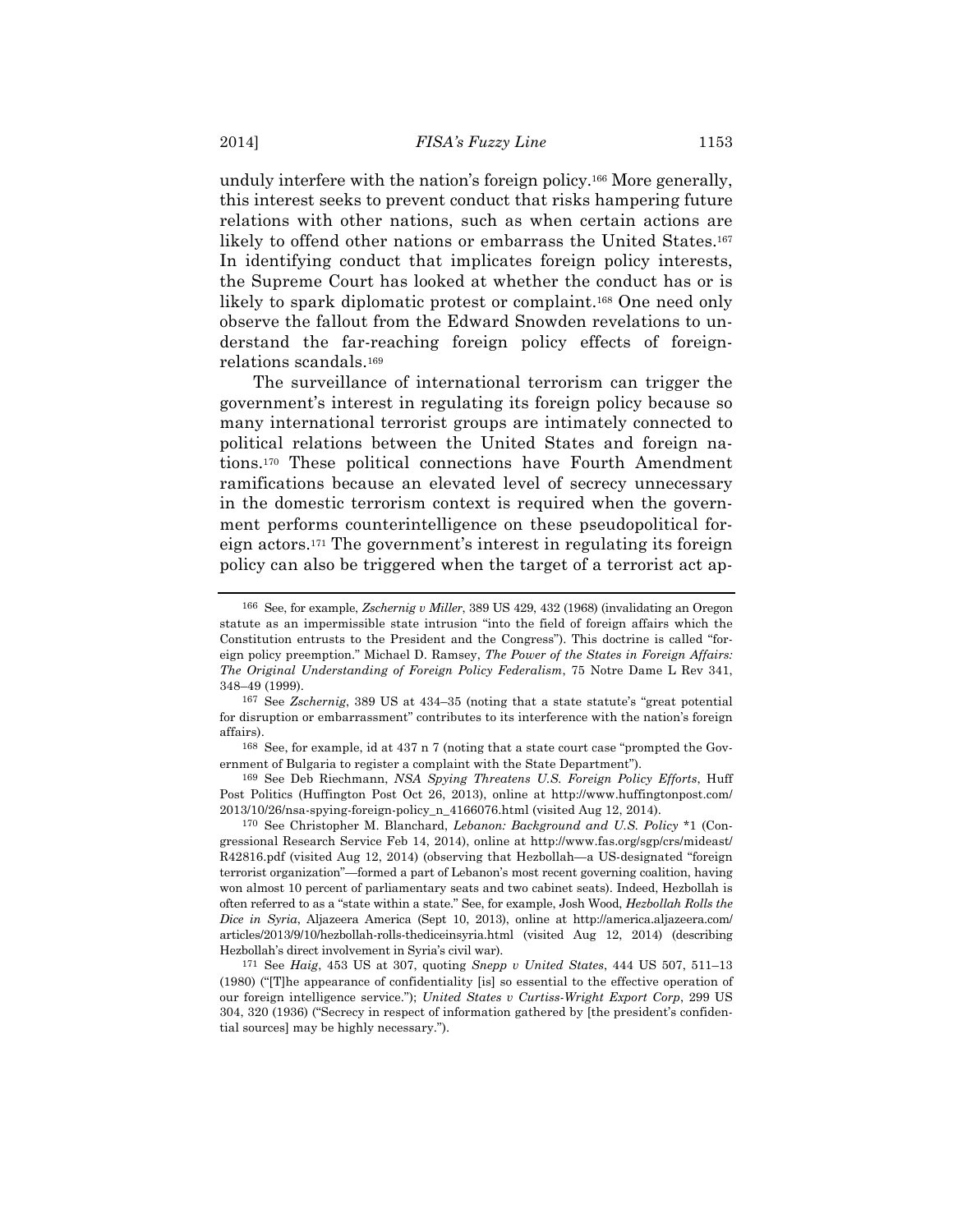unduly interfere with the nation's foreign policy.[166] More generally, this interest seeks to prevent conduct that risks hampering future relations with other nations, such as when certain actions are likely to offend other nations or embarrass the United States.[167] In identifying conduct that implicates foreign policy interests, the Supreme Court has looked at whether the conduct has or is likely to spark diplomatic protest or complaint.[168] One need only observe the fallout from the Edward Snowden revelations to understand the far-reaching foreign policy effects of foreign-relations scandals.[169]

The surveillance of international terrorism can trigger the government's interest in regulating its foreign policy because so many international terrorist groups are intimately connected to political relations between the United States and foreign nations.[170] These political connections have Fourth Amendment ramifications because an elevated level of secrecy unnecessary in the domestic terrorism context is required when the government performs counterintelligence on these pseudopolitical foreign actors.[171] The government's interest in regulating its foreign policy can also be triggered when the target of a terrorist act ap-

---

[166] See, for example, *Zschernig v Miller*, 389 US 429, 432 (1968) (invalidating an Oregon statute as an impermissible state intrusion "into the field of foreign affairs which the Constitution entrusts to the President and the Congress"). This doctrine is called "foreign policy preemption." Michael D. Ramsey, *The Power of the States in Foreign Affairs: The Original Understanding of Foreign Policy Federalism*, 75 Notre Dame L Rev 341, 348–49 (1999).

[167] See *Zschernig*, 389 US at 434–35 (noting that a state statute's "great potential for disruption or embarrassment" contributes to its interference with the nation's foreign affairs).

[168] See, for example, id at 437 n 7 (noting that a state court case "prompted the Government of Bulgaria to register a complaint with the State Department").

[169] See Deb Riechmann, *NSA Spying Threatens U.S. Foreign Policy Efforts*, Huff Post Politics (Huffington Post Oct 26, 2013), online at http://www.huffingtonpost.com/2013/10/26/nsa-spying-foreign-policy_n_4166076.html (visited Aug 12, 2014).

[170] See Christopher M. Blanchard, *Lebanon: Background and U.S. Policy* *1 (Congressional Research Service Feb 14, 2014), online at http://www.fas.org/sgp/crs/mideast/R42816.pdf (visited Aug 12, 2014) (observing that Hezbollah—a US-designated "foreign terrorist organization"—formed a part of Lebanon's most recent governing coalition, having won almost 10 percent of parliamentary seats and two cabinet seats). Indeed, Hezbollah is often referred to as a "state within a state." See, for example, Josh Wood, *Hezbollah Rolls the Dice in Syria*, Aljazeera America (Sept 10, 2013), online at http://america.aljazeera.com/articles/2013/9/10/hezbollah-rolls-thediceinsyria.html (visited Aug 12, 2014) (describing Hezbollah's direct involvement in Syria's civil war).

[171] See *Haig*, 453 US at 307, quoting *Snepp v United States*, 444 US 507, 511–13 (1980) ("[T]he appearance of confidentiality [is] so essential to the effective operation of our foreign intelligence service."); *United States v Curtiss-Wright Export Corp*, 299 US 304, 320 (1936) ("Secrecy in respect of information gathered by [the president's confidential sources] may be highly necessary.").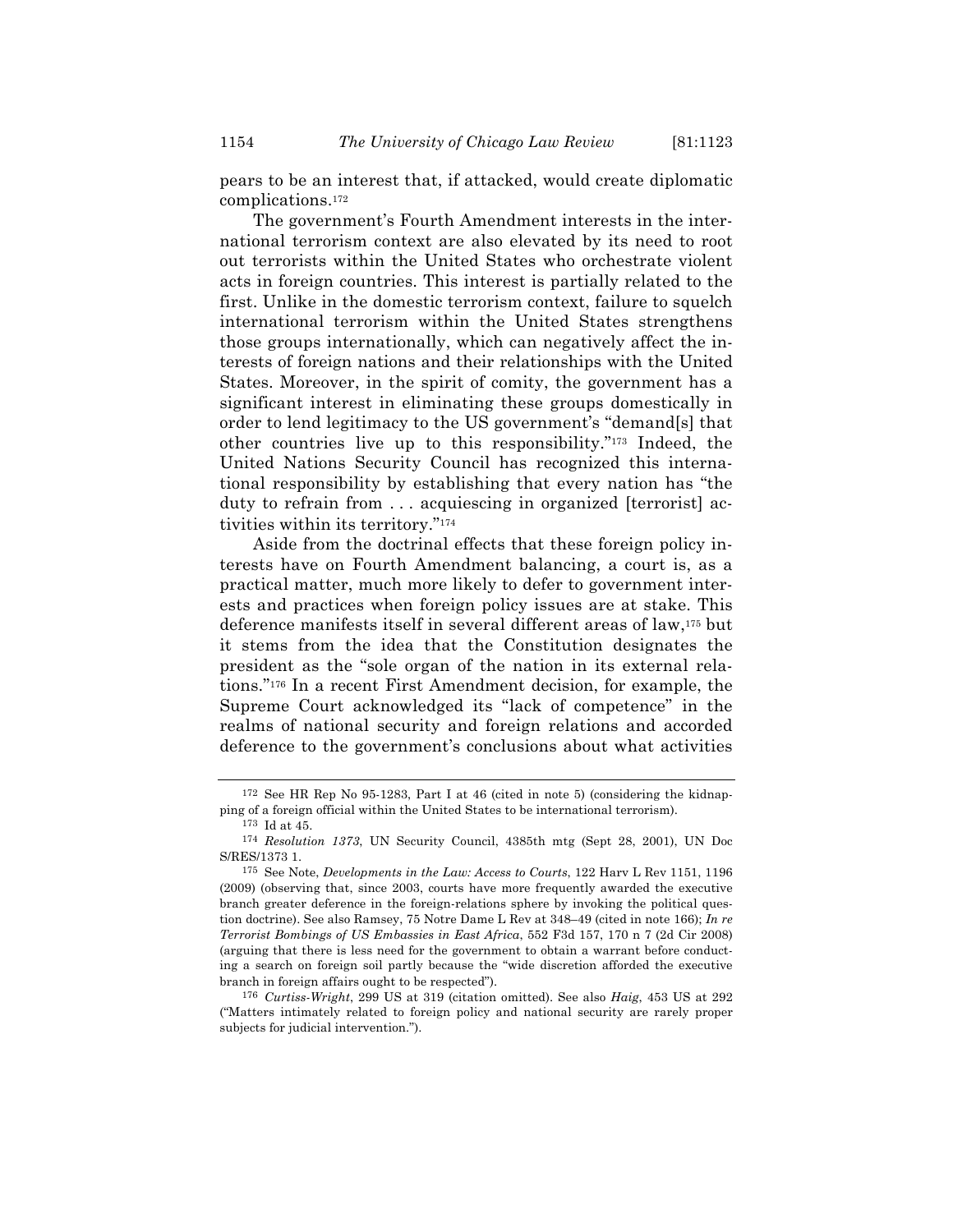pears to be an interest that, if attacked, would create diplomatic complications.[172]

The government's Fourth Amendment interests in the international terrorism context are also elevated by its need to root out terrorists within the United States who orchestrate violent acts in foreign countries. This interest is partially related to the first. Unlike in the domestic terrorism context, failure to squelch international terrorism within the United States strengthens those groups internationally, which can negatively affect the interests of foreign nations and their relationships with the United States. Moreover, in the spirit of comity, the government has a significant interest in eliminating these groups domestically in order to lend legitimacy to the US government's "demand[s] that other countries live up to this responsibility."[173] Indeed, the United Nations Security Council has recognized this international responsibility by establishing that every nation has "the duty to refrain from . . . acquiescing in organized [terrorist] activities within its territory."[174]

Aside from the doctrinal effects that these foreign policy interests have on Fourth Amendment balancing, a court is, as a practical matter, much more likely to defer to government interests and practices when foreign policy issues are at stake. This deference manifests itself in several different areas of law,[175] but it stems from the idea that the Constitution designates the president as the "sole organ of the nation in its external relations."[176] In a recent First Amendment decision, for example, the Supreme Court acknowledged its "lack of competence" in the realms of national security and foreign relations and accorded deference to the government's conclusions about what activities

---

172 See HR Rep No 95-1283, Part I at 46 (cited in note 5) (considering the kidnapping of a foreign official within the United States to be international terrorism).

173 Id at 45.

174 *Resolution 1373*, UN Security Council, 4385th mtg (Sept 28, 2001), UN Doc S/RES/1373 1.

175 See Note, *Developments in the Law: Access to Courts*, 122 Harv L Rev 1151, 1196 (2009) (observing that, since 2003, courts have more frequently awarded the executive branch greater deference in the foreign-relations sphere by invoking the political question doctrine). See also Ramsey, 75 Notre Dame L Rev at 348–49 (cited in note 166); *In re Terrorist Bombings of US Embassies in East Africa*, 552 F3d 157, 170 n 7 (2d Cir 2008) (arguing that there is less need for the government to obtain a warrant before conducting a search on foreign soil partly because the "wide discretion afforded the executive branch in foreign affairs ought to be respected").

176 *Curtiss-Wright*, 299 US at 319 (citation omitted). See also *Haig*, 453 US at 292 ("Matters intimately related to foreign policy and national security are rarely proper subjects for judicial intervention.").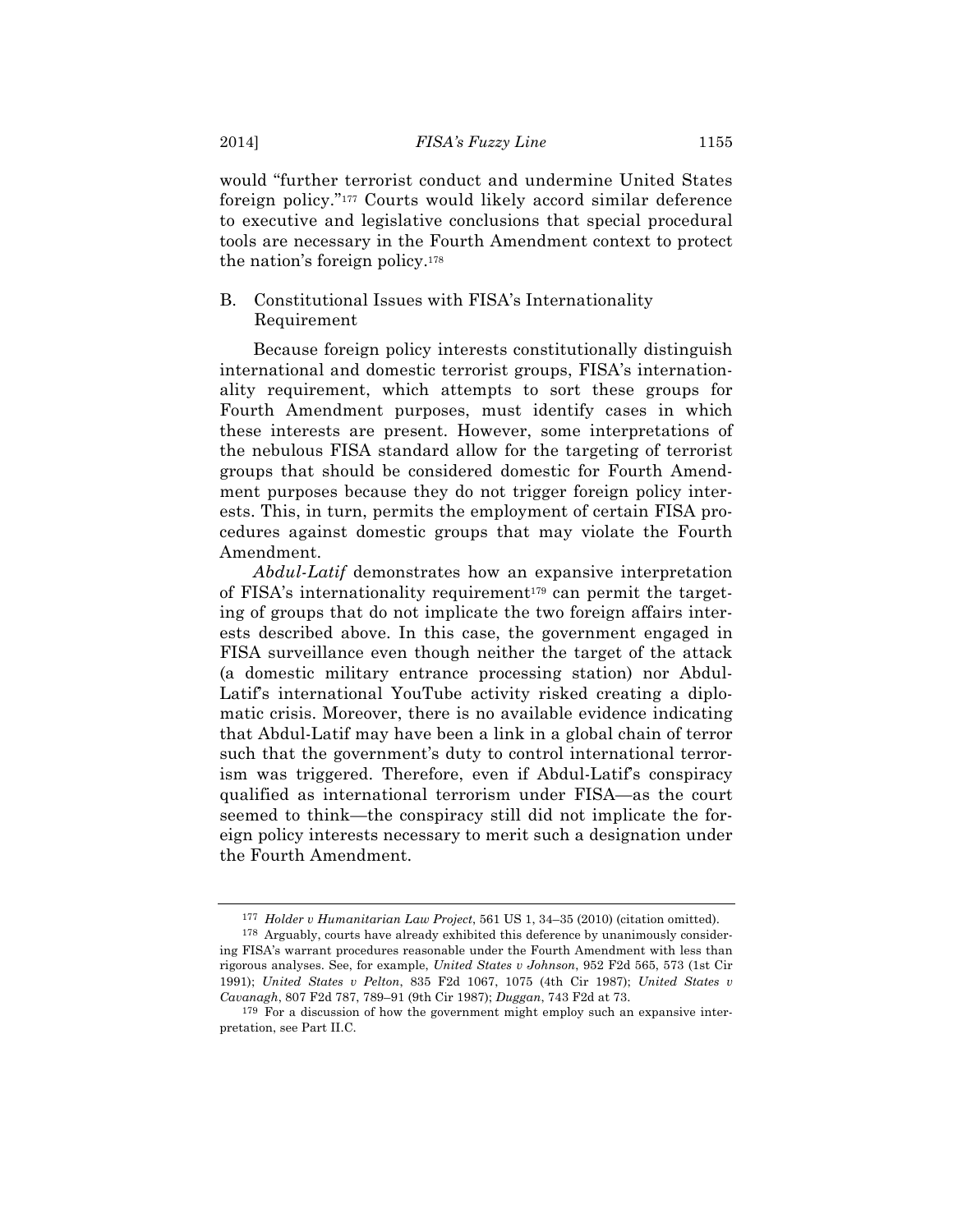would "further terrorist conduct and undermine United States foreign policy."[177] Courts would likely accord similar deference to executive and legislative conclusions that special procedural tools are necessary in the Fourth Amendment context to protect the nation's foreign policy.[178]

### B. Constitutional Issues with FISA's Internationality Requirement

Because foreign policy interests constitutionally distinguish international and domestic terrorist groups, FISA's internationality requirement, which attempts to sort these groups for Fourth Amendment purposes, must identify cases in which these interests are present. However, some interpretations of the nebulous FISA standard allow for the targeting of terrorist groups that should be considered domestic for Fourth Amendment purposes because they do not trigger foreign policy interests. This, in turn, permits the employment of certain FISA procedures against domestic groups that may violate the Fourth Amendment.

*Abdul-Latif* demonstrates how an expansive interpretation of FISA's internationality requirement[179] can permit the targeting of groups that do not implicate the two foreign affairs interests described above. In this case, the government engaged in FISA surveillance even though neither the target of the attack (a domestic military entrance processing station) nor Abdul-Latif's international YouTube activity risked creating a diplomatic crisis. Moreover, there is no available evidence indicating that Abdul-Latif may have been a link in a global chain of terror such that the government's duty to control international terrorism was triggered. Therefore, even if Abdul-Latif's conspiracy qualified as international terrorism under FISA—as the court seemed to think—the conspiracy still did not implicate the foreign policy interests necessary to merit such a designation under the Fourth Amendment.

---

[177] *Holder v Humanitarian Law Project*, 561 US 1, 34–35 (2010) (citation omitted).

[178] Arguably, courts have already exhibited this deference by unanimously considering FISA's warrant procedures reasonable under the Fourth Amendment with less than rigorous analyses. See, for example, *United States v Johnson*, 952 F2d 565, 573 (1st Cir 1991); *United States v Pelton*, 835 F2d 1067, 1075 (4th Cir 1987); *United States v Cavanagh*, 807 F2d 787, 789–91 (9th Cir 1987); *Duggan*, 743 F2d at 73.

[179] For a discussion of how the government might employ such an expansive interpretation, see Part II.C.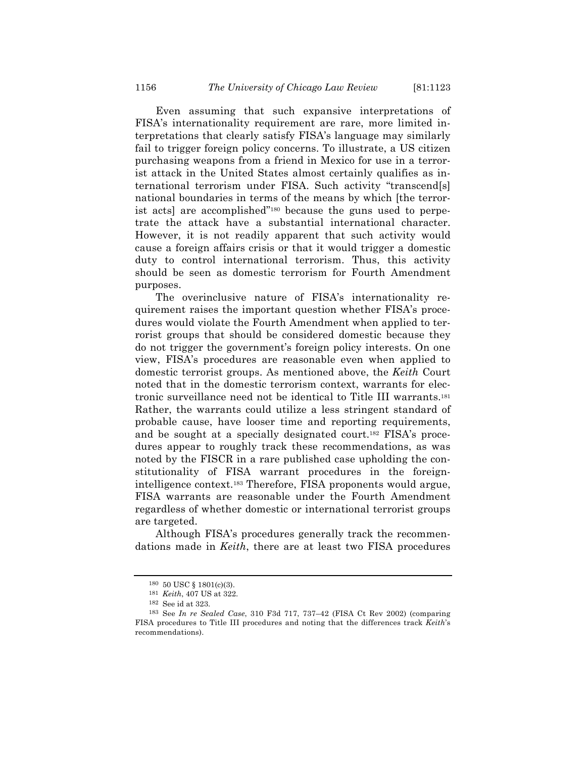Even assuming that such expansive interpretations of FISA's internationality requirement are rare, more limited interpretations that clearly satisfy FISA's language may similarly fail to trigger foreign policy concerns. To illustrate, a US citizen purchasing weapons from a friend in Mexico for use in a terrorist attack in the United States almost certainly qualifies as international terrorism under FISA. Such activity "transcend[s] national boundaries in terms of the means by which [the terrorist acts] are accomplished"[180] because the guns used to perpetrate the attack have a substantial international character. However, it is not readily apparent that such activity would cause a foreign affairs crisis or that it would trigger a domestic duty to control international terrorism. Thus, this activity should be seen as domestic terrorism for Fourth Amendment purposes.

The overinclusive nature of FISA's internationality requirement raises the important question whether FISA's procedures would violate the Fourth Amendment when applied to terrorist groups that should be considered domestic because they do not trigger the government's foreign policy interests. On one view, FISA's procedures are reasonable even when applied to domestic terrorist groups. As mentioned above, the *Keith* Court noted that in the domestic terrorism context, warrants for electronic surveillance need not be identical to Title III warrants.[181] Rather, the warrants could utilize a less stringent standard of probable cause, have looser time and reporting requirements, and be sought at a specially designated court.[182] FISA's procedures appear to roughly track these recommendations, as was noted by the FISCR in a rare published case upholding the constitutionality of FISA warrant procedures in the foreign-intelligence context.[183] Therefore, FISA proponents would argue, FISA warrants are reasonable under the Fourth Amendment regardless of whether domestic or international terrorist groups are targeted.

Although FISA's procedures generally track the recommendations made in *Keith*, there are at least two FISA procedures

---

[180] 50 USC § 1801(c)(3).

[181] *Keith*, 407 US at 322.

[182] See id at 323.

[183] See *In re Sealed Case*, 310 F3d 717, 737–42 (FISA Ct Rev 2002) (comparing FISA procedures to Title III procedures and noting that the differences track *Keith*'s recommendations).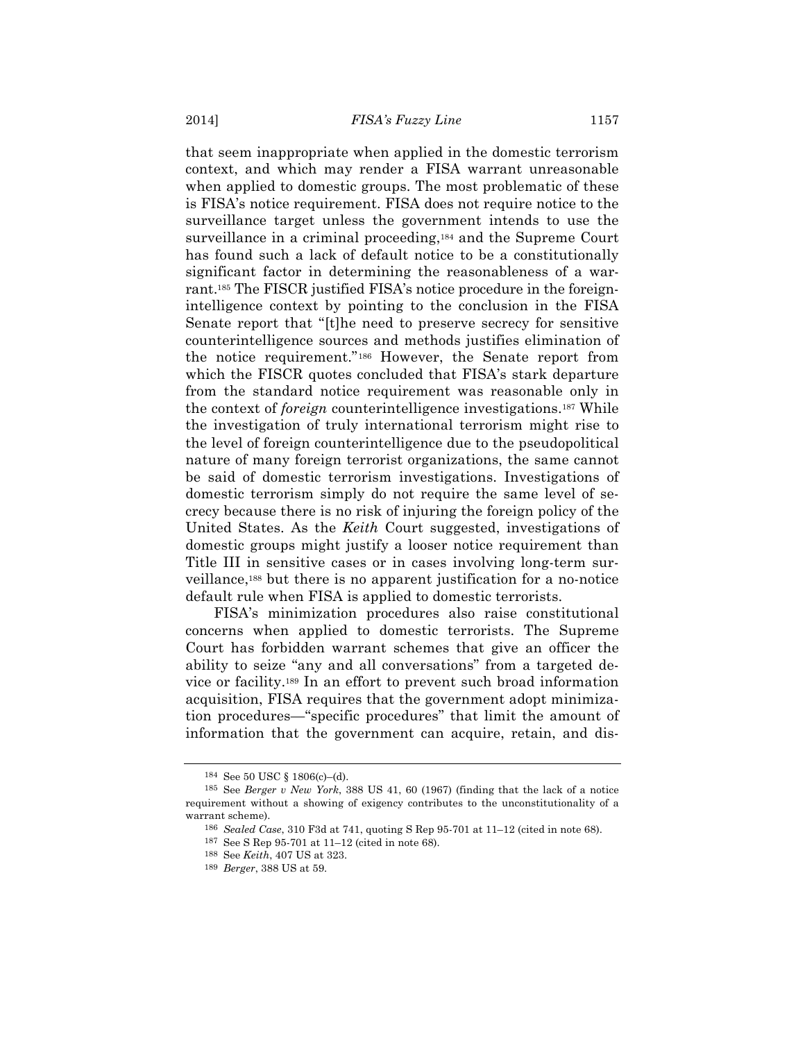that seem inappropriate when applied in the domestic terrorism context, and which may render a FISA warrant unreasonable when applied to domestic groups. The most problematic of these is FISA's notice requirement. FISA does not require notice to the surveillance target unless the government intends to use the surveillance in a criminal proceeding,[184] and the Supreme Court has found such a lack of default notice to be a constitutionally significant factor in determining the reasonableness of a warrant.[185] The FISCR justified FISA's notice procedure in the foreign-intelligence context by pointing to the conclusion in the FISA Senate report that "[t]he need to preserve secrecy for sensitive counterintelligence sources and methods justifies elimination of the notice requirement."[186] However, the Senate report from which the FISCR quotes concluded that FISA's stark departure from the standard notice requirement was reasonable only in the context of *foreign* counterintelligence investigations.[187] While the investigation of truly international terrorism might rise to the level of foreign counterintelligence due to the pseudopolitical nature of many foreign terrorist organizations, the same cannot be said of domestic terrorism investigations. Investigations of domestic terrorism simply do not require the same level of secrecy because there is no risk of injuring the foreign policy of the United States. As the *Keith* Court suggested, investigations of domestic groups might justify a looser notice requirement than Title III in sensitive cases or in cases involving long-term surveillance,[188] but there is no apparent justification for a no-notice default rule when FISA is applied to domestic terrorists.

FISA's minimization procedures also raise constitutional concerns when applied to domestic terrorists. The Supreme Court has forbidden warrant schemes that give an officer the ability to seize "any and all conversations" from a targeted device or facility.[189] In an effort to prevent such broad information acquisition, FISA requires that the government adopt minimization procedures—"specific procedures" that limit the amount of information that the government can acquire, retain, and dis-

---

[184] See 50 USC § 1806(c)–(d).

[185] See *Berger v New York*, 388 US 41, 60 (1967) (finding that the lack of a notice requirement without a showing of exigency contributes to the unconstitutionality of a warrant scheme).

[186] *Sealed Case*, 310 F3d at 741, quoting S Rep 95-701 at 11–12 (cited in note 68).

[187] See S Rep 95-701 at 11–12 (cited in note 68).

[188] See *Keith*, 407 US at 323.

[189] *Berger*, 388 US at 59.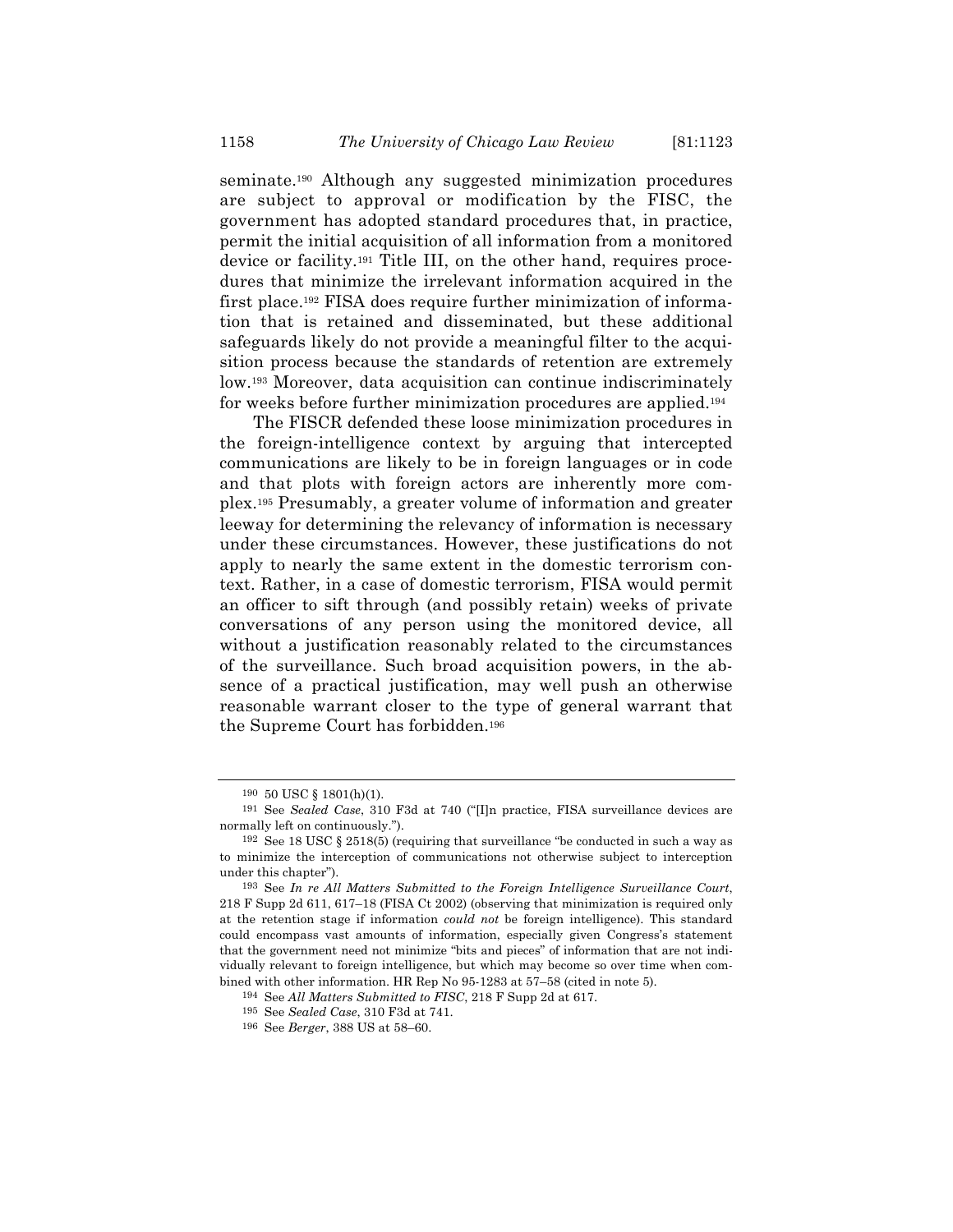seminate.[190] Although any suggested minimization procedures are subject to approval or modification by the FISC, the government has adopted standard procedures that, in practice, permit the initial acquisition of all information from a monitored device or facility.[191] Title III, on the other hand, requires procedures that minimize the irrelevant information acquired in the first place.[192] FISA does require further minimization of information that is retained and disseminated, but these additional safeguards likely do not provide a meaningful filter to the acquisition process because the standards of retention are extremely low.[193] Moreover, data acquisition can continue indiscriminately for weeks before further minimization procedures are applied.[194]

The FISCR defended these loose minimization procedures in the foreign-intelligence context by arguing that intercepted communications are likely to be in foreign languages or in code and that plots with foreign actors are inherently more complex.[195] Presumably, a greater volume of information and greater leeway for determining the relevancy of information is necessary under these circumstances. However, these justifications do not apply to nearly the same extent in the domestic terrorism context. Rather, in a case of domestic terrorism, FISA would permit an officer to sift through (and possibly retain) weeks of private conversations of any person using the monitored device, all without a justification reasonably related to the circumstances of the surveillance. Such broad acquisition powers, in the absence of a practical justification, may well push an otherwise reasonable warrant closer to the type of general warrant that the Supreme Court has forbidden.[196]

---

[190] 50 USC § 1801(h)(1).

[191] See *Sealed Case*, 310 F3d at 740 ("[I]n practice, FISA surveillance devices are normally left on continuously.").

[192] See 18 USC § 2518(5) (requiring that surveillance "be conducted in such a way as to minimize the interception of communications not otherwise subject to interception under this chapter").

[193] See *In re All Matters Submitted to the Foreign Intelligence Surveillance Court*, 218 F Supp 2d 611, 617–18 (FISA Ct 2002) (observing that minimization is required only at the retention stage if information *could not* be foreign intelligence). This standard could encompass vast amounts of information, especially given Congress's statement that the government need not minimize "bits and pieces" of information that are not individually relevant to foreign intelligence, but which may become so over time when combined with other information. HR Rep No 95-1283 at 57–58 (cited in note 5).

[194] See *All Matters Submitted to FISC*, 218 F Supp 2d at 617.

[195] See *Sealed Case*, 310 F3d at 741.

[196] See *Berger*, 388 US at 58–60.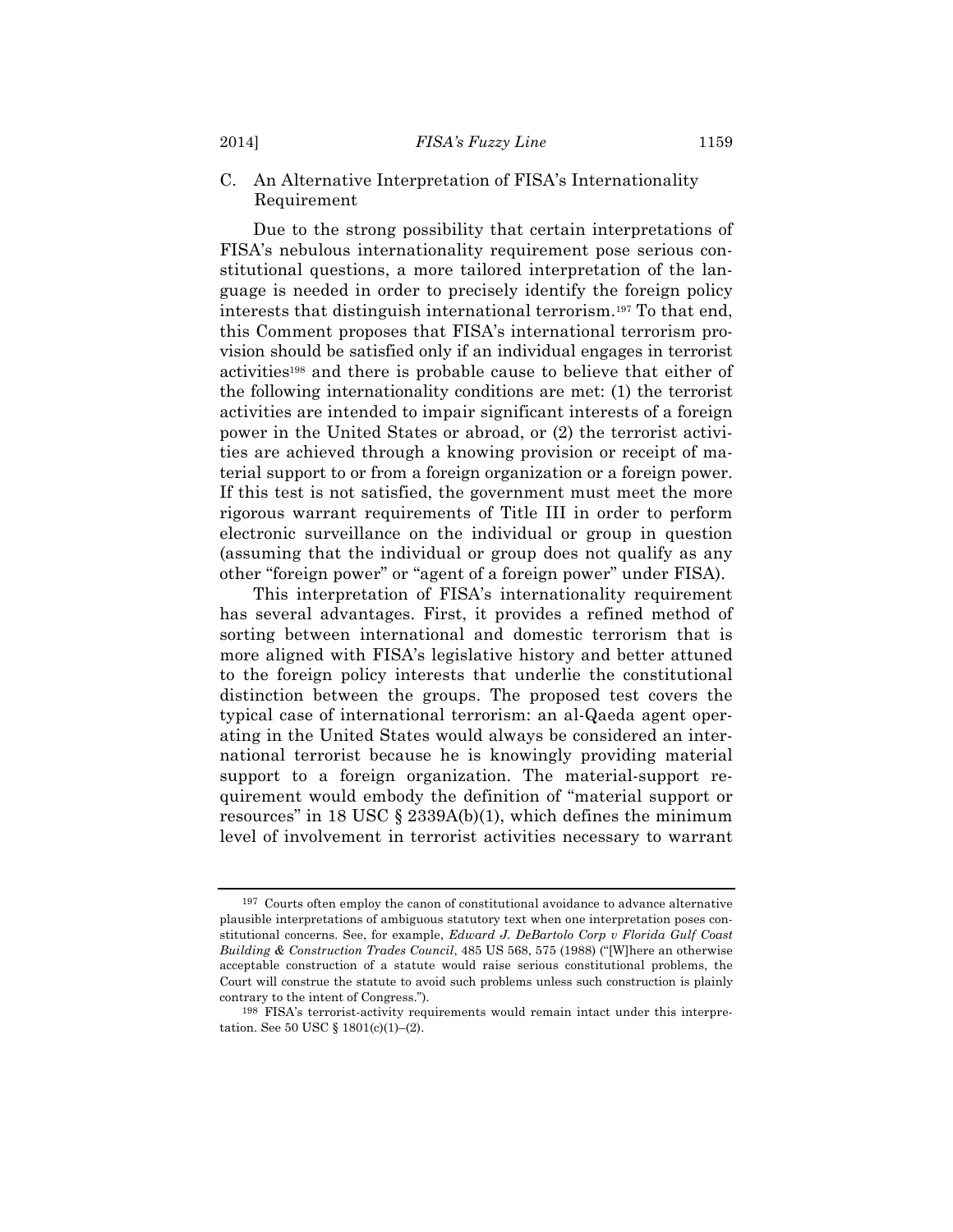### C. An Alternative Interpretation of FISA's Internationality Requirement

Due to the strong possibility that certain interpretations of FISA's nebulous internationality requirement pose serious constitutional questions, a more tailored interpretation of the language is needed in order to precisely identify the foreign policy interests that distinguish international terrorism.[197] To that end, this Comment proposes that FISA's international terrorism provision should be satisfied only if an individual engages in terrorist activities[198] and there is probable cause to believe that either of the following internationality conditions are met: (1) the terrorist activities are intended to impair significant interests of a foreign power in the United States or abroad, or (2) the terrorist activities are achieved through a knowing provision or receipt of material support to or from a foreign organization or a foreign power. If this test is not satisfied, the government must meet the more rigorous warrant requirements of Title III in order to perform electronic surveillance on the individual or group in question (assuming that the individual or group does not qualify as any other "foreign power" or "agent of a foreign power" under FISA).

This interpretation of FISA's internationality requirement has several advantages. First, it provides a refined method of sorting between international and domestic terrorism that is more aligned with FISA's legislative history and better attuned to the foreign policy interests that underlie the constitutional distinction between the groups. The proposed test covers the typical case of international terrorism: an al-Qaeda agent operating in the United States would always be considered an international terrorist because he is knowingly providing material support to a foreign organization. The material-support requirement would embody the definition of "material support or resources" in 18 USC § 2339A(b)(1), which defines the minimum level of involvement in terrorist activities necessary to warrant

---

[197] Courts often employ the canon of constitutional avoidance to advance alternative plausible interpretations of ambiguous statutory text when one interpretation poses constitutional concerns. See, for example, *Edward J. DeBartolo Corp v Florida Gulf Coast Building & Construction Trades Council*, 485 US 568, 575 (1988) ("[W]here an otherwise acceptable construction of a statute would raise serious constitutional problems, the Court will construe the statute to avoid such problems unless such construction is plainly contrary to the intent of Congress.").

[198] FISA's terrorist-activity requirements would remain intact under this interpretation. See 50 USC § 1801(c)(1)–(2).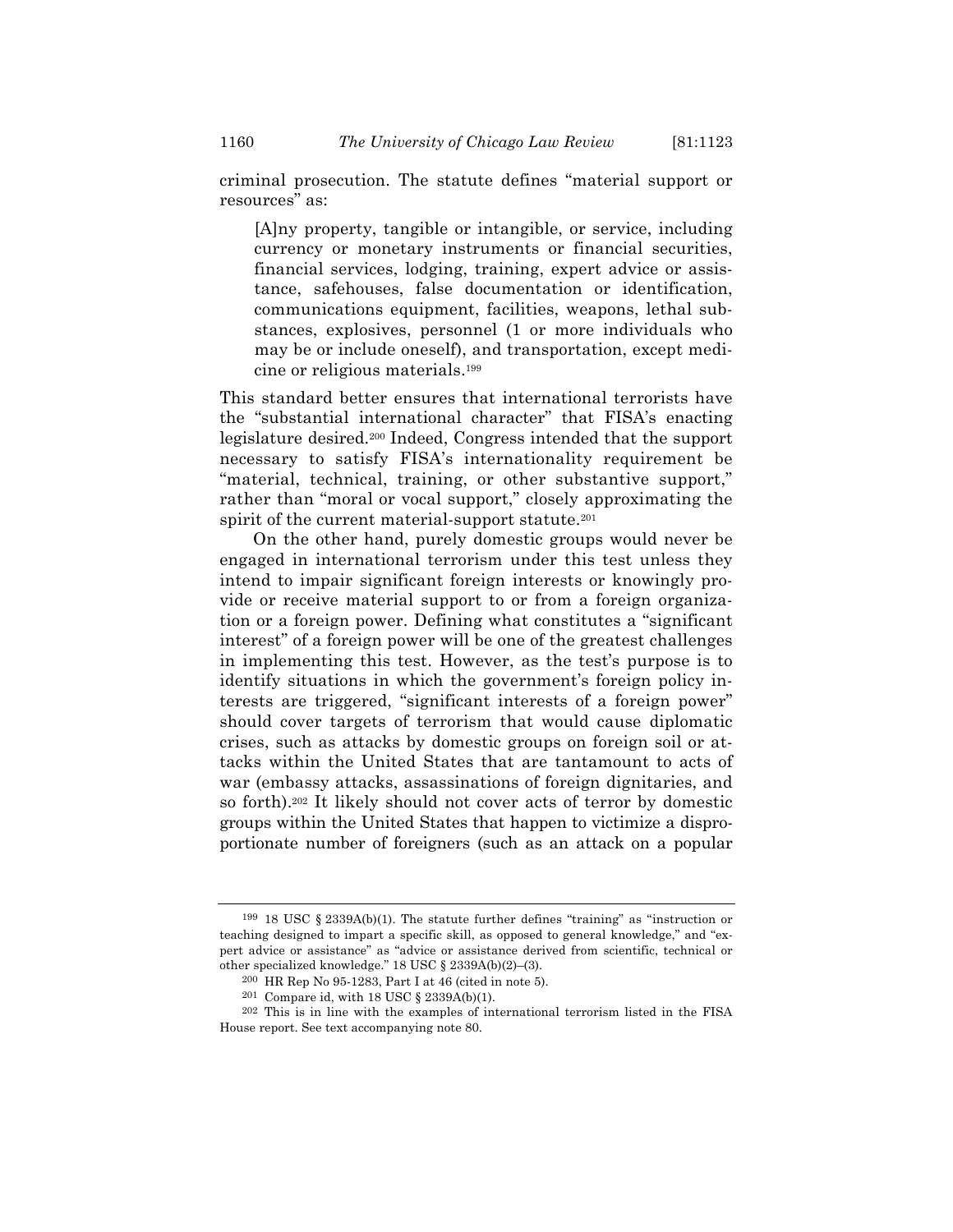criminal prosecution. The statute defines "material support or resources" as:

> [A]ny property, tangible or intangible, or service, including currency or monetary instruments or financial securities, financial services, lodging, training, expert advice or assistance, safehouses, false documentation or identification, communications equipment, facilities, weapons, lethal substances, explosives, personnel (1 or more individuals who may be or include oneself), and transportation, except medicine or religious materials.[199]

This standard better ensures that international terrorists have the "substantial international character" that FISA's enacting legislature desired.[200] Indeed, Congress intended that the support necessary to satisfy FISA's internationality requirement be "material, technical, training, or other substantive support," rather than "moral or vocal support," closely approximating the spirit of the current material-support statute.[201]

On the other hand, purely domestic groups would never be engaged in international terrorism under this test unless they intend to impair significant foreign interests or knowingly provide or receive material support to or from a foreign organization or a foreign power. Defining what constitutes a "significant interest" of a foreign power will be one of the greatest challenges in implementing this test. However, as the test's purpose is to identify situations in which the government's foreign policy interests are triggered, "significant interests of a foreign power" should cover targets of terrorism that would cause diplomatic crises, such as attacks by domestic groups on foreign soil or attacks within the United States that are tantamount to acts of war (embassy attacks, assassinations of foreign dignitaries, and so forth).[202] It likely should not cover acts of terror by domestic groups within the United States that happen to victimize a disproportionate number of foreigners (such as an attack on a popular

---

[199] 18 USC § 2339A(b)(1). The statute further defines "training" as "instruction or teaching designed to impart a specific skill, as opposed to general knowledge," and "expert advice or assistance" as "advice or assistance derived from scientific, technical or other specialized knowledge." 18 USC § 2339A(b)(2)–(3).

[200] HR Rep No 95-1283, Part I at 46 (cited in note 5).

[201] Compare id, with 18 USC § 2339A(b)(1).

[202] This is in line with the examples of international terrorism listed in the FISA House report. See text accompanying note 80.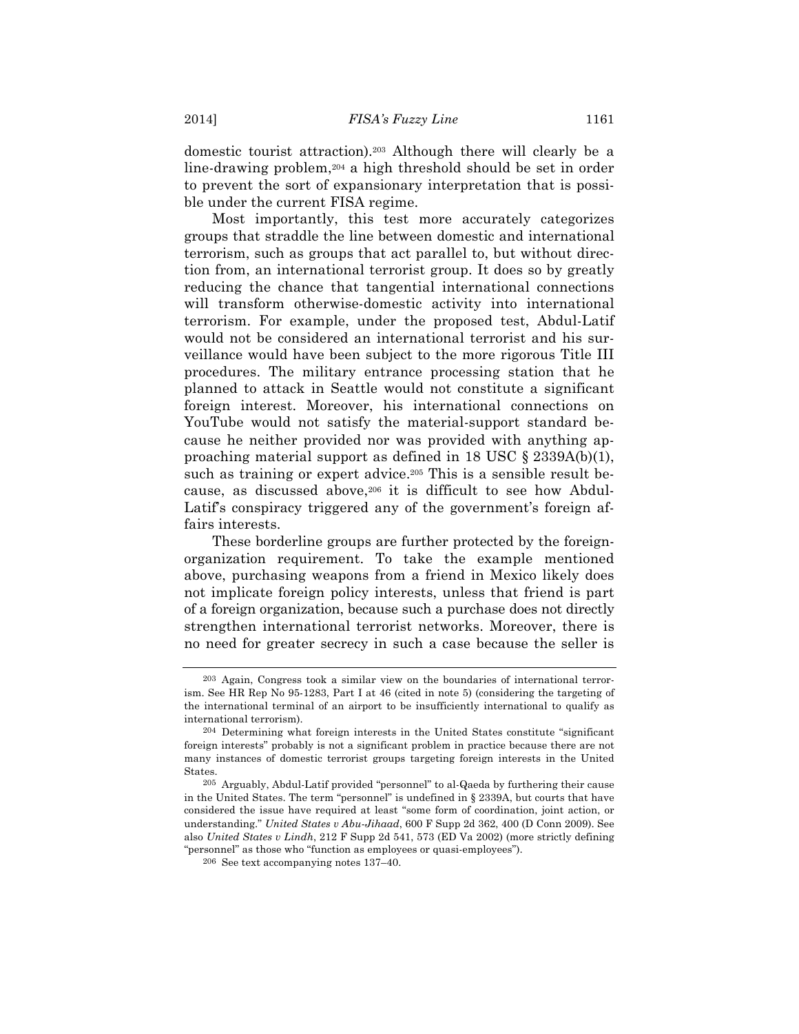domestic tourist attraction).[203] Although there will clearly be a line-drawing problem,[204] a high threshold should be set in order to prevent the sort of expansionary interpretation that is possible under the current FISA regime.

Most importantly, this test more accurately categorizes groups that straddle the line between domestic and international terrorism, such as groups that act parallel to, but without direction from, an international terrorist group. It does so by greatly reducing the chance that tangential international connections will transform otherwise-domestic activity into international terrorism. For example, under the proposed test, Abdul-Latif would not be considered an international terrorist and his surveillance would have been subject to the more rigorous Title III procedures. The military entrance processing station that he planned to attack in Seattle would not constitute a significant foreign interest. Moreover, his international connections on YouTube would not satisfy the material-support standard because he neither provided nor was provided with anything approaching material support as defined in 18 USC § 2339A(b)(1), such as training or expert advice.[205] This is a sensible result because, as discussed above,[206] it is difficult to see how Abdul-Latif's conspiracy triggered any of the government's foreign affairs interests.

These borderline groups are further protected by the foreign-organization requirement. To take the example mentioned above, purchasing weapons from a friend in Mexico likely does not implicate foreign policy interests, unless that friend is part of a foreign organization, because such a purchase does not directly strengthen international terrorist networks. Moreover, there is no need for greater secrecy in such a case because the seller is

---

[203] Again, Congress took a similar view on the boundaries of international terrorism. See HR Rep No 95-1283, Part I at 46 (cited in note 5) (considering the targeting of the international terminal of an airport to be insufficiently international to qualify as international terrorism).

[204] Determining what foreign interests in the United States constitute "significant foreign interests" probably is not a significant problem in practice because there are not many instances of domestic terrorist groups targeting foreign interests in the United States.

[205] Arguably, Abdul-Latif provided "personnel" to al-Qaeda by furthering their cause in the United States. The term "personnel" is undefined in § 2339A, but courts that have considered the issue have required at least "some form of coordination, joint action, or understanding." *United States v Abu-Jihaad*, 600 F Supp 2d 362, 400 (D Conn 2009). See also *United States v Lindh*, 212 F Supp 2d 541, 573 (ED Va 2002) (more strictly defining "personnel" as those who "function as employees or quasi-employees").

[206] See text accompanying notes 137–40.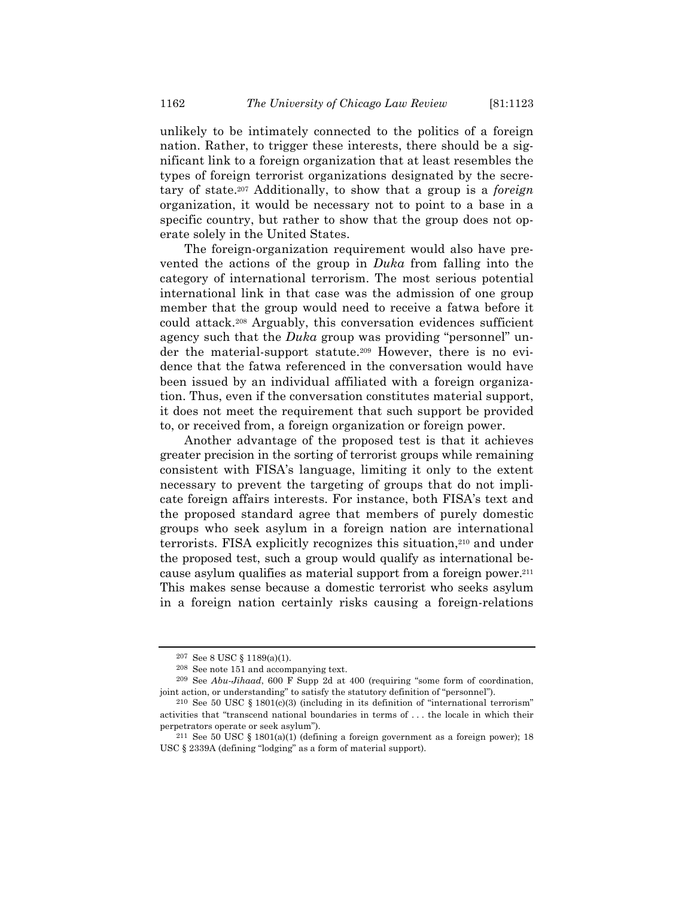unlikely to be intimately connected to the politics of a foreign nation. Rather, to trigger these interests, there should be a significant link to a foreign organization that at least resembles the types of foreign terrorist organizations designated by the secretary of state.[207] Additionally, to show that a group is a *foreign* organization, it would be necessary not to point to a base in a specific country, but rather to show that the group does not operate solely in the United States.

The foreign-organization requirement would also have prevented the actions of the group in *Duka* from falling into the category of international terrorism. The most serious potential international link in that case was the admission of one group member that the group would need to receive a fatwa before it could attack.[208] Arguably, this conversation evidences sufficient agency such that the *Duka* group was providing "personnel" under the material-support statute.[209] However, there is no evidence that the fatwa referenced in the conversation would have been issued by an individual affiliated with a foreign organization. Thus, even if the conversation constitutes material support, it does not meet the requirement that such support be provided to, or received from, a foreign organization or foreign power.

Another advantage of the proposed test is that it achieves greater precision in the sorting of terrorist groups while remaining consistent with FISA's language, limiting it only to the extent necessary to prevent the targeting of groups that do not implicate foreign affairs interests. For instance, both FISA's text and the proposed standard agree that members of purely domestic groups who seek asylum in a foreign nation are international terrorists. FISA explicitly recognizes this situation,[210] and under the proposed test, such a group would qualify as international because asylum qualifies as material support from a foreign power.[211] This makes sense because a domestic terrorist who seeks asylum in a foreign nation certainly risks causing a foreign-relations

---

[207] See 8 USC § 1189(a)(1).

[208] See note 151 and accompanying text.

[209] See *Abu-Jihaad*, 600 F Supp 2d at 400 (requiring "some form of coordination, joint action, or understanding" to satisfy the statutory definition of "personnel").

[210] See 50 USC § 1801(c)(3) (including in its definition of "international terrorism" activities that "transcend national boundaries in terms of . . . the locale in which their perpetrators operate or seek asylum").

[211] See 50 USC § 1801(a)(1) (defining a foreign government as a foreign power); 18 USC § 2339A (defining "lodging" as a form of material support).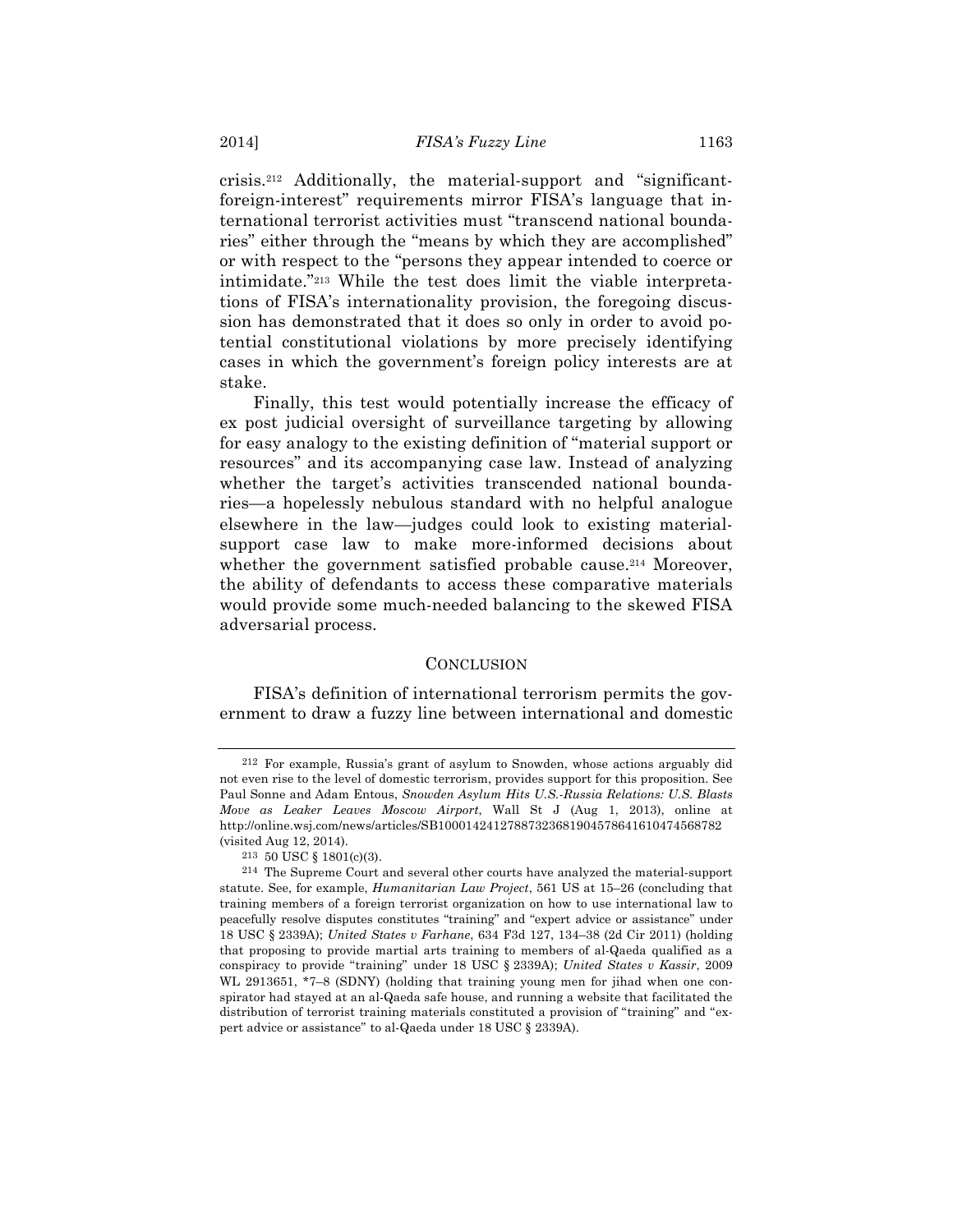crisis.[212] Additionally, the material-support and "significant-foreign-interest" requirements mirror FISA's language that international terrorist activities must "transcend national boundaries" either through the "means by which they are accomplished" or with respect to the "persons they appear intended to coerce or intimidate."[213] While the test does limit the viable interpretations of FISA's internationality provision, the foregoing discussion has demonstrated that it does so only in order to avoid potential constitutional violations by more precisely identifying cases in which the government's foreign policy interests are at stake.

Finally, this test would potentially increase the efficacy of ex post judicial oversight of surveillance targeting by allowing for easy analogy to the existing definition of "material support or resources" and its accompanying case law. Instead of analyzing whether the target's activities transcended national boundaries—a hopelessly nebulous standard with no helpful analogue elsewhere in the law—judges could look to existing material-support case law to make more-informed decisions about whether the government satisfied probable cause.[214] Moreover, the ability of defendants to access these comparative materials would provide some much-needed balancing to the skewed FISA adversarial process.

## CONCLUSION

FISA's definition of international terrorism permits the government to draw a fuzzy line between international and domestic

---

[212] For example, Russia's grant of asylum to Snowden, whose actions arguably did not even rise to the level of domestic terrorism, provides support for this proposition. See Paul Sonne and Adam Entous, *Snowden Asylum Hits U.S.-Russia Relations: U.S. Blasts Move as Leaker Leaves Moscow Airport*, Wall St J (Aug 1, 2013), online at http://online.wsj.com/news/articles/SB10001424127887323681904578641610474568782 (visited Aug 12, 2014).

[213] 50 USC § 1801(c)(3).

[214] The Supreme Court and several other courts have analyzed the material-support statute. See, for example, *Humanitarian Law Project*, 561 US at 15–26 (concluding that training members of a foreign terrorist organization on how to use international law to peacefully resolve disputes constitutes "training" and "expert advice or assistance" under 18 USC § 2339A); *United States v Farhane*, 634 F3d 127, 134–38 (2d Cir 2011) (holding that proposing to provide martial arts training to members of al-Qaeda qualified as a conspiracy to provide "training" under 18 USC § 2339A); *United States v Kassir*, 2009 WL 2913651, *7–8 (SDNY) (holding that training young men for jihad when one conspirator had stayed at an al-Qaeda safe house, and running a website that facilitated the distribution of terrorist training materials constituted a provision of "training" and "expert advice or assistance" to al-Qaeda under 18 USC § 2339A).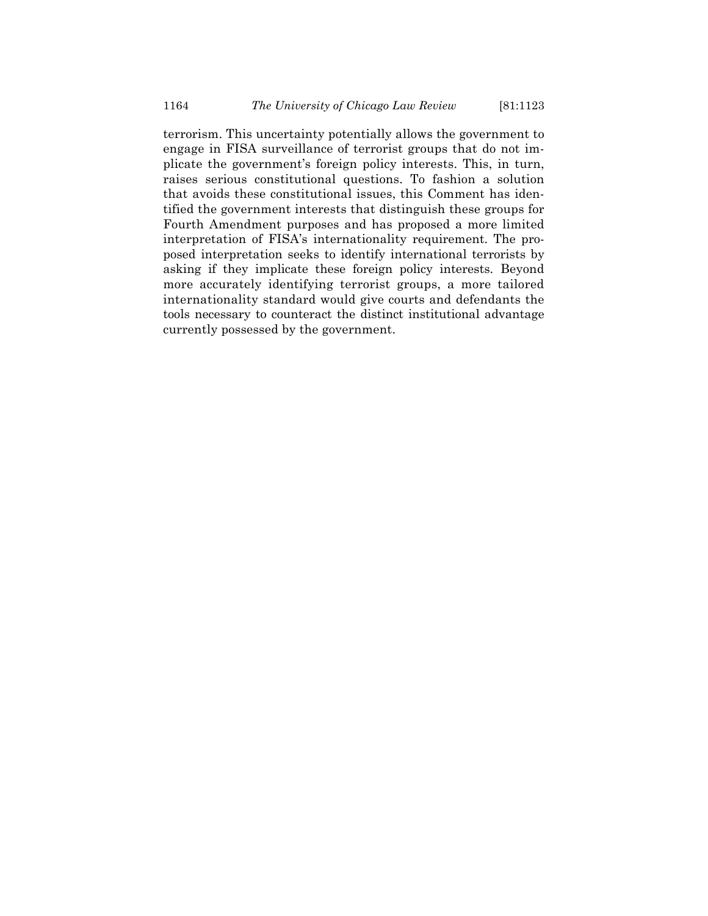terrorism. This uncertainty potentially allows the government to engage in FISA surveillance of terrorist groups that do not implicate the government's foreign policy interests. This, in turn, raises serious constitutional questions. To fashion a solution that avoids these constitutional issues, this Comment has identified the government interests that distinguish these groups for Fourth Amendment purposes and has proposed a more limited interpretation of FISA's internationality requirement. The proposed interpretation seeks to identify international terrorists by asking if they implicate these foreign policy interests. Beyond more accurately identifying terrorist groups, a more tailored internationality standard would give courts and defendants the tools necessary to counteract the distinct institutional advantage currently possessed by the government.